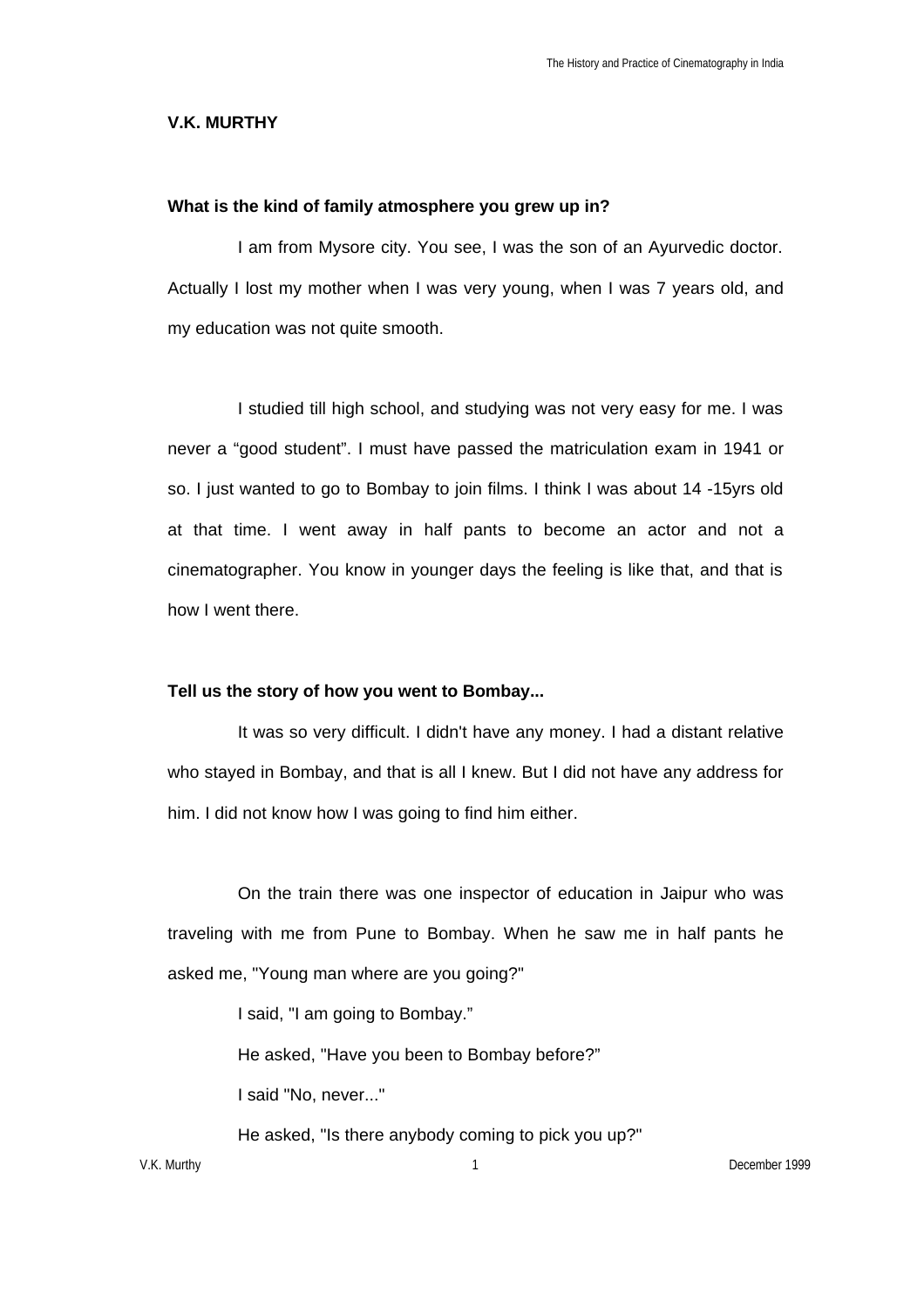## V.K. MURTHY

**What is the kind of family atmosphere you grew up in?**

I am from Mysore city. You see, I was the son of an Ayurvedic doctor. Actually I lost my mother when I was very young, when I was 7 years old, and my education was not quite smooth.

I studied till high school, and studying was not very easy for me. I was never a “good student”. I must have passed the matriculation exam in 1941 or so. I just wanted to go to Bombay to join films. I think I was about 14 -15yrs old at that time. I went away in half pants to become an actor and not a cinematographer. You know in younger days the feeling is like that, and that is how I went there.

**Tell us the story of how you went to Bombay...**

It was so very difficult. I didn't have any money. I had a distant relative who stayed in Bombay, and that is all I knew. But I did not have any address for him. I did not know how I was going to find him either.

On the train there was one inspector of education in Jaipur who was traveling with me from Pune to Bombay. When he saw me in half pants he asked me, "Young man where are you going?"

I said, "I am going to Bombay.”

He asked, "Have you been to Bombay before?”

I said "No, never..."

He asked, "Is there anybody coming to pick you up?"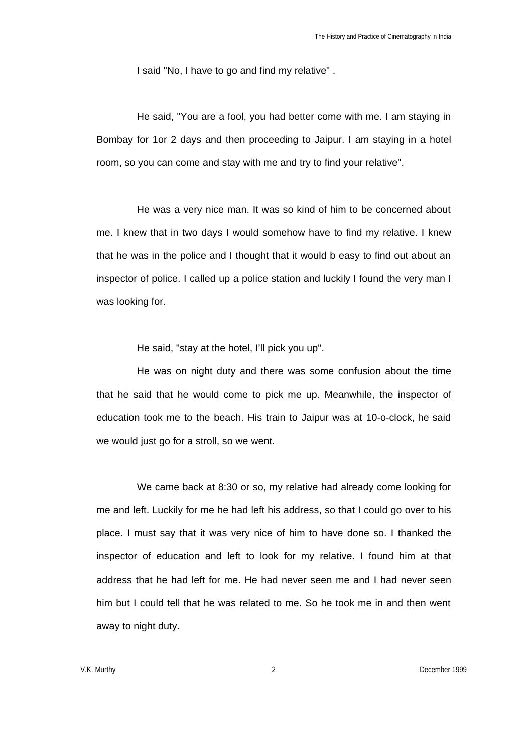I said "No, I have to go and find my relative" .

He said, "You are a fool, you had better come with me. I am staying in Bombay for 1or 2 days and then proceeding to Jaipur. I am staying in a hotel room, so you can come and stay with me and try to find your relative".

He was a very nice man. It was so kind of him to be concerned about me. I knew that in two days I would somehow have to find my relative. I knew that he was in the police and I thought that it would b easy to find out about an inspector of police. I called up a police station and luckily I found the very man I was looking for.

He said, "stay at the hotel, I'll pick you up".

He was on night duty and there was some confusion about the time that he said that he would come to pick me up. Meanwhile, the inspector of education took me to the beach. His train to Jaipur was at 10-o-clock, he said we would just go for a stroll, so we went.

We came back at 8:30 or so, my relative had already come looking for me and left. Luckily for me he had left his address, so that I could go over to his place. I must say that it was very nice of him to have done so. I thanked the inspector of education and left to look for my relative. I found him at that address that he had left for me. He had never seen me and I had never seen him but I could tell that he was related to me. So he took me in and then went away to night duty.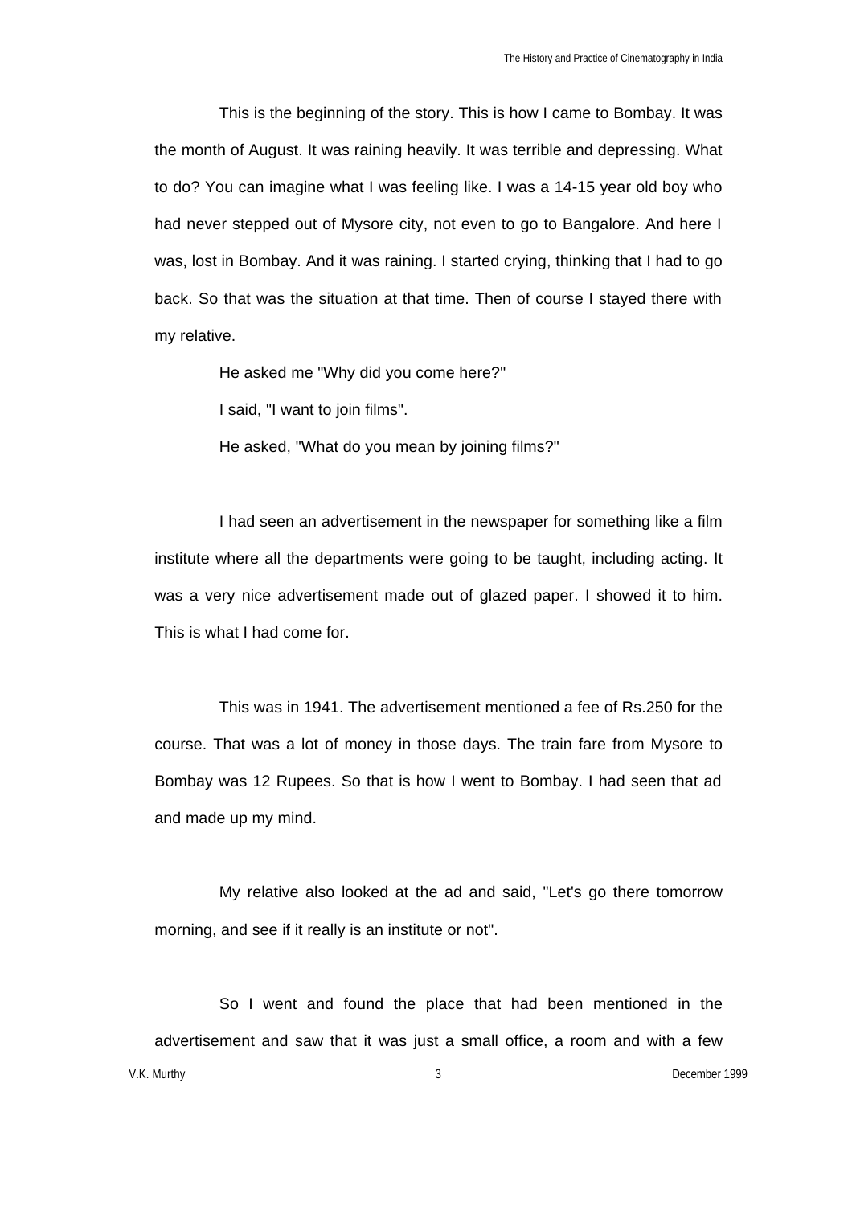This is the beginning of the story. This is how I came to Bombay. It was the month of August. It was raining heavily. It was terrible and depressing. What to do? You can imagine what I was feeling like. I was a 14-15 year old boy who had never stepped out of Mysore city, not even to go to Bangalore. And here I was, lost in Bombay. And it was raining. I started crying, thinking that I had to go back. So that was the situation at that time. Then of course I stayed there with my relative.

He asked me "Why did you come here?"

I said, "I want to join films".

He asked, "What do you mean by joining films?"

I had seen an advertisement in the newspaper for something like a film institute where all the departments were going to be taught, including acting. It was a very nice advertisement made out of glazed paper. I showed it to him. This is what I had come for.

This was in 1941. The advertisement mentioned a fee of Rs.250 for the course. That was a lot of money in those days. The train fare from Mysore to Bombay was 12 Rupees. So that is how I went to Bombay. I had seen that ad and made up my mind.

My relative also looked at the ad and said, "Let's go there tomorrow morning, and see if it really is an institute or not".

So I went and found the place that had been mentioned in the advertisement and saw that it was just a small office, a room and with a few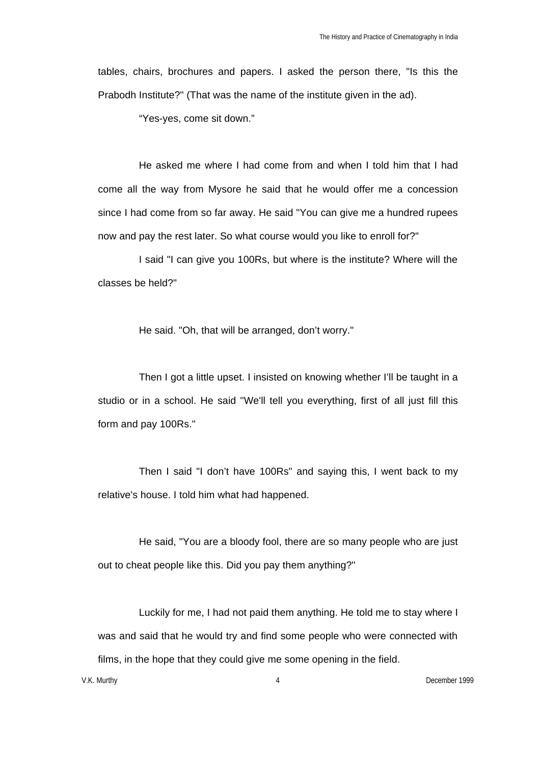tables, chairs, brochures and papers. I asked the person there, "Is this the Prabodh Institute?" (That was the name of the institute given in the ad).

“Yes-yes, come sit down.”

He asked me where I had come from and when I told him that I had come all the way from Mysore he said that he would offer me a concession since I had come from so far away. He said "You can give me a hundred rupees now and pay the rest later. So what course would you like to enroll for?"

I said "I can give you 100Rs, but where is the institute? Where will the classes be held?"

He said. "Oh, that will be arranged, don’t worry."

Then I got a little upset. I insisted on knowing whether I’ll be taught in a studio or in a school. He said "We'll tell you everything, first of all just fill this form and pay 100Rs."

Then I said "I don’t have 100Rs" and saying this, I went back to my relative's house. I told him what had happened.

He said, "You are a bloody fool, there are so many people who are just out to cheat people like this. Did you pay them anything?"

Luckily for me, I had not paid them anything. He told me to stay where I was and said that he would try and find some people who were connected with films, in the hope that they could give me some opening in the field.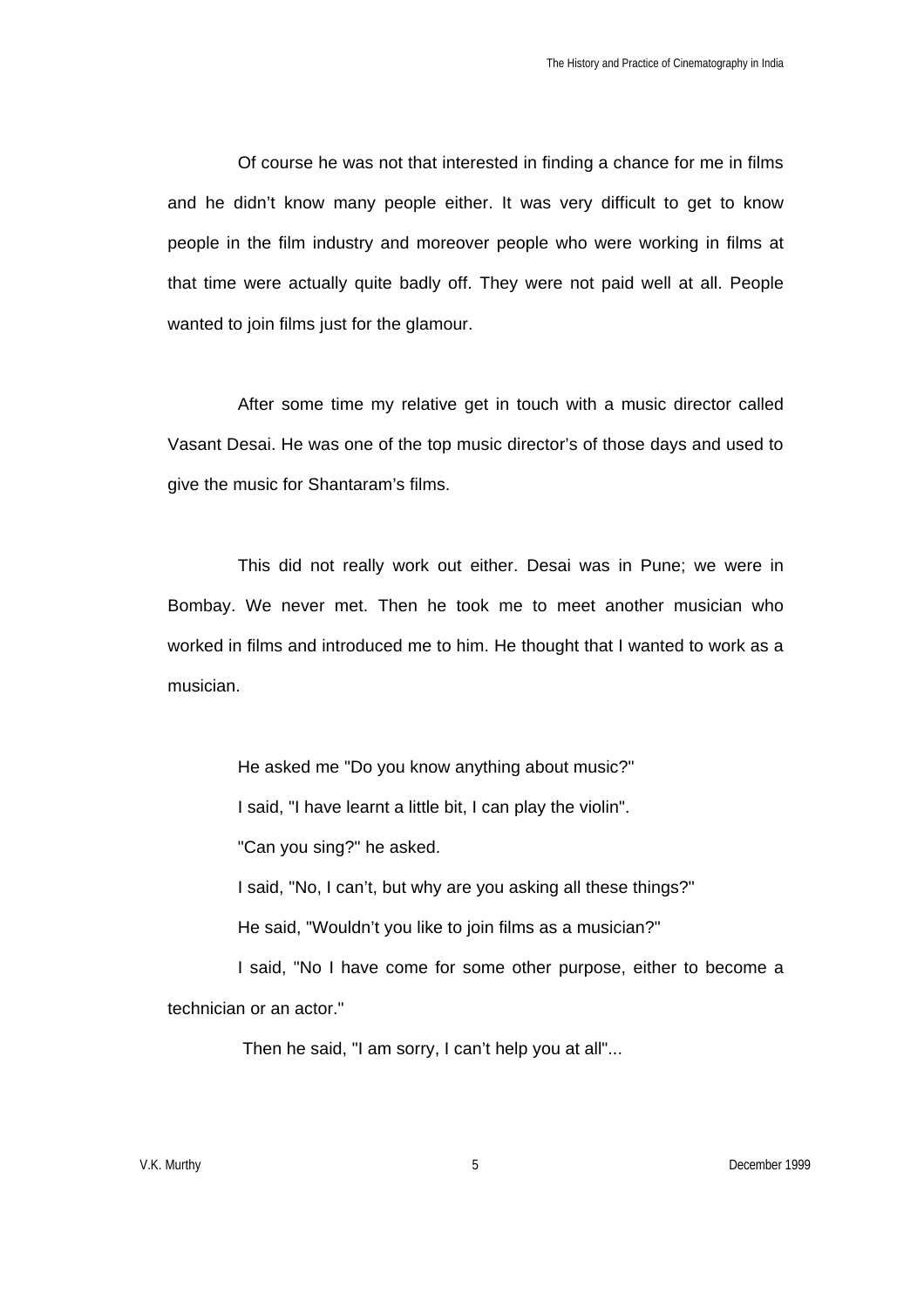Of course he was not that interested in finding a chance for me in films and he didn't know many people either. It was very difficult to get to know people in the film industry and moreover people who were working in films at that time were actually quite badly off. They were not paid well at all. People wanted to join films just for the glamour.

After some time my relative get in touch with a music director called Vasant Desai. He was one of the top music director's of those days and used to give the music for Shantaram's films.

This did not really work out either. Desai was in Pune; we were in Bombay. We never met. Then he took me to meet another musician who worked in films and introduced me to him. He thought that I wanted to work as a musician.

He asked me "Do you know anything about music?"

I said, "I have learnt a little bit, I can play the violin".

"Can you sing?" he asked.

I said, "No, I can't, but why are you asking all these things?"

He said, "Wouldn't you like to join films as a musician?"

I said, "No I have come for some other purpose, either to become a technician or an actor."

Then he said, "I am sorry, I can't help you at all"...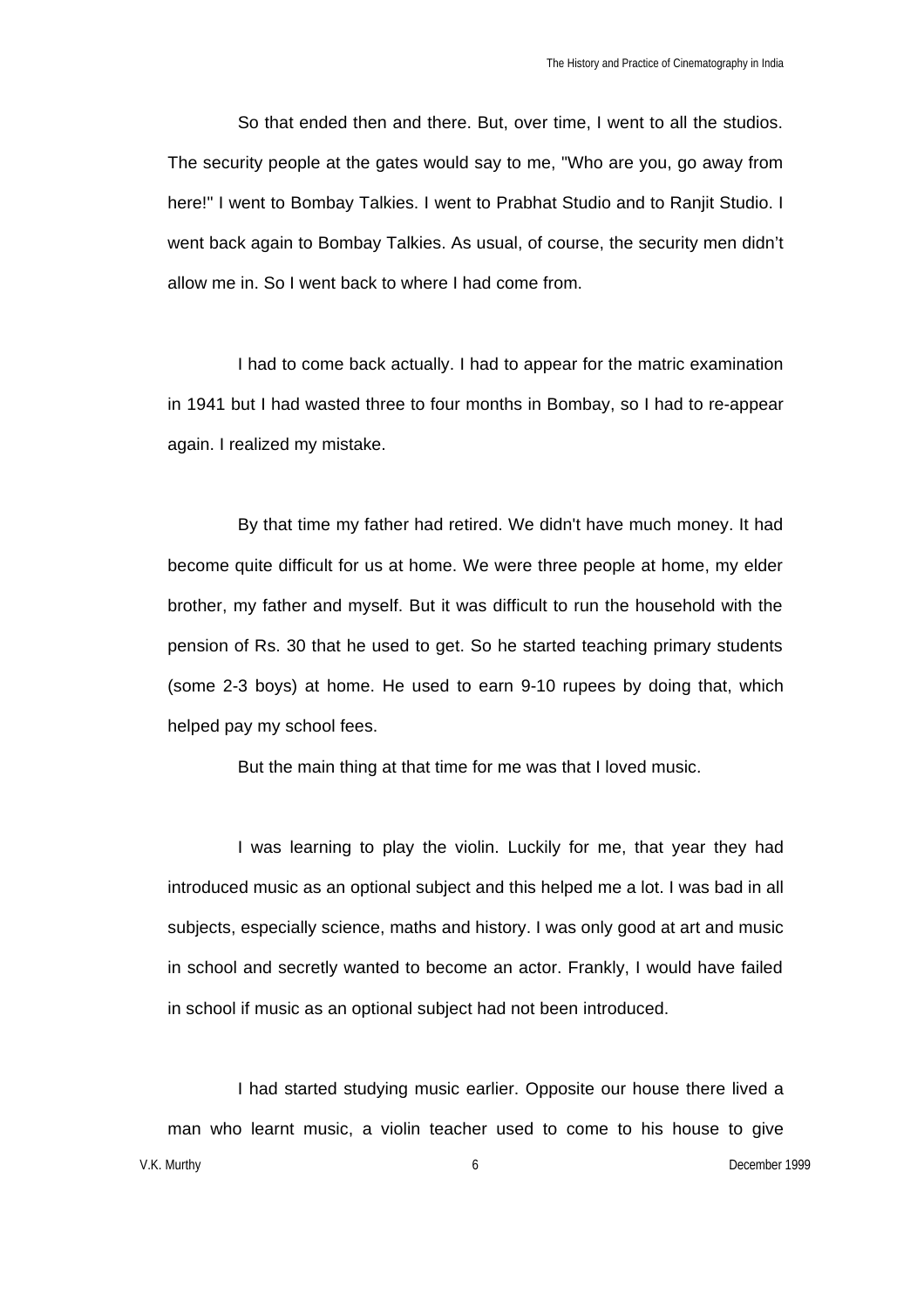So that ended then and there. But, over time, I went to all the studios. The security people at the gates would say to me, "Who are you, go away from here!" I went to Bombay Talkies. I went to Prabhat Studio and to Ranjit Studio. I went back again to Bombay Talkies. As usual, of course, the security men didn't allow me in. So I went back to where I had come from.

I had to come back actually. I had to appear for the matric examination in 1941 but I had wasted three to four months in Bombay, so I had to re-appear again. I realized my mistake.

By that time my father had retired. We didn't have much money. It had become quite difficult for us at home. We were three people at home, my elder brother, my father and myself. But it was difficult to run the household with the pension of Rs. 30 that he used to get. So he started teaching primary students (some 2-3 boys) at home. He used to earn 9-10 rupees by doing that, which helped pay my school fees.

But the main thing at that time for me was that I loved music.

I was learning to play the violin. Luckily for me, that year they had introduced music as an optional subject and this helped me a lot. I was bad in all subjects, especially science, maths and history. I was only good at art and music in school and secretly wanted to become an actor. Frankly, I would have failed in school if music as an optional subject had not been introduced.

I had started studying music earlier. Opposite our house there lived a man who learnt music, a violin teacher used to come to his house to give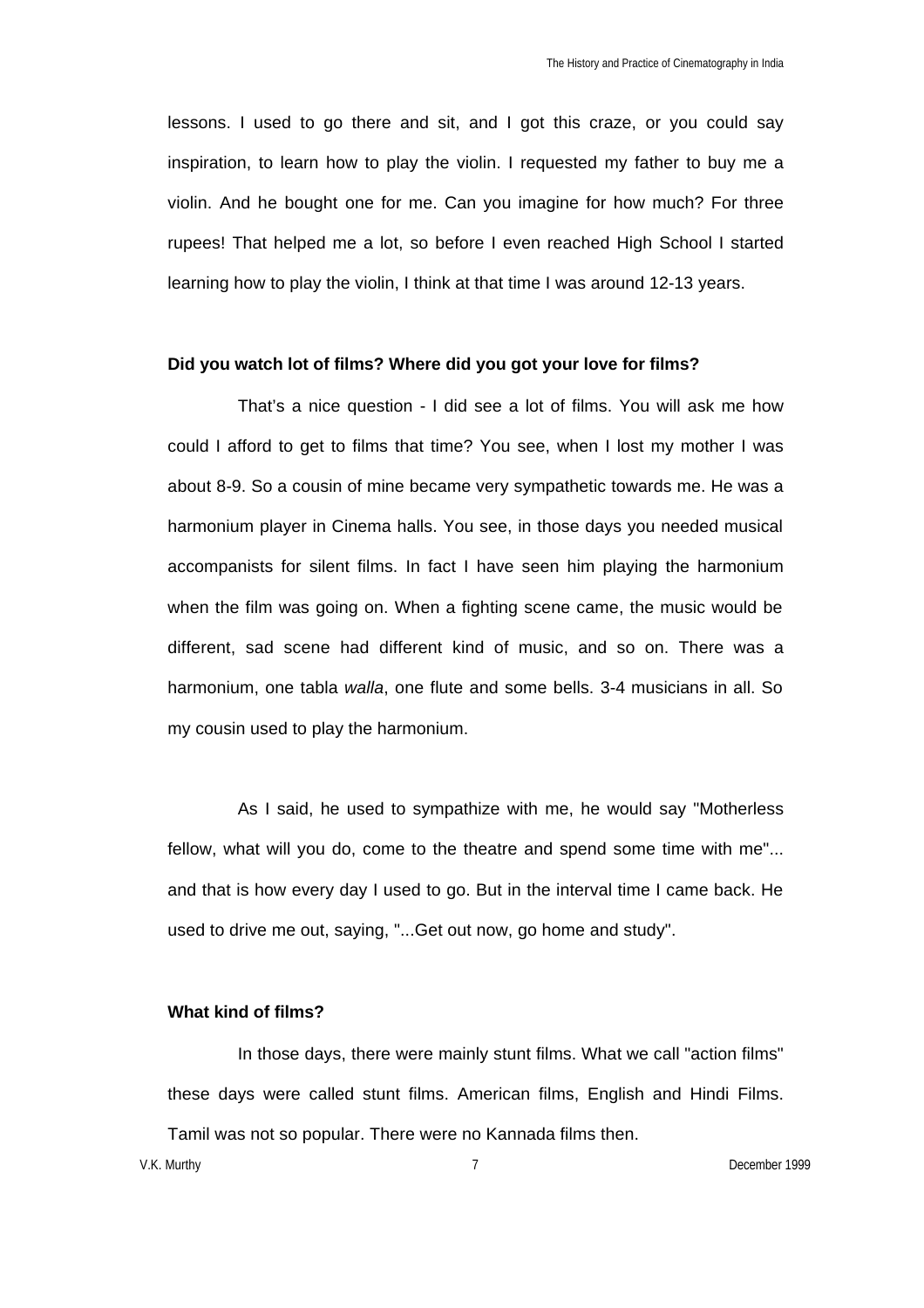lessons. I used to go there and sit, and I got this craze, or you could say inspiration, to learn how to play the violin. I requested my father to buy me a violin. And he bought one for me. Can you imagine for how much? For three rupees! That helped me a lot, so before I even reached High School I started learning how to play the violin, I think at that time I was around 12-13 years.

**Did you watch lot of films? Where did you got your love for films?**

That's a nice question - I did see a lot of films. You will ask me how could I afford to get to films that time? You see, when I lost my mother I was about 8-9. So a cousin of mine became very sympathetic towards me. He was a harmonium player in Cinema halls. You see, in those days you needed musical accompanists for silent films. In fact I have seen him playing the harmonium when the film was going on. When a fighting scene came, the music would be different, sad scene had different kind of music, and so on. There was a harmonium, one tabla *walla*, one flute and some bells. 3-4 musicians in all. So my cousin used to play the harmonium.

As I said, he used to sympathize with me, he would say "Motherless fellow, what will you do, come to the theatre and spend some time with me"... and that is how every day I used to go. But in the interval time I came back. He used to drive me out, saying, "...Get out now, go home and study".

**What kind of films?**

In those days, there were mainly stunt films. What we call "action films" these days were called stunt films. American films, English and Hindi Films. Tamil was not so popular. There were no Kannada films then.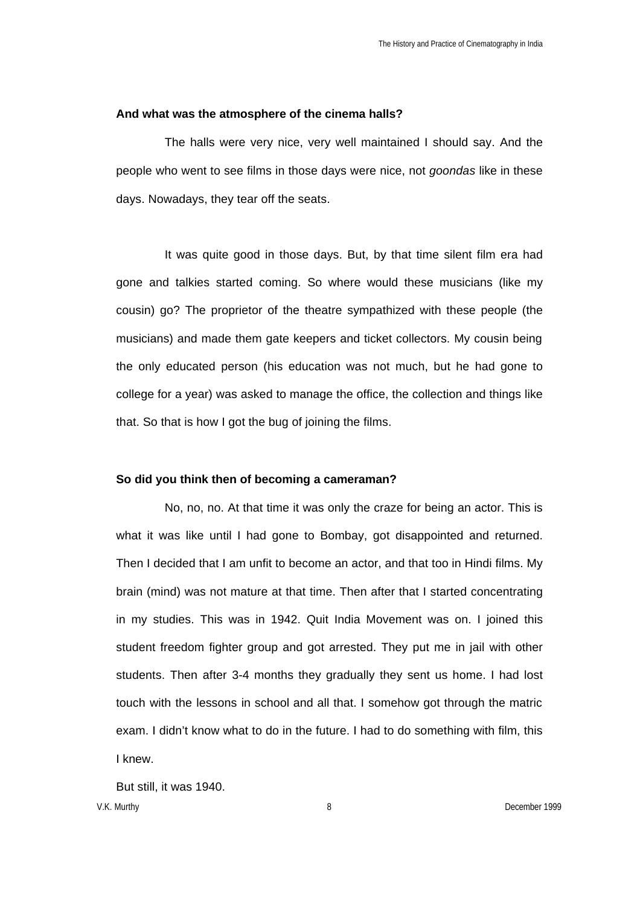**And what was the atmosphere of the cinema halls?**

The halls were very nice, very well maintained I should say. And the people who went to see films in those days were nice, not *goondas* like in these days. Nowadays, they tear off the seats.

It was quite good in those days. But, by that time silent film era had gone and talkies started coming. So where would these musicians (like my cousin) go? The proprietor of the theatre sympathized with these people (the musicians) and made them gate keepers and ticket collectors. My cousin being the only educated person (his education was not much, but he had gone to college for a year) was asked to manage the office, the collection and things like that. So that is how I got the bug of joining the films.

**So did you think then of becoming a cameraman?**

No, no, no. At that time it was only the craze for being an actor. This is what it was like until I had gone to Bombay, got disappointed and returned. Then I decided that I am unfit to become an actor, and that too in Hindi films. My brain (mind) was not mature at that time. Then after that I started concentrating in my studies. This was in 1942. Quit India Movement was on. I joined this student freedom fighter group and got arrested. They put me in jail with other students. Then after 3-4 months they gradually they sent us home. I had lost touch with the lessons in school and all that. I somehow got through the matric exam. I didn't know what to do in the future. I had to do something with film, this I knew.

But still, it was 1940.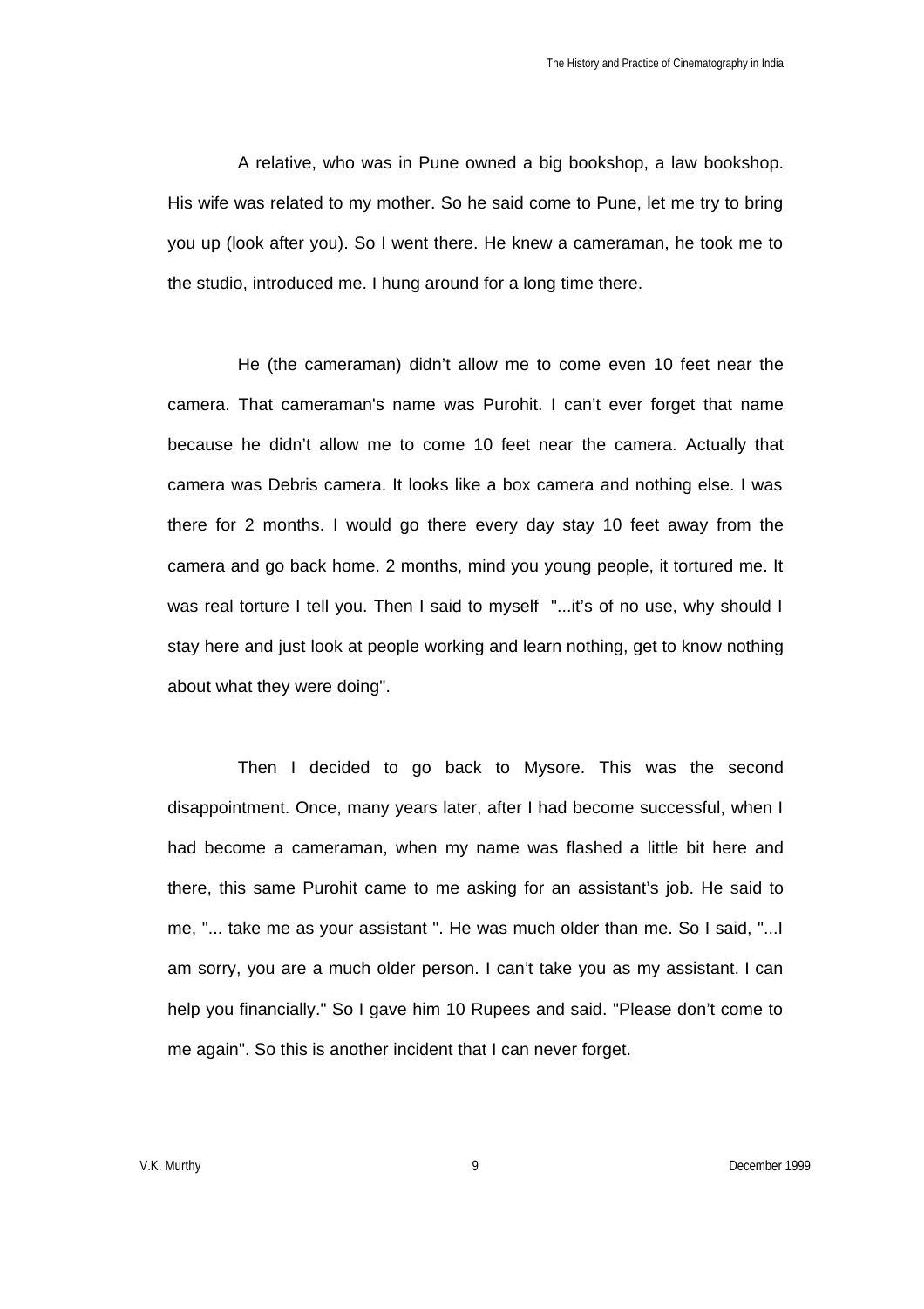A relative, who was in Pune owned a big bookshop, a law bookshop. His wife was related to my mother. So he said come to Pune, let me try to bring you up (look after you). So I went there. He knew a cameraman, he took me to the studio, introduced me. I hung around for a long time there.

He (the cameraman) didn't allow me to come even 10 feet near the camera. That cameraman's name was Purohit. I can't ever forget that name because he didn't allow me to come 10 feet near the camera. Actually that camera was Debris camera. It looks like a box camera and nothing else. I was there for 2 months. I would go there every day stay 10 feet away from the camera and go back home. 2 months, mind you young people, it tortured me. It was real torture I tell you. Then I said to myself "...it's of no use, why should I stay here and just look at people working and learn nothing, get to know nothing about what they were doing".

Then I decided to go back to Mysore. This was the second disappointment. Once, many years later, after I had become successful, when I had become a cameraman, when my name was flashed a little bit here and there, this same Purohit came to me asking for an assistant's job. He said to me, "... take me as your assistant ". He was much older than me. So I said, "...I am sorry, you are a much older person. I can't take you as my assistant. I can help you financially." So I gave him 10 Rupees and said. "Please don't come to me again". So this is another incident that I can never forget.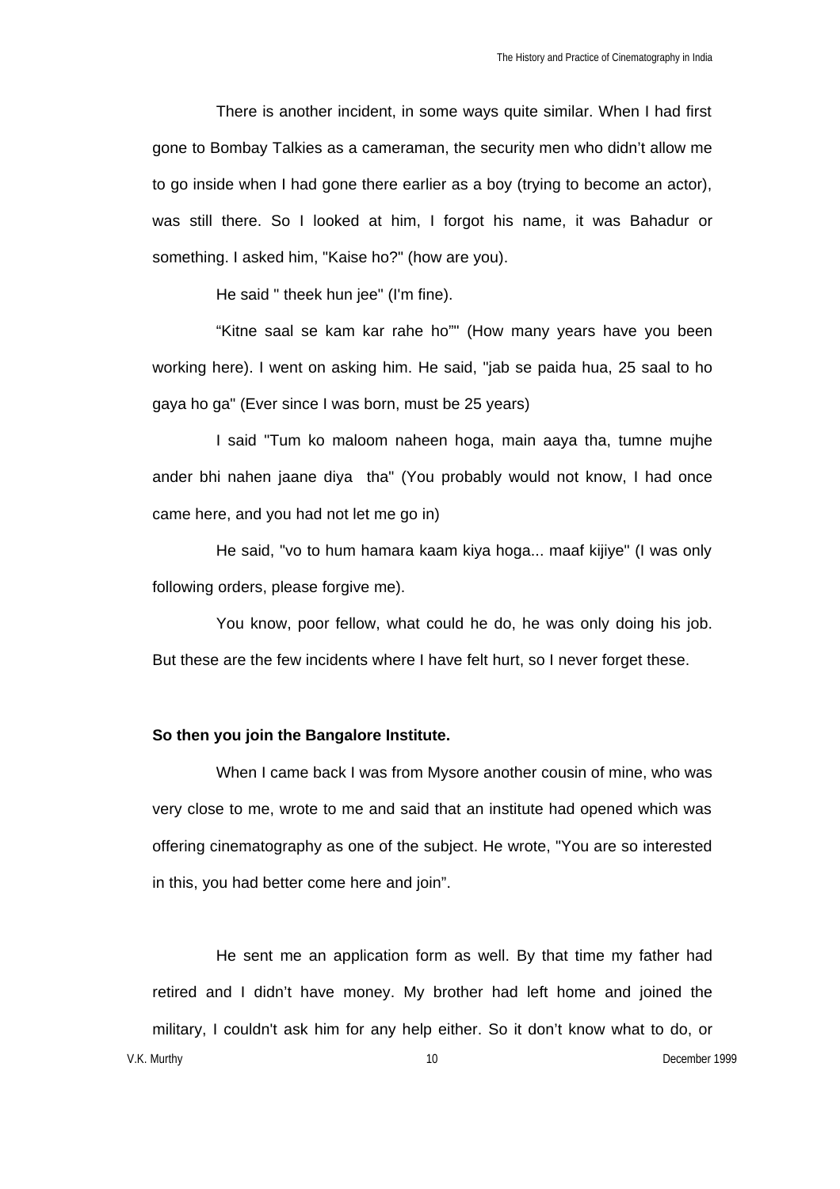There is another incident, in some ways quite similar. When I had first gone to Bombay Talkies as a cameraman, the security men who didn't allow me to go inside when I had gone there earlier as a boy (trying to become an actor), was still there. So I looked at him, I forgot his name, it was Bahadur or something. I asked him, "Kaise ho?" (how are you).

He said " theek hun jee" (I'm fine).

"Kitne saal se kam kar rahe ho"" (How many years have you been working here). I went on asking him. He said, "jab se paida hua, 25 saal to ho gaya ho ga" (Ever since I was born, must be 25 years)

I said "Tum ko maloom naheen hoga, main aaya tha, tumne mujhe ander bhi nahen jaane diya tha" (You probably would not know, I had once came here, and you had not let me go in)

He said, "vo to hum hamara kaam kiya hoga... maaf kijiye" (I was only following orders, please forgive me).

You know, poor fellow, what could he do, he was only doing his job. But these are the few incidents where I have felt hurt, so I never forget these.

**So then you join the Bangalore Institute.**

When I came back I was from Mysore another cousin of mine, who was very close to me, wrote to me and said that an institute had opened which was offering cinematography as one of the subject. He wrote, "You are so interested in this, you had better come here and join".

He sent me an application form as well. By that time my father had retired and I didn't have money. My brother had left home and joined the military, I couldn't ask him for any help either. So it don't know what to do, or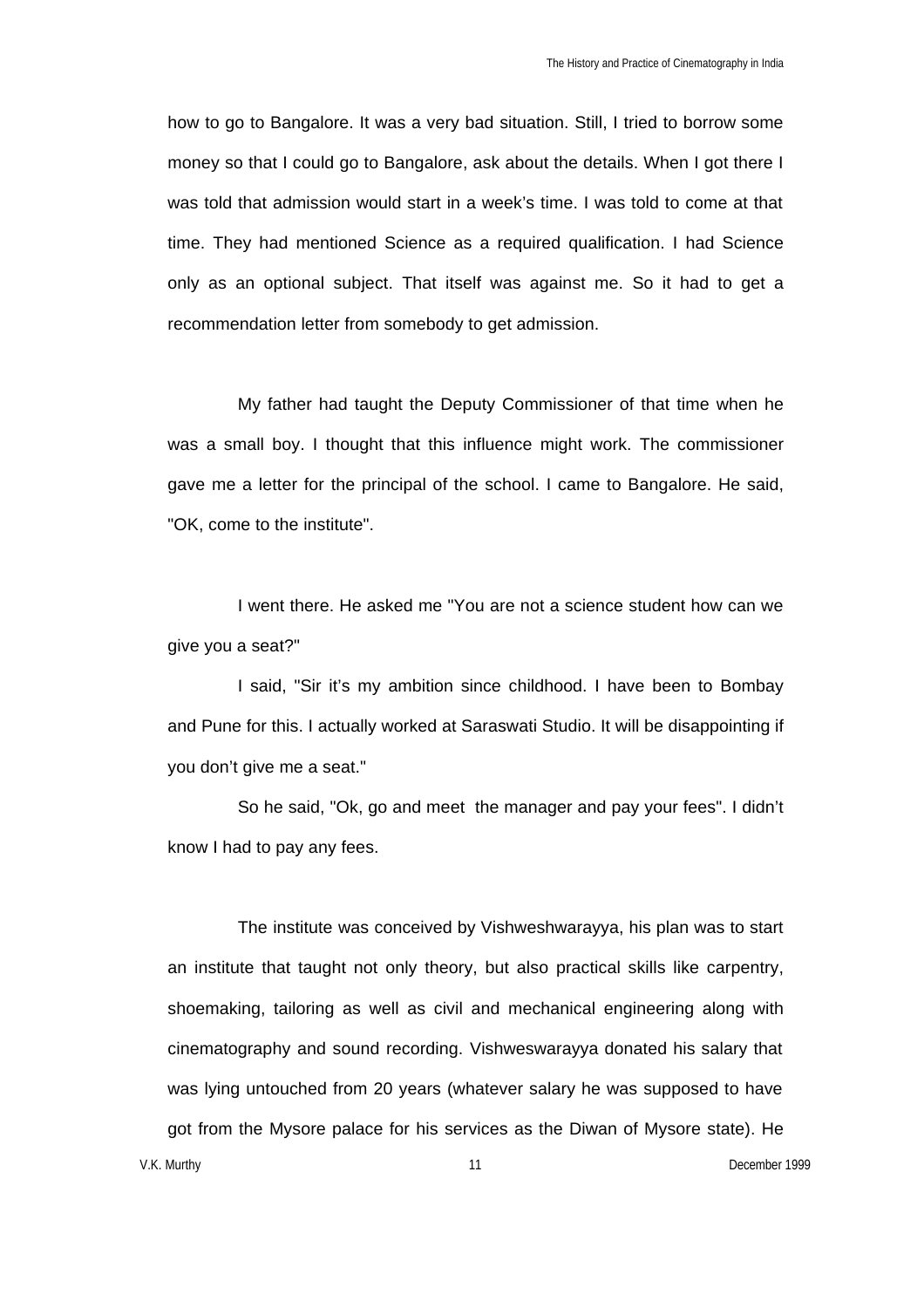how to go to Bangalore. It was a very bad situation. Still, I tried to borrow some money so that I could go to Bangalore, ask about the details. When I got there I was told that admission would start in a week's time. I was told to come at that time. They had mentioned Science as a required qualification. I had Science only as an optional subject. That itself was against me. So it had to get a recommendation letter from somebody to get admission.

My father had taught the Deputy Commissioner of that time when he was a small boy. I thought that this influence might work. The commissioner gave me a letter for the principal of the school. I came to Bangalore. He said, "OK, come to the institute".

I went there. He asked me "You are not a science student how can we give you a seat?"

I said, "Sir it's my ambition since childhood. I have been to Bombay and Pune for this. I actually worked at Saraswati Studio. It will be disappointing if you don't give me a seat."

So he said, "Ok, go and meet the manager and pay your fees". I didn't know I had to pay any fees.

The institute was conceived by Vishweshwarayya, his plan was to start an institute that taught not only theory, but also practical skills like carpentry, shoemaking, tailoring as well as civil and mechanical engineering along with cinematography and sound recording. Vishweswarayya donated his salary that was lying untouched from 20 years (whatever salary he was supposed to have got from the Mysore palace for his services as the Diwan of Mysore state). He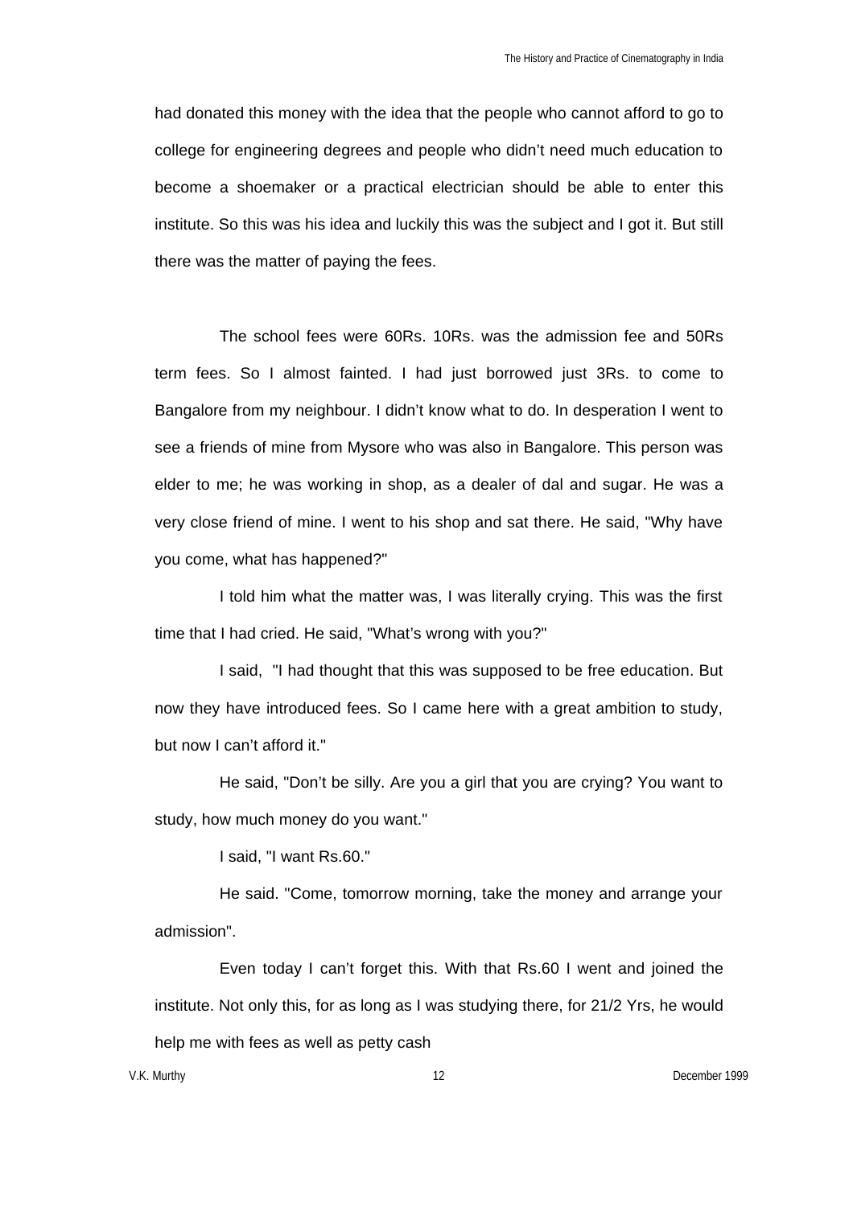had donated this money with the idea that the people who cannot afford to go to college for engineering degrees and people who didn't need much education to become a shoemaker or a practical electrician should be able to enter this institute. So this was his idea and luckily this was the subject and I got it. But still there was the matter of paying the fees.

The school fees were 60Rs. 10Rs. was the admission fee and 50Rs term fees. So I almost fainted. I had just borrowed just 3Rs. to come to Bangalore from my neighbour. I didn't know what to do. In desperation I went to see a friends of mine from Mysore who was also in Bangalore. This person was elder to me; he was working in shop, as a dealer of dal and sugar. He was a very close friend of mine. I went to his shop and sat there. He said, "Why have you come, what has happened?"

I told him what the matter was, I was literally crying. This was the first time that I had cried. He said, "What's wrong with you?"

I said, "I had thought that this was supposed to be free education. But now they have introduced fees. So I came here with a great ambition to study, but now I can't afford it."

He said, "Don't be silly. Are you a girl that you are crying? You want to study, how much money do you want."

I said, "I want Rs.60."

He said. "Come, tomorrow morning, take the money and arrange your admission".

Even today I can't forget this. With that Rs.60 I went and joined the institute. Not only this, for as long as I was studying there, for 21/2 Yrs, he would help me with fees as well as petty cash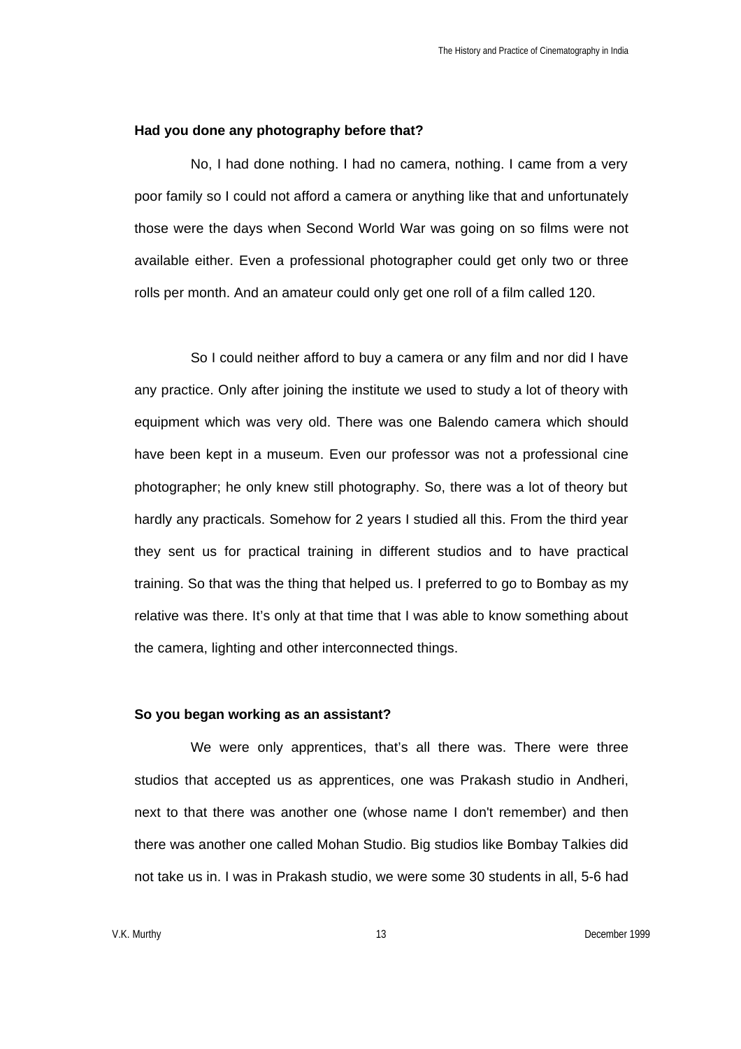**Had you done any photography before that?**

No, I had done nothing. I had no camera, nothing. I came from a very poor family so I could not afford a camera or anything like that and unfortunately those were the days when Second World War was going on so films were not available either. Even a professional photographer could get only two or three rolls per month. And an amateur could only get one roll of a film called 120.

So I could neither afford to buy a camera or any film and nor did I have any practice. Only after joining the institute we used to study a lot of theory with equipment which was very old. There was one Balendo camera which should have been kept in a museum. Even our professor was not a professional cine photographer; he only knew still photography. So, there was a lot of theory but hardly any practicals. Somehow for 2 years I studied all this. From the third year they sent us for practical training in different studios and to have practical training. So that was the thing that helped us. I preferred to go to Bombay as my relative was there. It's only at that time that I was able to know something about the camera, lighting and other interconnected things.

**So you began working as an assistant?**

We were only apprentices, that's all there was. There were three studios that accepted us as apprentices, one was Prakash studio in Andheri, next to that there was another one (whose name I don't remember) and then there was another one called Mohan Studio. Big studios like Bombay Talkies did not take us in. I was in Prakash studio, we were some 30 students in all, 5-6 had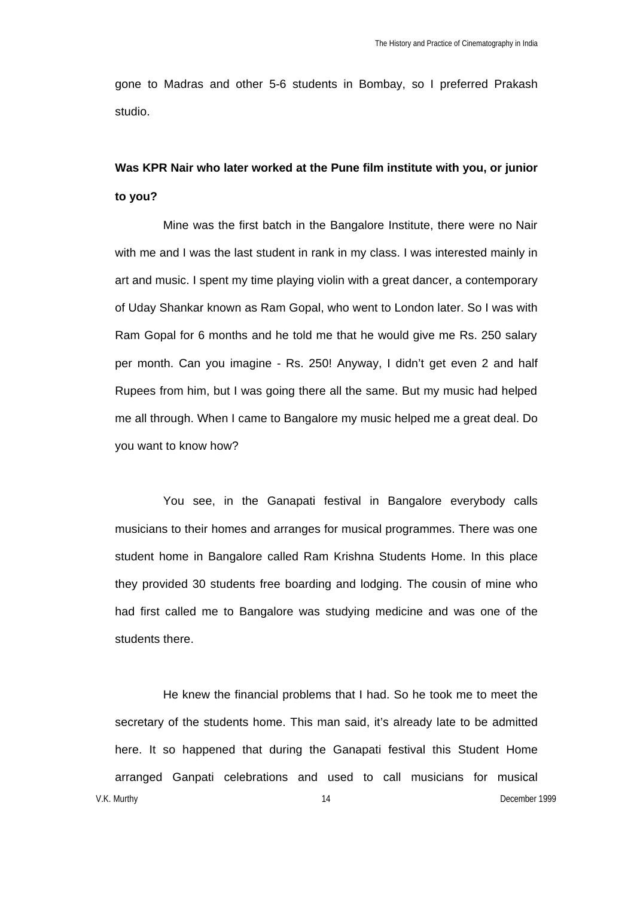gone to Madras and other 5-6 students in Bombay, so I preferred Prakash studio.

**Was KPR Nair who later worked at the Pune film institute with you, or junior to you?**

Mine was the first batch in the Bangalore Institute, there were no Nair with me and I was the last student in rank in my class. I was interested mainly in art and music. I spent my time playing violin with a great dancer, a contemporary of Uday Shankar known as Ram Gopal, who went to London later. So I was with Ram Gopal for 6 months and he told me that he would give me Rs. 250 salary per month. Can you imagine - Rs. 250! Anyway, I didn't get even 2 and half Rupees from him, but I was going there all the same. But my music had helped me all through. When I came to Bangalore my music helped me a great deal. Do you want to know how?

You see, in the Ganapati festival in Bangalore everybody calls musicians to their homes and arranges for musical programmes. There was one student home in Bangalore called Ram Krishna Students Home. In this place they provided 30 students free boarding and lodging. The cousin of mine who had first called me to Bangalore was studying medicine and was one of the students there.

He knew the financial problems that I had. So he took me to meet the secretary of the students home. This man said, it's already late to be admitted here. It so happened that during the Ganapati festival this Student Home arranged Ganpati celebrations and used to call musicians for musical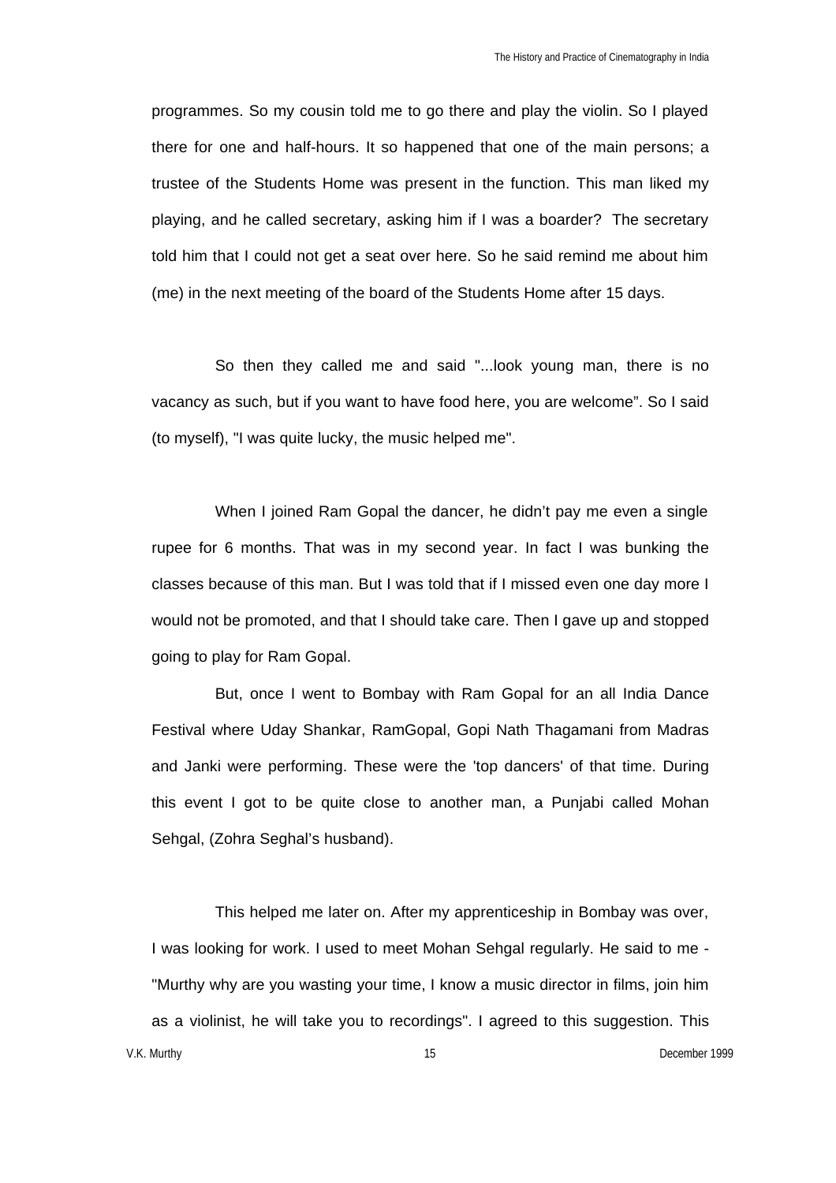programmes. So my cousin told me to go there and play the violin. So I played there for one and half-hours. It so happened that one of the main persons; a trustee of the Students Home was present in the function. This man liked my playing, and he called secretary, asking him if I was a boarder? The secretary told him that I could not get a seat over here. So he said remind me about him (me) in the next meeting of the board of the Students Home after 15 days.

So then they called me and said "...look young man, there is no vacancy as such, but if you want to have food here, you are welcome". So I said (to myself), "I was quite lucky, the music helped me".

When I joined Ram Gopal the dancer, he didn't pay me even a single rupee for 6 months. That was in my second year. In fact I was bunking the classes because of this man. But I was told that if I missed even one day more I would not be promoted, and that I should take care. Then I gave up and stopped going to play for Ram Gopal.

But, once I went to Bombay with Ram Gopal for an all India Dance Festival where Uday Shankar, RamGopal, Gopi Nath Thagamani from Madras and Janki were performing. These were the 'top dancers' of that time. During this event I got to be quite close to another man, a Punjabi called Mohan Sehgal, (Zohra Seghal's husband).

This helped me later on. After my apprenticeship in Bombay was over, I was looking for work. I used to meet Mohan Sehgal regularly. He said to me - "Murthy why are you wasting your time, I know a music director in films, join him as a violinist, he will take you to recordings". I agreed to this suggestion. This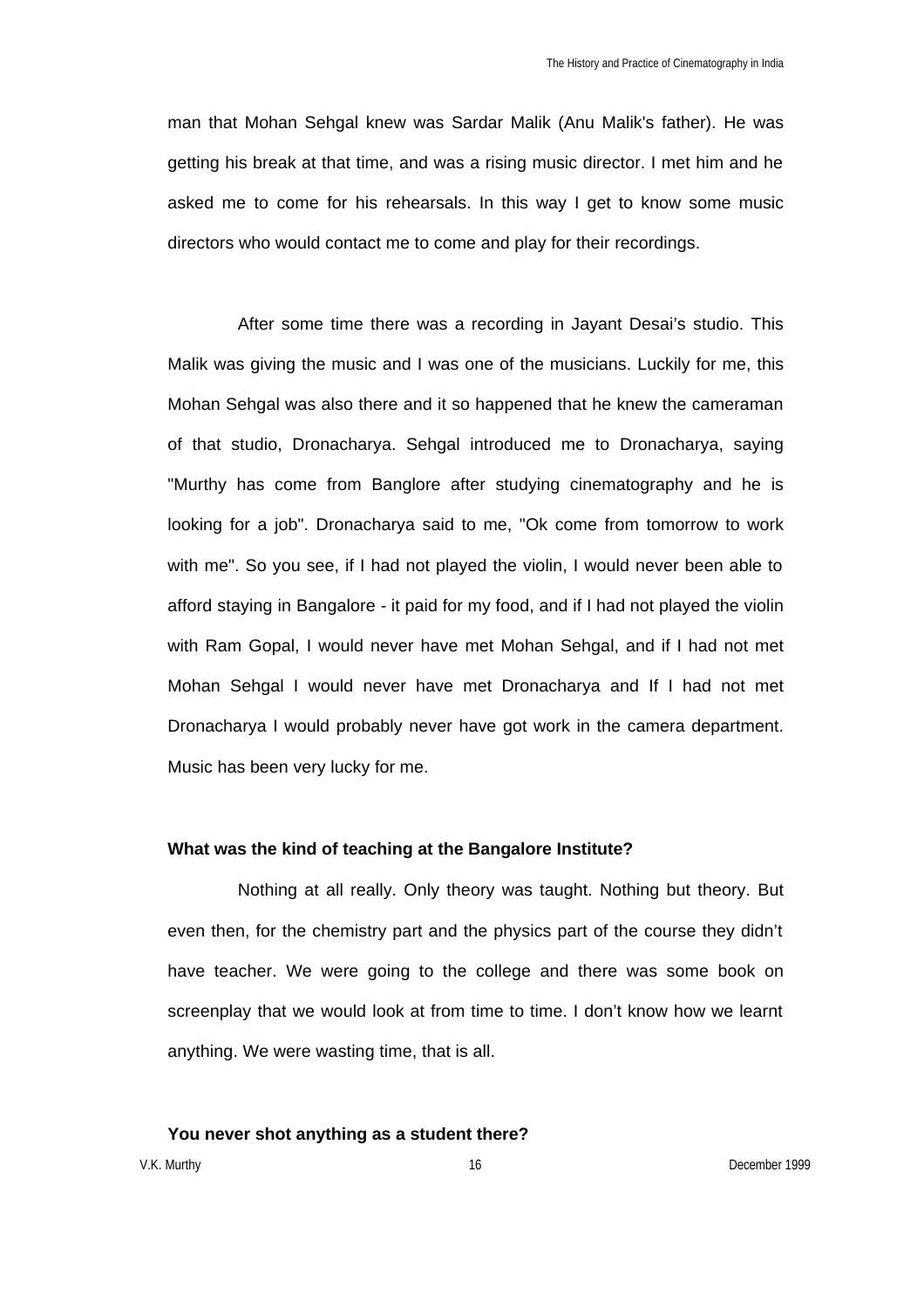man that Mohan Sehgal knew was Sardar Malik (Anu Malik's father). He was getting his break at that time, and was a rising music director. I met him and he asked me to come for his rehearsals. In this way I get to know some music directors who would contact me to come and play for their recordings.

After some time there was a recording in Jayant Desai's studio. This Malik was giving the music and I was one of the musicians. Luckily for me, this Mohan Sehgal was also there and it so happened that he knew the cameraman of that studio, Dronacharya. Sehgal introduced me to Dronacharya, saying "Murthy has come from Banglore after studying cinematography and he is looking for a job". Dronacharya said to me, "Ok come from tomorrow to work with me". So you see, if I had not played the violin, I would never been able to afford staying in Bangalore - it paid for my food, and if I had not played the violin with Ram Gopal, I would never have met Mohan Sehgal, and if I had not met Mohan Sehgal I would never have met Dronacharya and If I had not met Dronacharya I would probably never have got work in the camera department. Music has been very lucky for me.

**What was the kind of teaching at the Bangalore Institute?**

Nothing at all really. Only theory was taught. Nothing but theory. But even then, for the chemistry part and the physics part of the course they didn't have teacher. We were going to the college and there was some book on screenplay that we would look at from time to time. I don't know how we learnt anything. We were wasting time, that is all.

**You never shot anything as a student there?**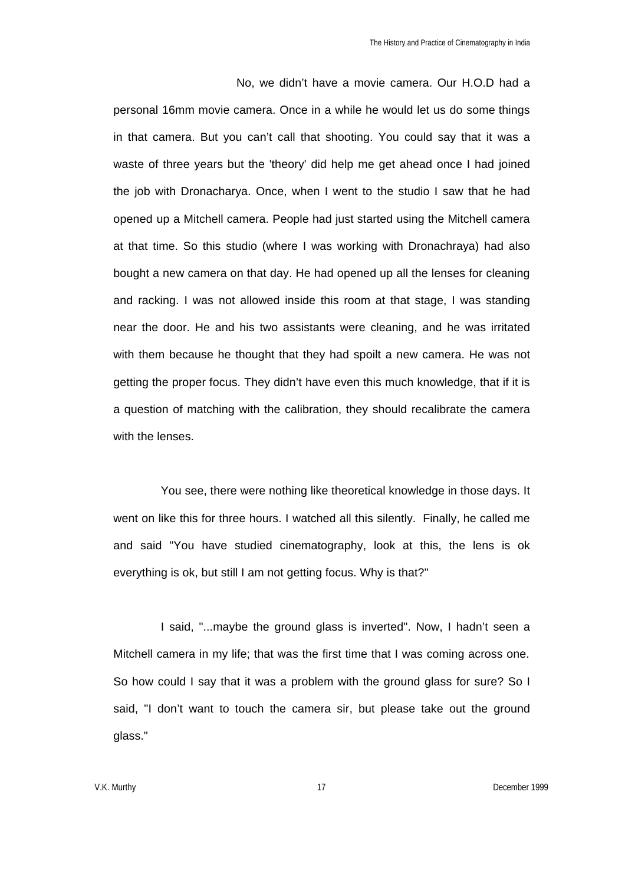No, we didn't have a movie camera. Our H.O.D had a personal 16mm movie camera. Once in a while he would let us do some things in that camera. But you can't call that shooting. You could say that it was a waste of three years but the 'theory' did help me get ahead once I had joined the job with Dronacharya. Once, when I went to the studio I saw that he had opened up a Mitchell camera. People had just started using the Mitchell camera at that time. So this studio (where I was working with Dronachraya) had also bought a new camera on that day. He had opened up all the lenses for cleaning and racking. I was not allowed inside this room at that stage, I was standing near the door. He and his two assistants were cleaning, and he was irritated with them because he thought that they had spoilt a new camera. He was not getting the proper focus. They didn't have even this much knowledge, that if it is a question of matching with the calibration, they should recalibrate the camera with the lenses.

You see, there were nothing like theoretical knowledge in those days. It went on like this for three hours. I watched all this silently. Finally, he called me and said "You have studied cinematography, look at this, the lens is ok everything is ok, but still I am not getting focus. Why is that?"

I said, "...maybe the ground glass is inverted". Now, I hadn't seen a Mitchell camera in my life; that was the first time that I was coming across one. So how could I say that it was a problem with the ground glass for sure? So I said, "I don't want to touch the camera sir, but please take out the ground glass."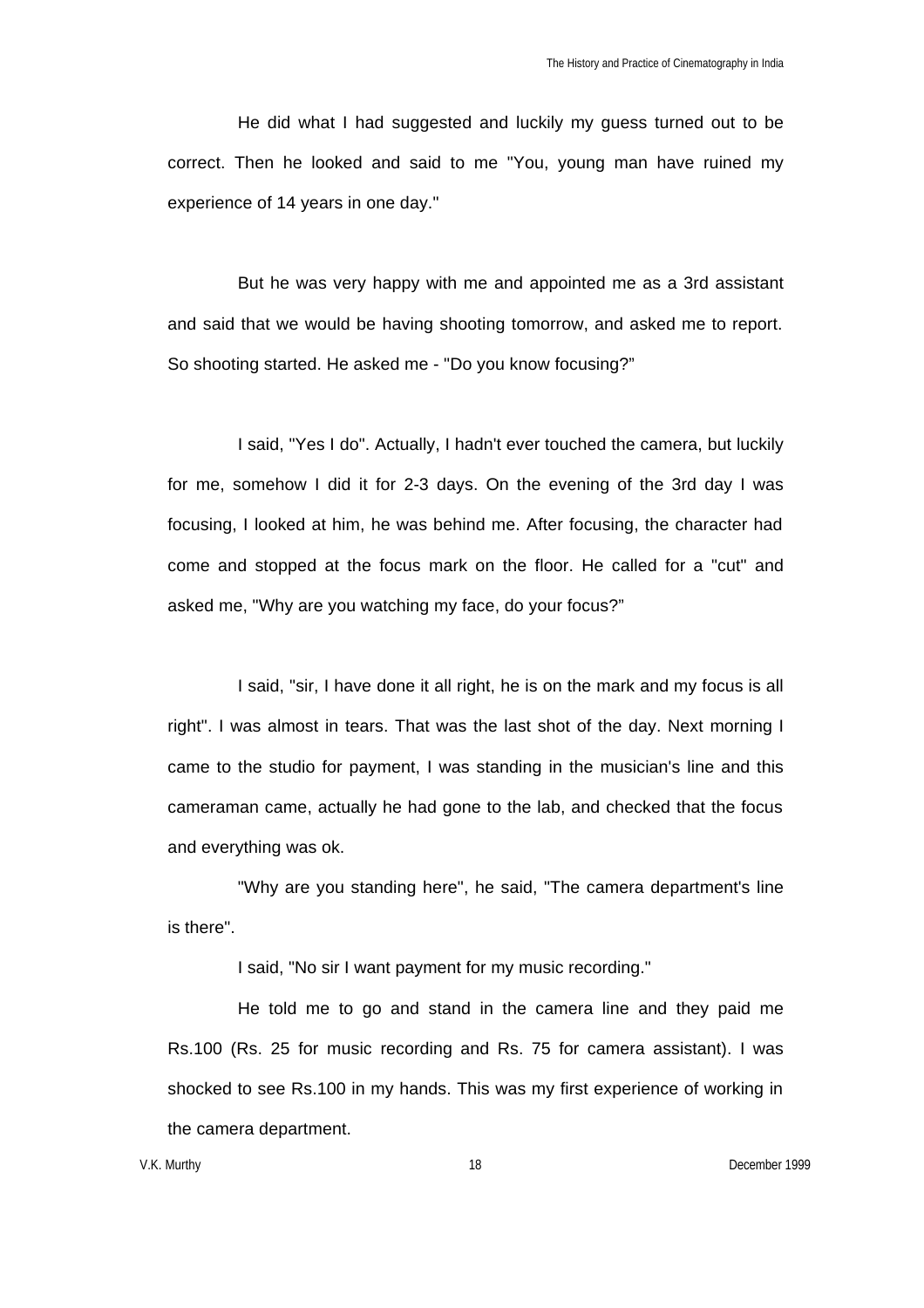He did what I had suggested and luckily my guess turned out to be correct. Then he looked and said to me "You, young man have ruined my experience of 14 years in one day."

But he was very happy with me and appointed me as a 3rd assistant and said that we would be having shooting tomorrow, and asked me to report. So shooting started. He asked me - "Do you know focusing?"

I said, "Yes I do". Actually, I hadn't ever touched the camera, but luckily for me, somehow I did it for 2-3 days. On the evening of the 3rd day I was focusing, I looked at him, he was behind me. After focusing, the character had come and stopped at the focus mark on the floor. He called for a "cut" and asked me, "Why are you watching my face, do your focus?"

I said, "sir, I have done it all right, he is on the mark and my focus is all right". I was almost in tears. That was the last shot of the day. Next morning I came to the studio for payment, I was standing in the musician's line and this cameraman came, actually he had gone to the lab, and checked that the focus and everything was ok.

"Why are you standing here", he said, "The camera department's line is there".

I said, "No sir I want payment for my music recording."

He told me to go and stand in the camera line and they paid me Rs.100 (Rs. 25 for music recording and Rs. 75 for camera assistant). I was shocked to see Rs.100 in my hands. This was my first experience of working in the camera department.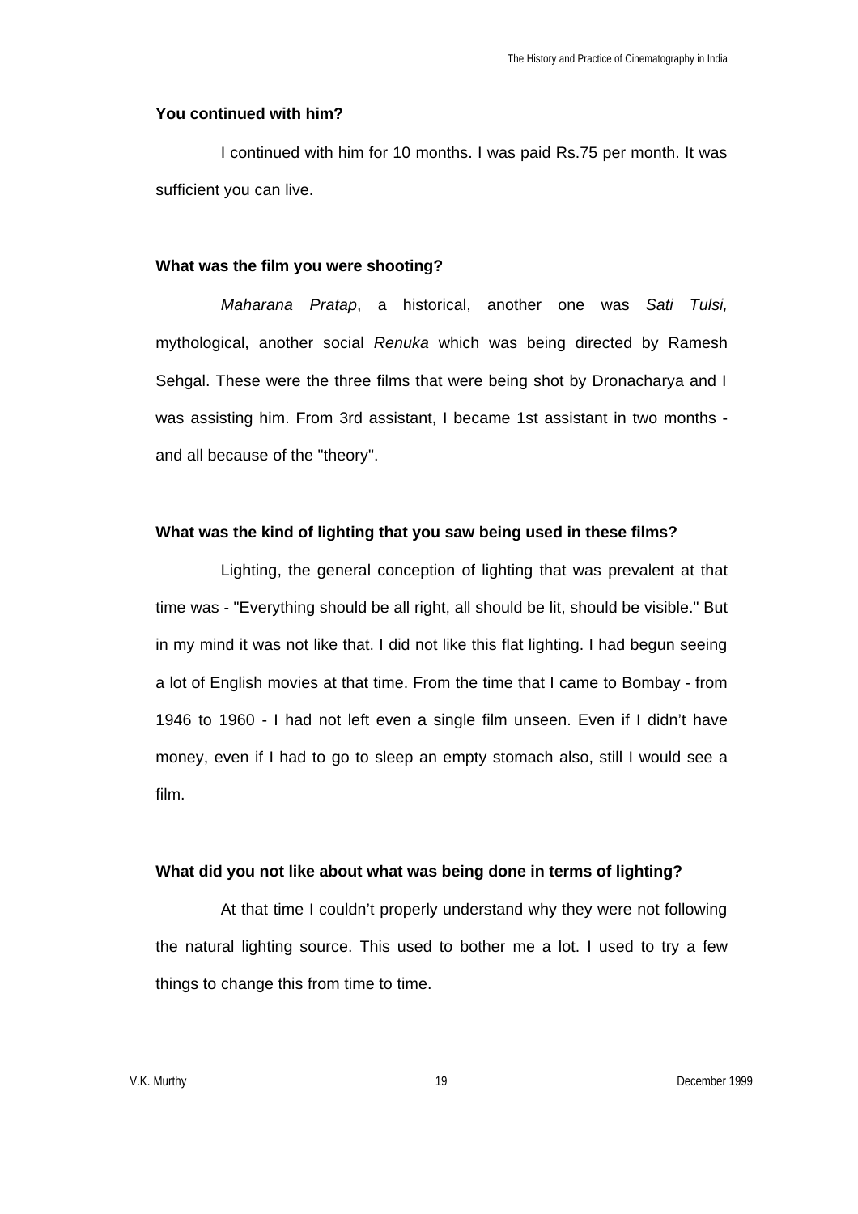**You continued with him?**

I continued with him for 10 months. I was paid Rs.75 per month. It was sufficient you can live.

**What was the film you were shooting?**

*Maharana Pratap*, a historical, another one was *Sati Tulsi,* mythological, another social *Renuka* which was being directed by Ramesh Sehgal. These were the three films that were being shot by Dronacharya and I was assisting him. From 3rd assistant, I became 1st assistant in two months - and all because of the "theory".

**What was the kind of lighting that you saw being used in these films?**

Lighting, the general conception of lighting that was prevalent at that time was - "Everything should be all right, all should be lit, should be visible." But in my mind it was not like that. I did not like this flat lighting. I had begun seeing a lot of English movies at that time. From the time that I came to Bombay - from 1946 to 1960 - I had not left even a single film unseen. Even if I didn't have money, even if I had to go to sleep an empty stomach also, still I would see a film.

**What did you not like about what was being done in terms of lighting?**

At that time I couldn't properly understand why they were not following the natural lighting source. This used to bother me a lot. I used to try a few things to change this from time to time.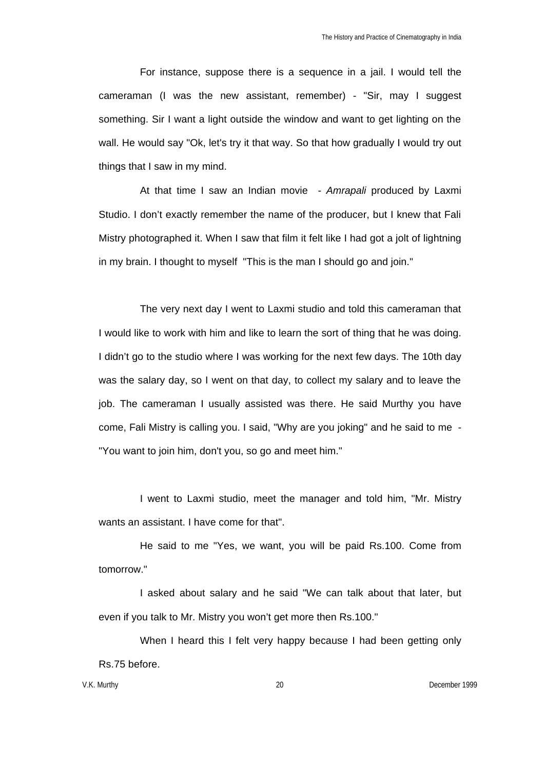For instance, suppose there is a sequence in a jail. I would tell the cameraman (I was the new assistant, remember) - "Sir, may I suggest something. Sir I want a light outside the window and want to get lighting on the wall. He would say "Ok, let's try it that way. So that how gradually I would try out things that I saw in my mind.

At that time I saw an Indian movie - *Amrapali* produced by Laxmi Studio. I don't exactly remember the name of the producer, but I knew that Fali Mistry photographed it. When I saw that film it felt like I had got a jolt of lightning in my brain. I thought to myself "This is the man I should go and join."

The very next day I went to Laxmi studio and told this cameraman that I would like to work with him and like to learn the sort of thing that he was doing. I didn't go to the studio where I was working for the next few days. The 10th day was the salary day, so I went on that day, to collect my salary and to leave the job. The cameraman I usually assisted was there. He said Murthy you have come, Fali Mistry is calling you. I said, "Why are you joking" and he said to me - "You want to join him, don't you, so go and meet him."

I went to Laxmi studio, meet the manager and told him, "Mr. Mistry wants an assistant. I have come for that".

He said to me "Yes, we want, you will be paid Rs.100. Come from tomorrow."

I asked about salary and he said "We can talk about that later, but even if you talk to Mr. Mistry you won't get more then Rs.100."

When I heard this I felt very happy because I had been getting only Rs.75 before.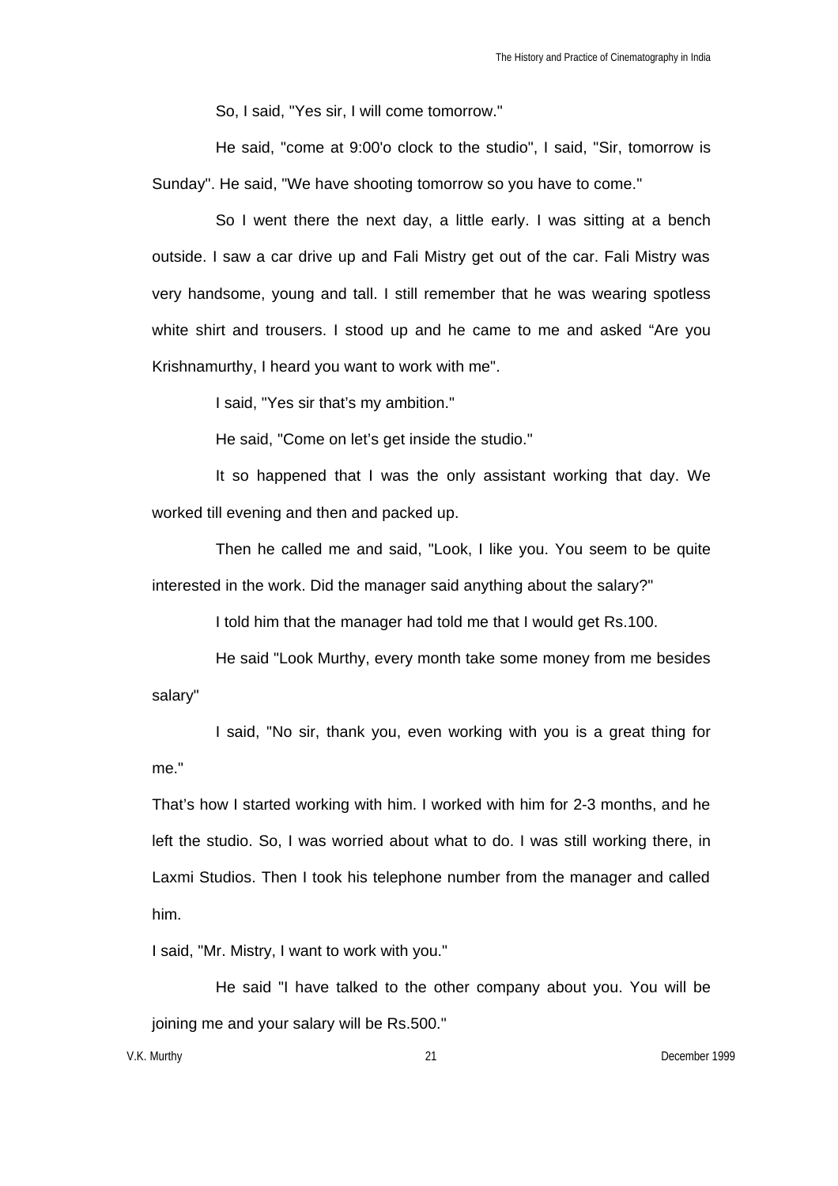So, I said, "Yes sir, I will come tomorrow."

He said, "come at 9:00'o clock to the studio", I said, "Sir, tomorrow is Sunday". He said, "We have shooting tomorrow so you have to come."

So I went there the next day, a little early. I was sitting at a bench outside. I saw a car drive up and Fali Mistry get out of the car. Fali Mistry was very handsome, young and tall. I still remember that he was wearing spotless white shirt and trousers. I stood up and he came to me and asked “Are you Krishnamurthy, I heard you want to work with me".

I said, "Yes sir that’s my ambition."

He said, "Come on let’s get inside the studio."

It so happened that I was the only assistant working that day. We worked till evening and then and packed up.

Then he called me and said, "Look, I like you. You seem to be quite interested in the work. Did the manager said anything about the salary?"

I told him that the manager had told me that I would get Rs.100.

He said "Look Murthy, every month take some money from me besides salary"

I said, "No sir, thank you, even working with you is a great thing for me."

That’s how I started working with him. I worked with him for 2-3 months, and he left the studio. So, I was worried about what to do. I was still working there, in Laxmi Studios. Then I took his telephone number from the manager and called him.

I said, "Mr. Mistry, I want to work with you."

He said "I have talked to the other company about you. You will be joining me and your salary will be Rs.500."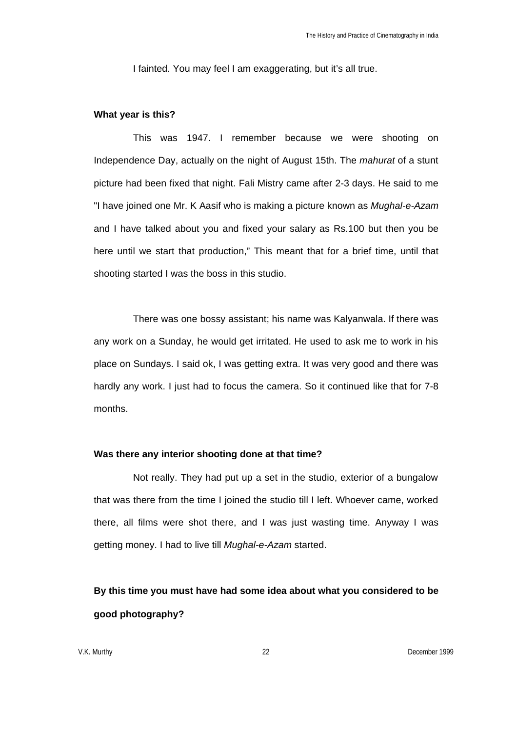I fainted. You may feel I am exaggerating, but it's all true.

**What year is this?**

This was 1947. I remember because we were shooting on Independence Day, actually on the night of August 15th. The *mahurat* of a stunt picture had been fixed that night. Fali Mistry came after 2-3 days. He said to me "I have joined one Mr. K Aasif who is making a picture known as *Mughal-e-Azam* and I have talked about you and fixed your salary as Rs.100 but then you be here until we start that production," This meant that for a brief time, until that shooting started I was the boss in this studio.

There was one bossy assistant; his name was Kalyanwala. If there was any work on a Sunday, he would get irritated. He used to ask me to work in his place on Sundays. I said ok, I was getting extra. It was very good and there was hardly any work. I just had to focus the camera. So it continued like that for 7-8 months.

**Was there any interior shooting done at that time?**

Not really. They had put up a set in the studio, exterior of a bungalow that was there from the time I joined the studio till I left. Whoever came, worked there, all films were shot there, and I was just wasting time. Anyway I was getting money. I had to live till *Mughal-e-Azam* started.

**By this time you must have had some idea about what you considered to be good photography?**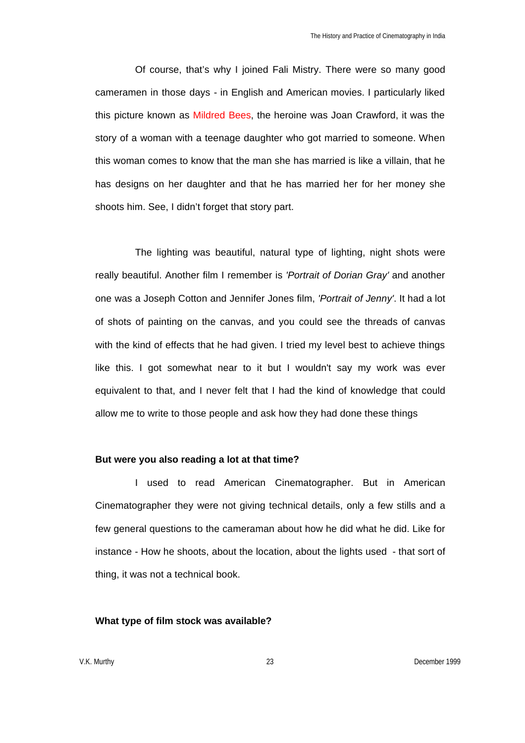Of course, that's why I joined Fali Mistry. There were so many good cameramen in those days - in English and American movies. I particularly liked this picture known as Mildred Bees, the heroine was Joan Crawford, it was the story of a woman with a teenage daughter who got married to someone. When this woman comes to know that the man she has married is like a villain, that he has designs on her daughter and that he has married her for her money she shoots him. See, I didn't forget that story part.

The lighting was beautiful, natural type of lighting, night shots were really beautiful. Another film I remember is *'Portrait of Dorian Gray'* and another one was a Joseph Cotton and Jennifer Jones film, *'Portrait of Jenny'*. It had a lot of shots of painting on the canvas, and you could see the threads of canvas with the kind of effects that he had given. I tried my level best to achieve things like this. I got somewhat near to it but I wouldn't say my work was ever equivalent to that, and I never felt that I had the kind of knowledge that could allow me to write to those people and ask how they had done these things

**But were you also reading a lot at that time?**

I used to read American Cinematographer. But in American Cinematographer they were not giving technical details, only a few stills and a few general questions to the cameraman about how he did what he did. Like for instance - How he shoots, about the location, about the lights used - that sort of thing, it was not a technical book.

**What type of film stock was available?**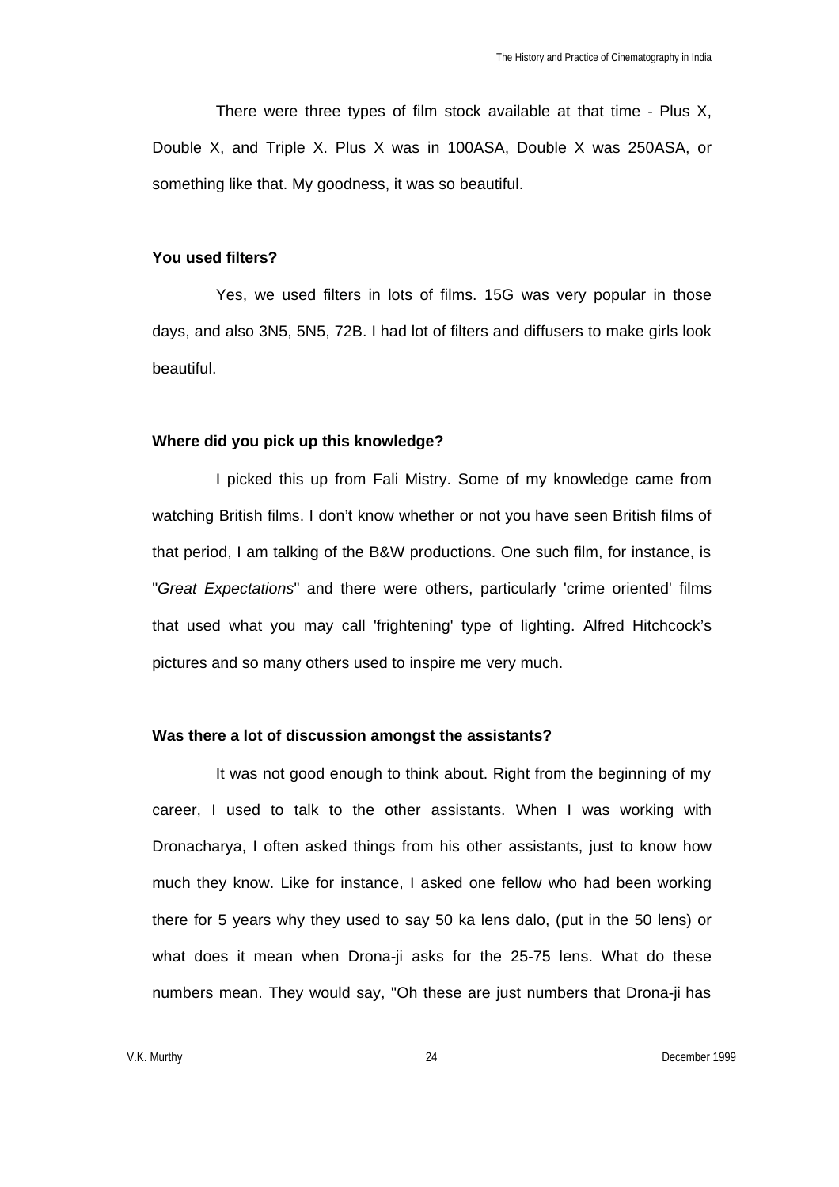There were three types of film stock available at that time - Plus X, Double X, and Triple X. Plus X was in 100ASA, Double X was 250ASA, or something like that. My goodness, it was so beautiful.

**You used filters?**

Yes, we used filters in lots of films. 15G was very popular in those days, and also 3N5, 5N5, 72B. I had lot of filters and diffusers to make girls look beautiful.

**Where did you pick up this knowledge?**

I picked this up from Fali Mistry. Some of my knowledge came from watching British films. I don't know whether or not you have seen British films of that period, I am talking of the B&W productions. One such film, for instance, is "*Great Expectations*" and there were others, particularly 'crime oriented' films that used what you may call 'frightening' type of lighting. Alfred Hitchcock's pictures and so many others used to inspire me very much.

**Was there a lot of discussion amongst the assistants?**

It was not good enough to think about. Right from the beginning of my career, I used to talk to the other assistants. When I was working with Dronacharya, I often asked things from his other assistants, just to know how much they know. Like for instance, I asked one fellow who had been working there for 5 years why they used to say 50 ka lens dalo, (put in the 50 lens) or what does it mean when Drona-ji asks for the 25-75 lens. What do these numbers mean. They would say, "Oh these are just numbers that Drona-ji has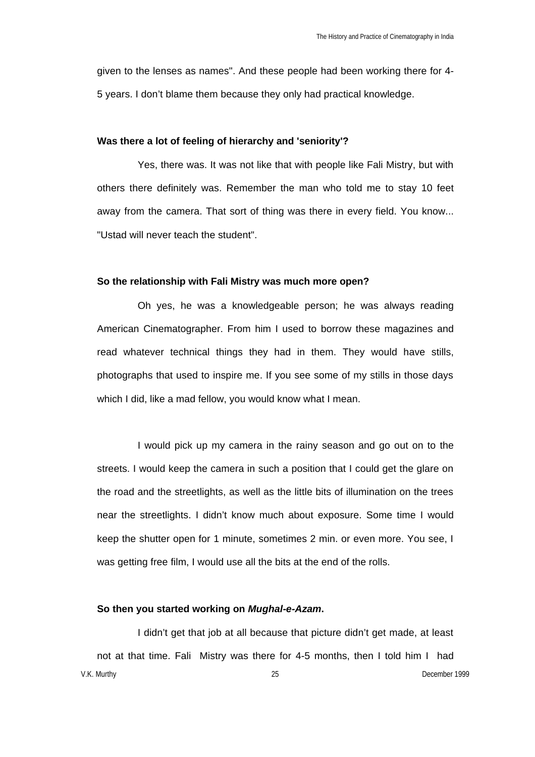given to the lenses as names". And these people had been working there for 4-5 years. I don't blame them because they only had practical knowledge.

**Was there a lot of feeling of hierarchy and 'seniority'?**

Yes, there was. It was not like that with people like Fali Mistry, but with others there definitely was. Remember the man who told me to stay 10 feet away from the camera. That sort of thing was there in every field. You know... "Ustad will never teach the student".

**So the relationship with Fali Mistry was much more open?**

Oh yes, he was a knowledgeable person; he was always reading American Cinematographer. From him I used to borrow these magazines and read whatever technical things they had in them. They would have stills, photographs that used to inspire me. If you see some of my stills in those days which I did, like a mad fellow, you would know what I mean.

I would pick up my camera in the rainy season and go out on to the streets. I would keep the camera in such a position that I could get the glare on the road and the streetlights, as well as the little bits of illumination on the trees near the streetlights. I didn't know much about exposure. Some time I would keep the shutter open for 1 minute, sometimes 2 min. or even more. You see, I was getting free film, I would use all the bits at the end of the rolls.

**So then you started working on *Mughal-e-Azam*.**

I didn't get that job at all because that picture didn't get made, at least not at that time. Fali Mistry was there for 4-5 months, then I told him I had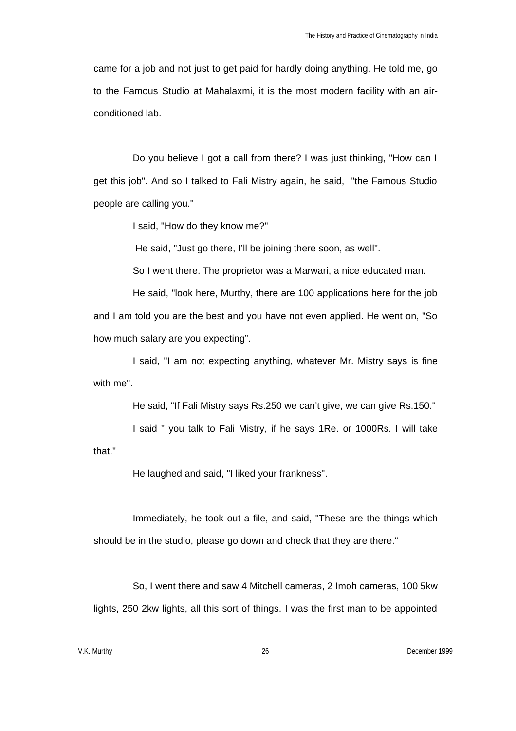came for a job and not just to get paid for hardly doing anything. He told me, go to the Famous Studio at Mahalaxmi, it is the most modern facility with an air-conditioned lab.

Do you believe I got a call from there? I was just thinking, "How can I get this job". And so I talked to Fali Mistry again, he said, "the Famous Studio people are calling you."

I said, "How do they know me?"

He said, "Just go there, I'll be joining there soon, as well".

So I went there. The proprietor was a Marwari, a nice educated man.

He said, "look here, Murthy, there are 100 applications here for the job and I am told you are the best and you have not even applied. He went on, "So how much salary are you expecting".

I said, "I am not expecting anything, whatever Mr. Mistry says is fine with me".

He said, "If Fali Mistry says Rs.250 we can't give, we can give Rs.150."

I said " you talk to Fali Mistry, if he says 1Re. or 1000Rs. I will take that."

He laughed and said, "I liked your frankness".

Immediately, he took out a file, and said, "These are the things which should be in the studio, please go down and check that they are there."

So, I went there and saw 4 Mitchell cameras, 2 Imoh cameras, 100 5kw lights, 250 2kw lights, all this sort of things. I was the first man to be appointed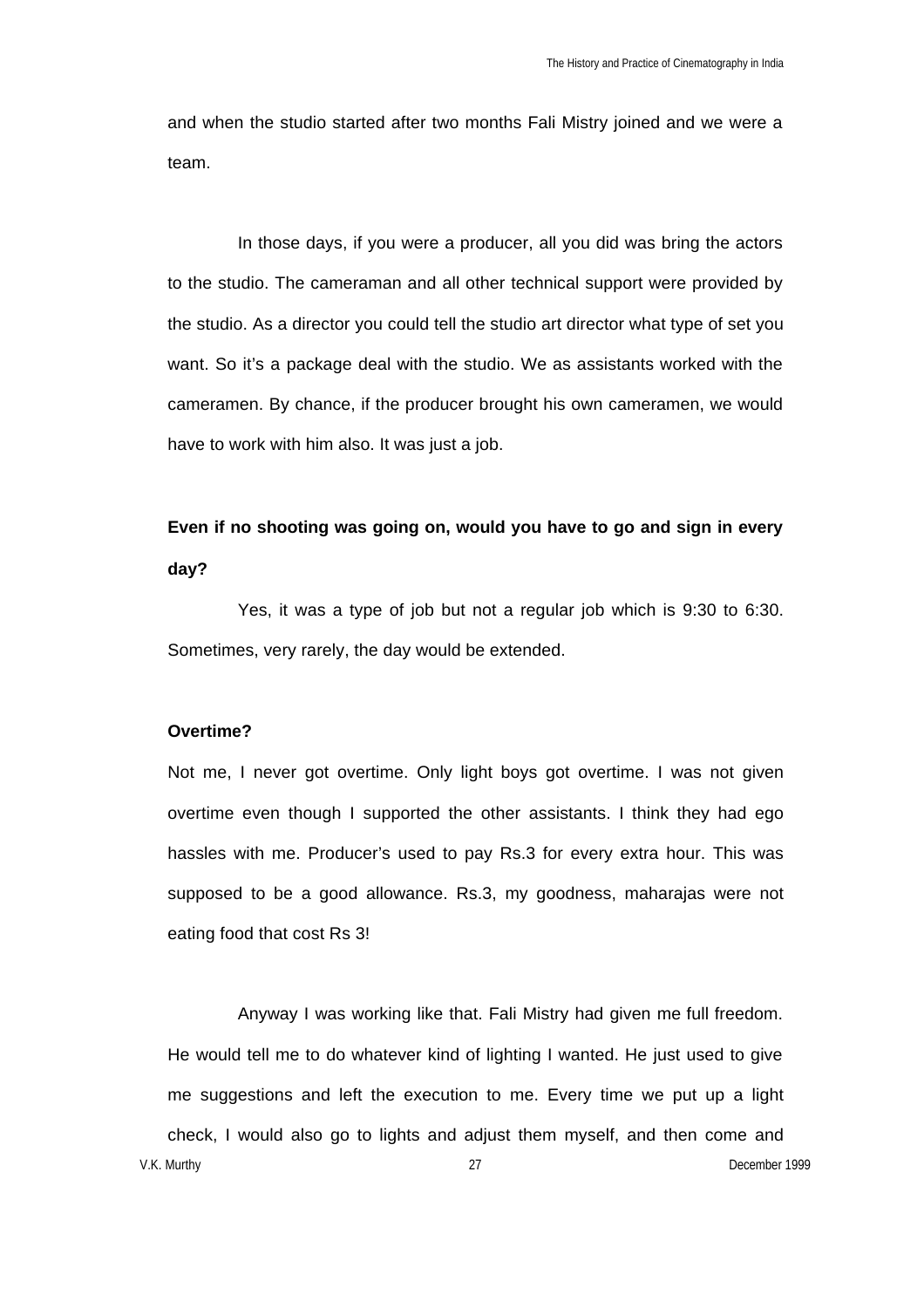and when the studio started after two months Fali Mistry joined and we were a team.

In those days, if you were a producer, all you did was bring the actors to the studio. The cameraman and all other technical support were provided by the studio. As a director you could tell the studio art director what type of set you want. So it's a package deal with the studio. We as assistants worked with the cameramen. By chance, if the producer brought his own cameramen, we would have to work with him also. It was just a job.

**Even if no shooting was going on, would you have to go and sign in every day?**

Yes, it was a type of job but not a regular job which is 9:30 to 6:30. Sometimes, very rarely, the day would be extended.

**Overtime?**

Not me, I never got overtime. Only light boys got overtime. I was not given overtime even though I supported the other assistants. I think they had ego hassles with me. Producer's used to pay Rs.3 for every extra hour. This was supposed to be a good allowance. Rs.3, my goodness, maharajas were not eating food that cost Rs 3!

Anyway I was working like that. Fali Mistry had given me full freedom. He would tell me to do whatever kind of lighting I wanted. He just used to give me suggestions and left the execution to me. Every time we put up a light check, I would also go to lights and adjust them myself, and then come and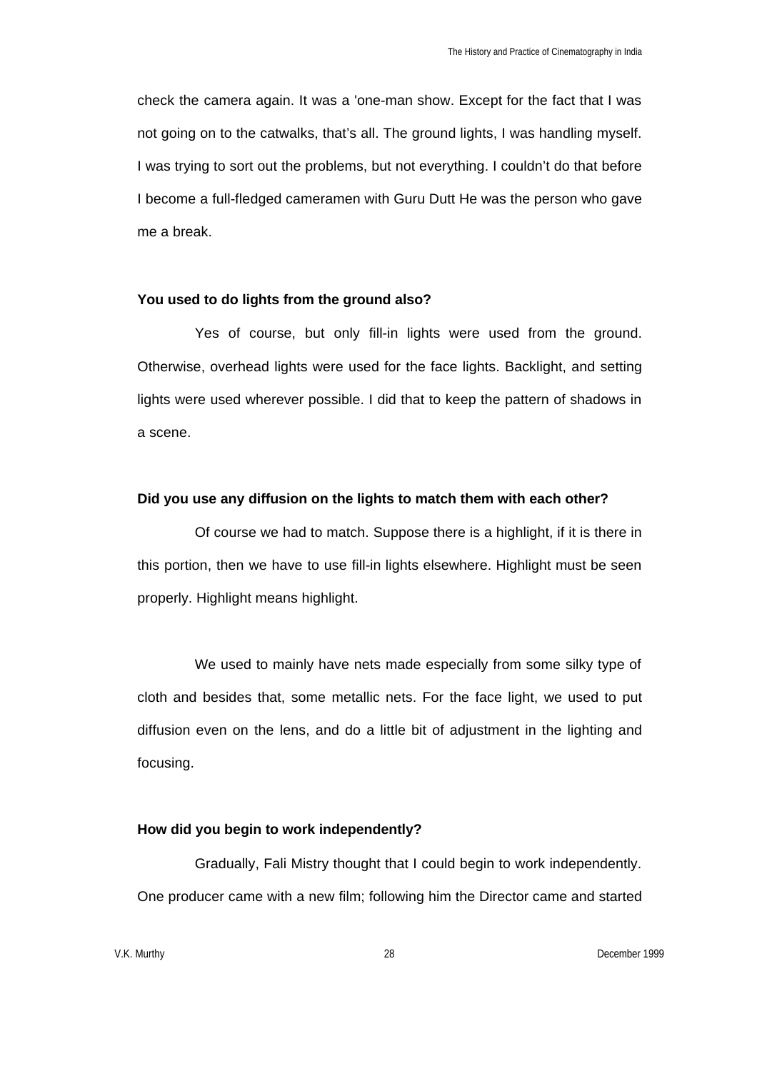check the camera again. It was a 'one-man show. Except for the fact that I was not going on to the catwalks, that's all. The ground lights, I was handling myself. I was trying to sort out the problems, but not everything. I couldn't do that before I become a full-fledged cameramen with Guru Dutt He was the person who gave me a break.

**You used to do lights from the ground also?**

Yes of course, but only fill-in lights were used from the ground. Otherwise, overhead lights were used for the face lights. Backlight, and setting lights were used wherever possible. I did that to keep the pattern of shadows in a scene.

**Did you use any diffusion on the lights to match them with each other?**

Of course we had to match. Suppose there is a highlight, if it is there in this portion, then we have to use fill-in lights elsewhere. Highlight must be seen properly. Highlight means highlight.

We used to mainly have nets made especially from some silky type of cloth and besides that, some metallic nets. For the face light, we used to put diffusion even on the lens, and do a little bit of adjustment in the lighting and focusing.

**How did you begin to work independently?**

Gradually, Fali Mistry thought that I could begin to work independently. One producer came with a new film; following him the Director came and started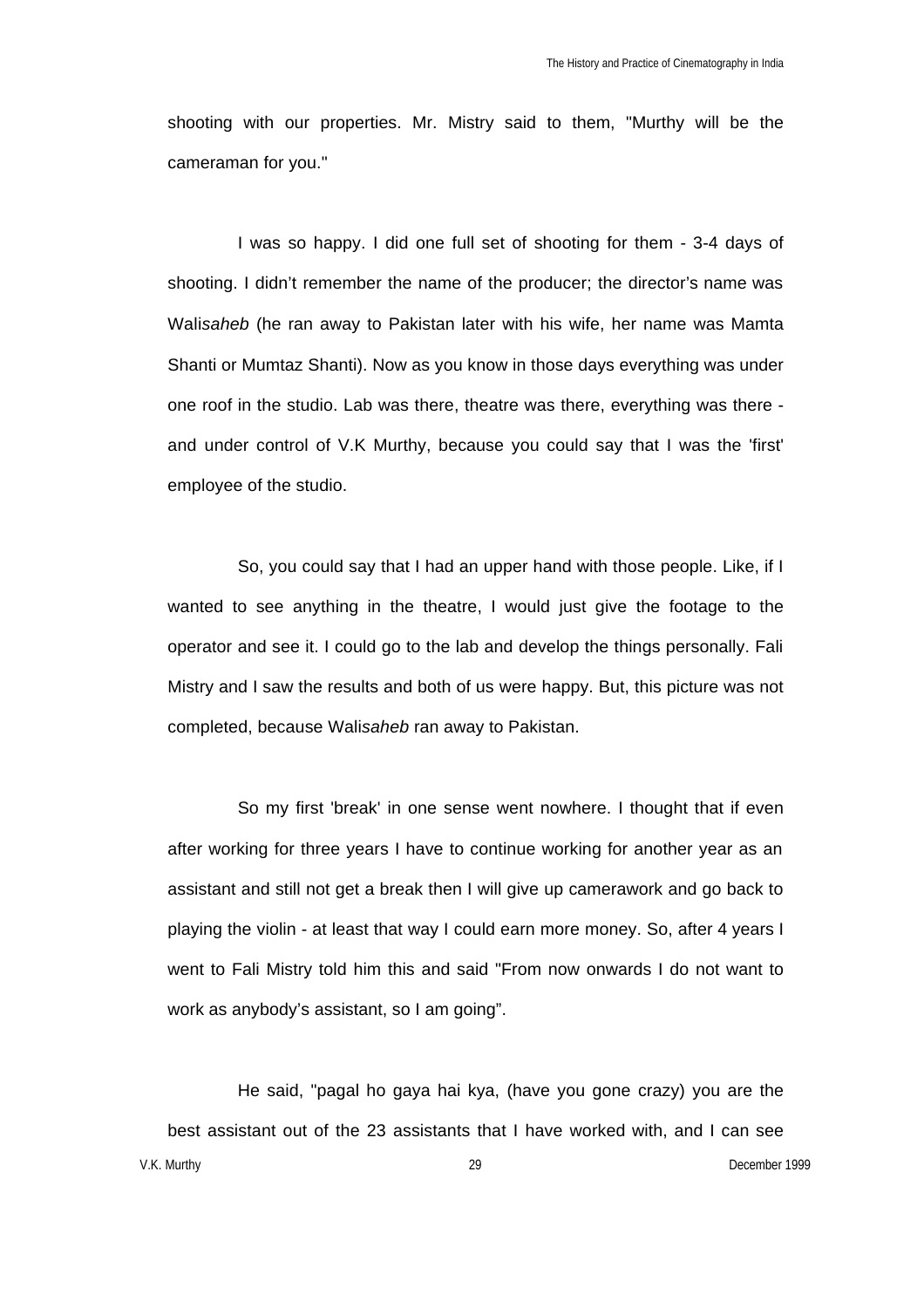shooting with our properties. Mr. Mistry said to them, "Murthy will be the cameraman for you."

I was so happy. I did one full set of shooting for them - 3-4 days of shooting. I didn't remember the name of the producer; the director's name was Wali*saheb* (he ran away to Pakistan later with his wife, her name was Mamta Shanti or Mumtaz Shanti). Now as you know in those days everything was under one roof in the studio. Lab was there, theatre was there, everything was there - and under control of V.K Murthy, because you could say that I was the 'first' employee of the studio.

So, you could say that I had an upper hand with those people. Like, if I wanted to see anything in the theatre, I would just give the footage to the operator and see it. I could go to the lab and develop the things personally. Fali Mistry and I saw the results and both of us were happy. But, this picture was not completed, because Wali*saheb* ran away to Pakistan.

So my first 'break' in one sense went nowhere. I thought that if even after working for three years I have to continue working for another year as an assistant and still not get a break then I will give up camerawork and go back to playing the violin - at least that way I could earn more money. So, after 4 years I went to Fali Mistry told him this and said "From now onwards I do not want to work as anybody's assistant, so I am going".

He said, "pagal ho gaya hai kya, (have you gone crazy) you are the best assistant out of the 23 assistants that I have worked with, and I can see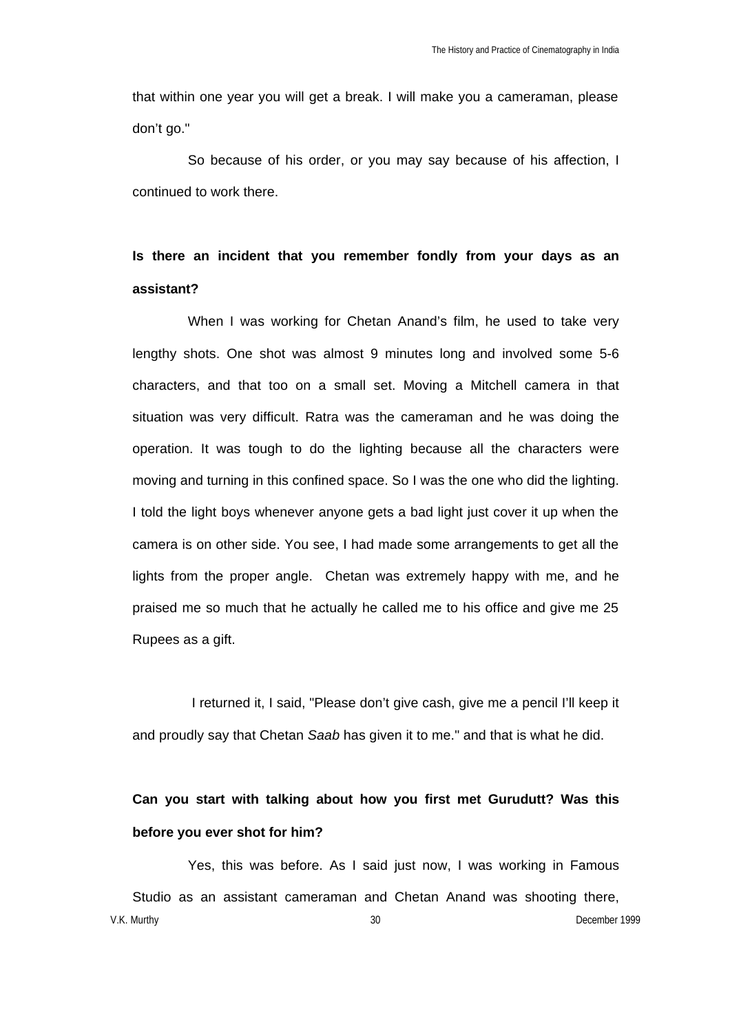that within one year you will get a break. I will make you a cameraman, please don't go."

So because of his order, or you may say because of his affection, I continued to work there.

**Is there an incident that you remember fondly from your days as an assistant?**

When I was working for Chetan Anand's film, he used to take very lengthy shots. One shot was almost 9 minutes long and involved some 5-6 characters, and that too on a small set. Moving a Mitchell camera in that situation was very difficult. Ratra was the cameraman and he was doing the operation. It was tough to do the lighting because all the characters were moving and turning in this confined space. So I was the one who did the lighting. I told the light boys whenever anyone gets a bad light just cover it up when the camera is on other side. You see, I had made some arrangements to get all the lights from the proper angle. Chetan was extremely happy with me, and he praised me so much that he actually he called me to his office and give me 25 Rupees as a gift.

I returned it, I said, "Please don't give cash, give me a pencil I'll keep it and proudly say that Chetan *Saab* has given it to me." and that is what he did.

**Can you start with talking about how you first met Gurudutt? Was this before you ever shot for him?**

Yes, this was before. As I said just now, I was working in Famous Studio as an assistant cameraman and Chetan Anand was shooting there,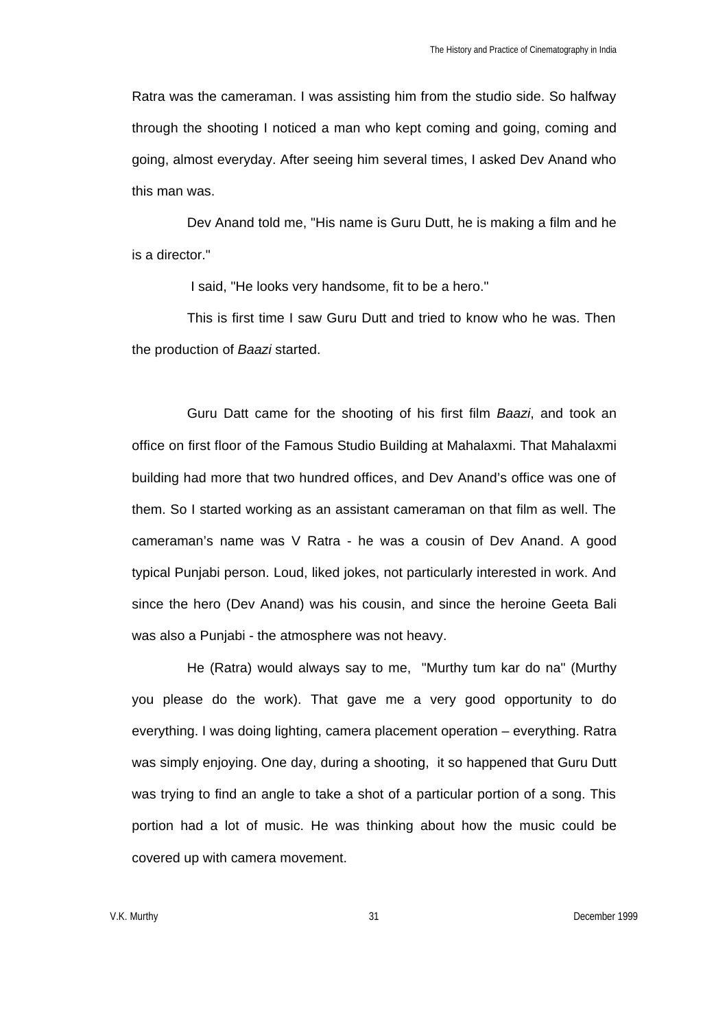Ratra was the cameraman. I was assisting him from the studio side. So halfway through the shooting I noticed a man who kept coming and going, coming and going, almost everyday. After seeing him several times, I asked Dev Anand who this man was.

Dev Anand told me, "His name is Guru Dutt, he is making a film and he is a director."

I said, "He looks very handsome, fit to be a hero."

This is first time I saw Guru Dutt and tried to know who he was. Then the production of *Baazi* started.

Guru Datt came for the shooting of his first film *Baazi*, and took an office on first floor of the Famous Studio Building at Mahalaxmi. That Mahalaxmi building had more that two hundred offices, and Dev Anand's office was one of them. So I started working as an assistant cameraman on that film as well. The cameraman's name was V Ratra - he was a cousin of Dev Anand. A good typical Punjabi person. Loud, liked jokes, not particularly interested in work. And since the hero (Dev Anand) was his cousin, and since the heroine Geeta Bali was also a Punjabi - the atmosphere was not heavy.

He (Ratra) would always say to me, "Murthy tum kar do na" (Murthy you please do the work). That gave me a very good opportunity to do everything. I was doing lighting, camera placement operation – everything. Ratra was simply enjoying. One day, during a shooting, it so happened that Guru Dutt was trying to find an angle to take a shot of a particular portion of a song. This portion had a lot of music. He was thinking about how the music could be covered up with camera movement.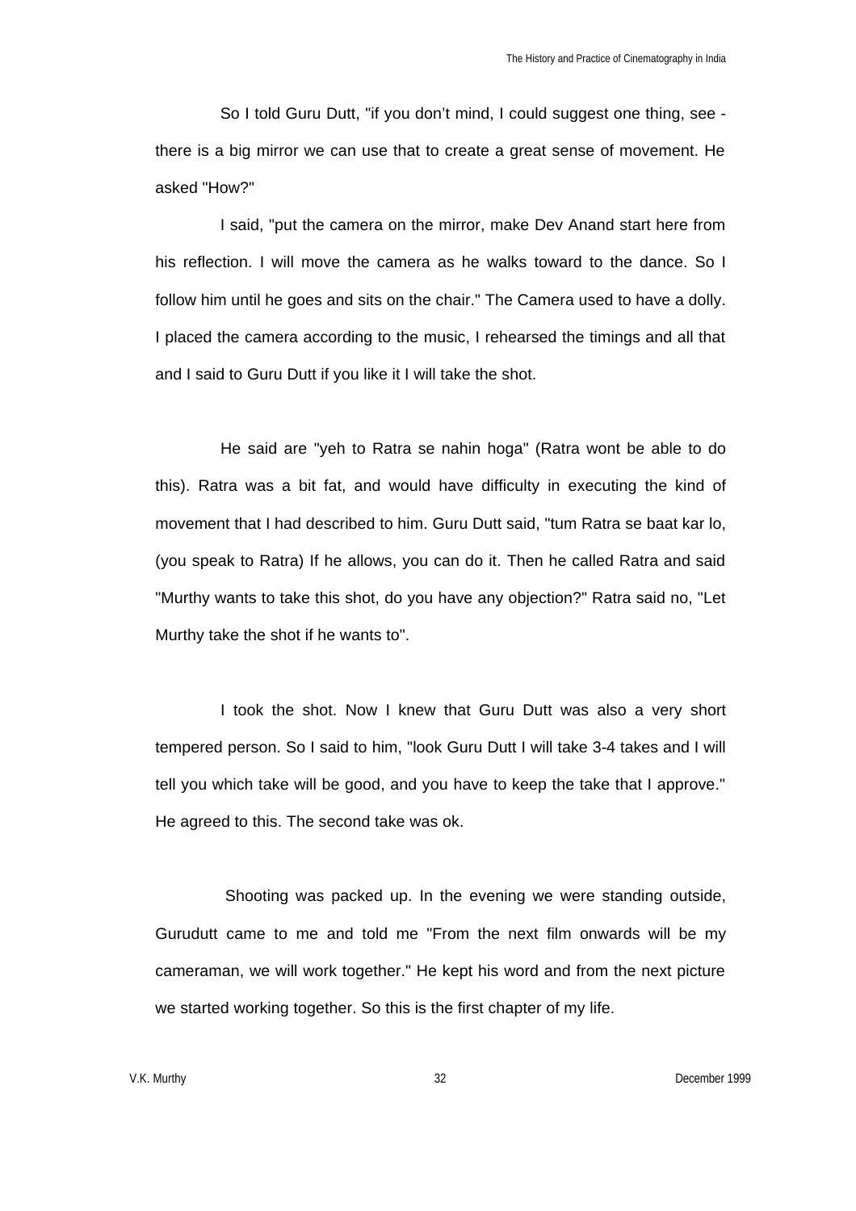So I told Guru Dutt, "if you don't mind, I could suggest one thing, see - there is a big mirror we can use that to create a great sense of movement. He asked "How?"

I said, "put the camera on the mirror, make Dev Anand start here from his reflection. I will move the camera as he walks toward to the dance. So I follow him until he goes and sits on the chair." The Camera used to have a dolly. I placed the camera according to the music, I rehearsed the timings and all that and I said to Guru Dutt if you like it I will take the shot.

He said are "yeh to Ratra se nahin hoga" (Ratra wont be able to do this). Ratra was a bit fat, and would have difficulty in executing the kind of movement that I had described to him. Guru Dutt said, "tum Ratra se baat kar lo, (you speak to Ratra) If he allows, you can do it. Then he called Ratra and said "Murthy wants to take this shot, do you have any objection?" Ratra said no, "Let Murthy take the shot if he wants to".

I took the shot. Now I knew that Guru Dutt was also a very short tempered person. So I said to him, "look Guru Dutt I will take 3-4 takes and I will tell you which take will be good, and you have to keep the take that I approve." He agreed to this. The second take was ok.

Shooting was packed up. In the evening we were standing outside, Gurudutt came to me and told me "From the next film onwards will be my cameraman, we will work together." He kept his word and from the next picture we started working together. So this is the first chapter of my life.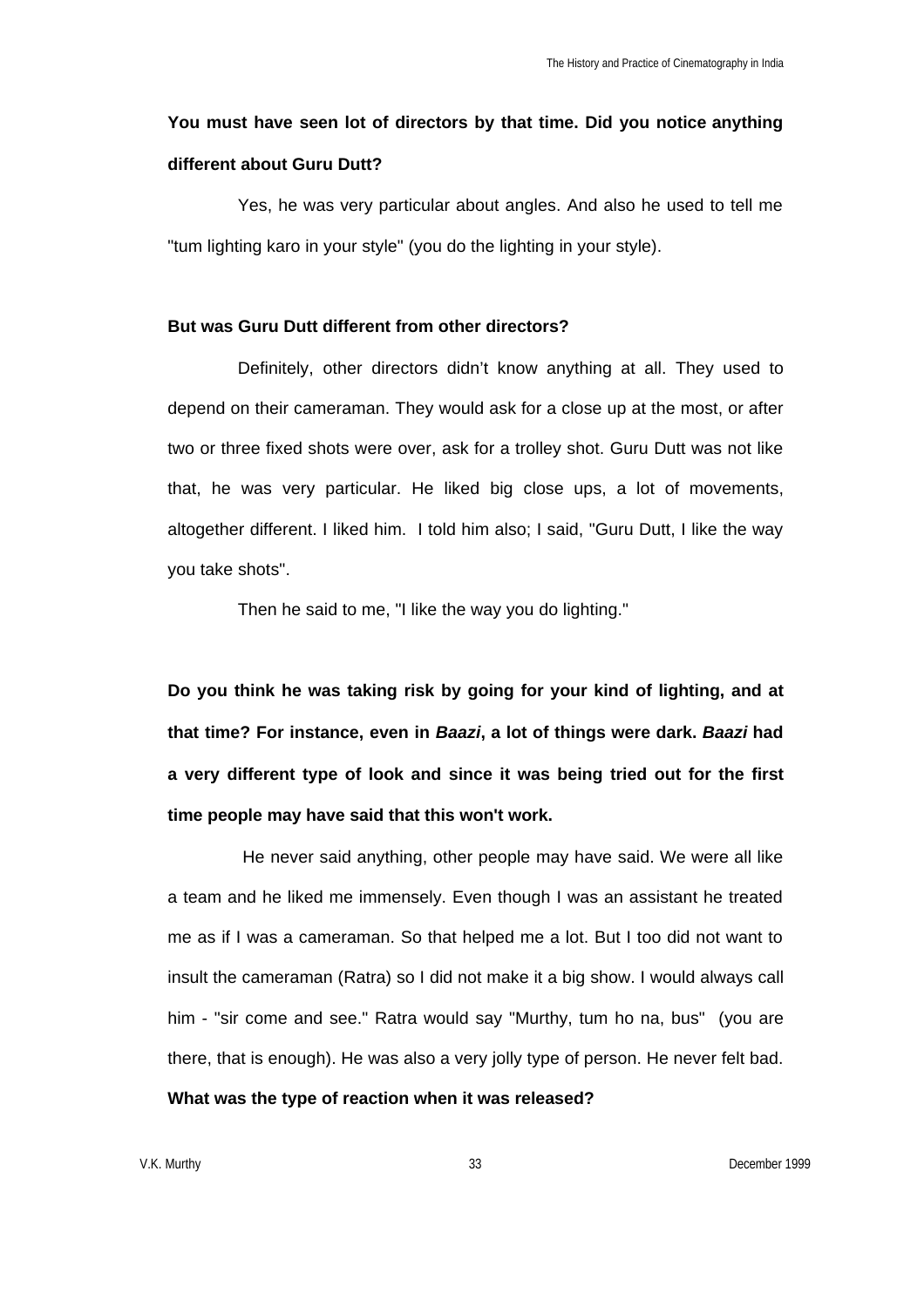**You must have seen lot of directors by that time. Did you notice anything different about Guru Dutt?**

Yes, he was very particular about angles. And also he used to tell me "tum lighting karo in your style" (you do the lighting in your style).

**But was Guru Dutt different from other directors?**

Definitely, other directors didn't know anything at all. They used to depend on their cameraman. They would ask for a close up at the most, or after two or three fixed shots were over, ask for a trolley shot. Guru Dutt was not like that, he was very particular. He liked big close ups, a lot of movements, altogether different. I liked him. I told him also; I said, "Guru Dutt, I like the way you take shots".

Then he said to me, "I like the way you do lighting."

**Do you think he was taking risk by going for your kind of lighting, and at that time? For instance, even in *Baazi*, a lot of things were dark. *Baazi* had a very different type of look and since it was being tried out for the first time people may have said that this won't work.**

He never said anything, other people may have said. We were all like a team and he liked me immensely. Even though I was an assistant he treated me as if I was a cameraman. So that helped me a lot. But I too did not want to insult the cameraman (Ratra) so I did not make it a big show. I would always call him - "sir come and see." Ratra would say "Murthy, tum ho na, bus" (you are there, that is enough). He was also a very jolly type of person. He never felt bad.

**What was the type of reaction when it was released?**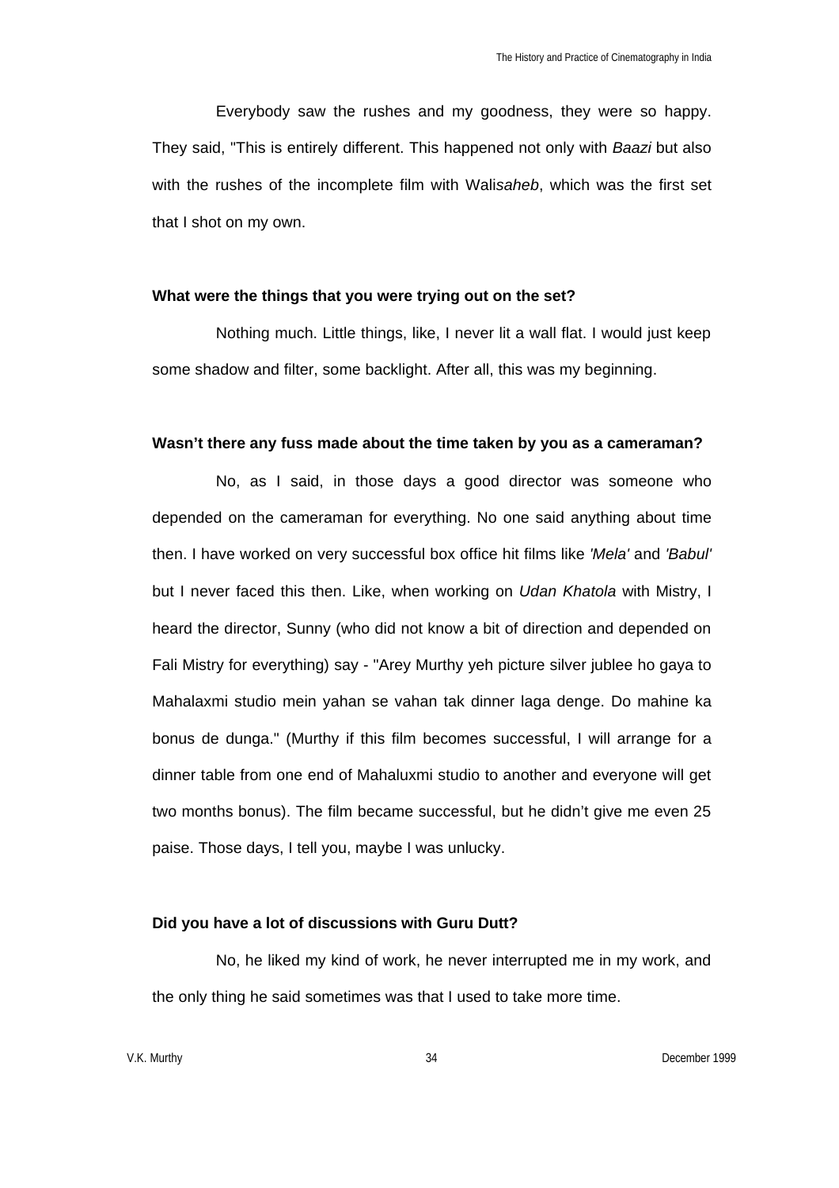Everybody saw the rushes and my goodness, they were so happy. They said, "This is entirely different. This happened not only with *Baazi* but also with the rushes of the incomplete film with Wali*saheb*, which was the first set that I shot on my own.

**What were the things that you were trying out on the set?**

Nothing much. Little things, like, I never lit a wall flat. I would just keep some shadow and filter, some backlight. After all, this was my beginning.

**Wasn't there any fuss made about the time taken by you as a cameraman?**

No, as I said, in those days a good director was someone who depended on the cameraman for everything. No one said anything about time then. I have worked on very successful box office hit films like *'Mela'* and *'Babul'* but I never faced this then. Like, when working on *Udan Khatola* with Mistry, I heard the director, Sunny (who did not know a bit of direction and depended on Fali Mistry for everything) say - "Arey Murthy yeh picture silver jublee ho gaya to Mahalaxmi studio mein yahan se vahan tak dinner laga denge. Do mahine ka bonus de dunga." (Murthy if this film becomes successful, I will arrange for a dinner table from one end of Mahaluxmi studio to another and everyone will get two months bonus). The film became successful, but he didn't give me even 25 paise. Those days, I tell you, maybe I was unlucky.

**Did you have a lot of discussions with Guru Dutt?**

No, he liked my kind of work, he never interrupted me in my work, and the only thing he said sometimes was that I used to take more time.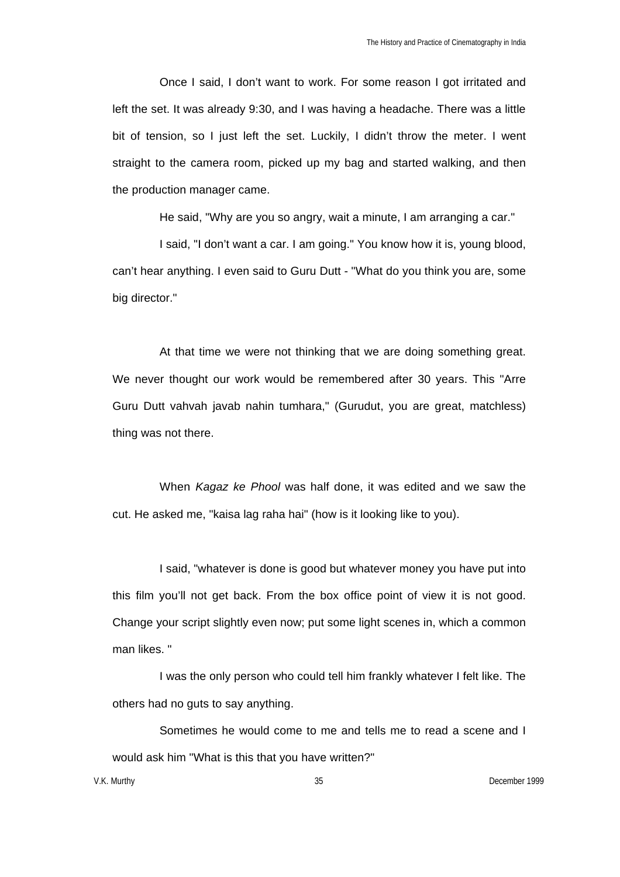Once I said, I don't want to work. For some reason I got irritated and left the set. It was already 9:30, and I was having a headache. There was a little bit of tension, so I just left the set. Luckily, I didn't throw the meter. I went straight to the camera room, picked up my bag and started walking, and then the production manager came.

He said, "Why are you so angry, wait a minute, I am arranging a car."

I said, "I don't want a car. I am going." You know how it is, young blood, can't hear anything. I even said to Guru Dutt - "What do you think you are, some big director."

At that time we were not thinking that we are doing something great. We never thought our work would be remembered after 30 years. This "Arre Guru Dutt vahvah javab nahin tumhara," (Gurudut, you are great, matchless) thing was not there.

When *Kagaz ke Phool* was half done, it was edited and we saw the cut. He asked me, "kaisa lag raha hai" (how is it looking like to you).

I said, "whatever is done is good but whatever money you have put into this film you'll not get back. From the box office point of view it is not good. Change your script slightly even now; put some light scenes in, which a common man likes. "

I was the only person who could tell him frankly whatever I felt like. The others had no guts to say anything.

Sometimes he would come to me and tells me to read a scene and I would ask him "What is this that you have written?"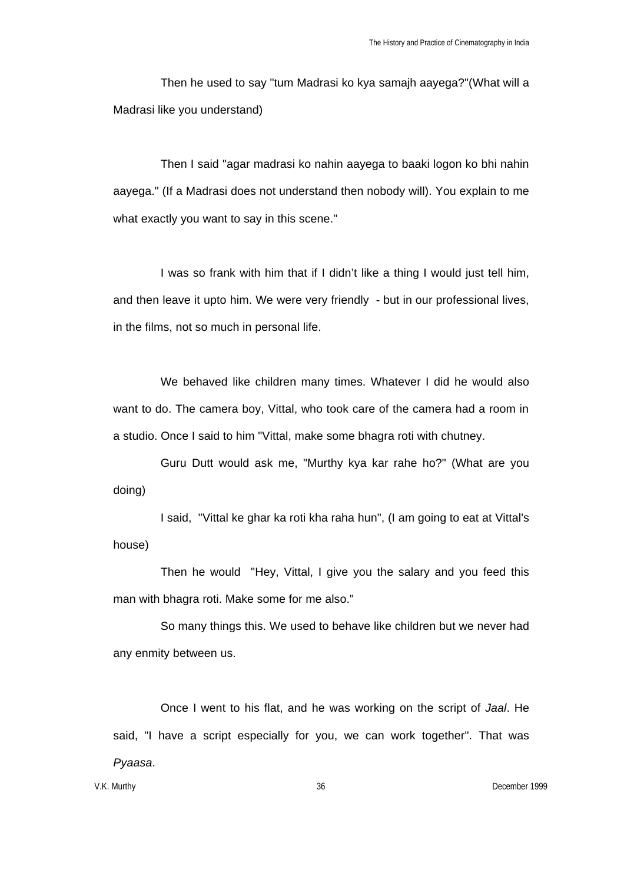Then he used to say "tum Madrasi ko kya samajh aayega?"(What will a Madrasi like you understand)

Then I said "agar madrasi ko nahin aayega to baaki logon ko bhi nahin aayega." (If a Madrasi does not understand then nobody will). You explain to me what exactly you want to say in this scene."

I was so frank with him that if I didn't like a thing I would just tell him, and then leave it upto him. We were very friendly - but in our professional lives, in the films, not so much in personal life.

We behaved like children many times. Whatever I did he would also want to do. The camera boy, Vittal, who took care of the camera had a room in a studio. Once I said to him "Vittal, make some bhagra roti with chutney.

Guru Dutt would ask me, "Murthy kya kar rahe ho?" (What are you doing)

I said, "Vittal ke ghar ka roti kha raha hun", (I am going to eat at Vittal's house)

Then he would "Hey, Vittal, I give you the salary and you feed this man with bhagra roti. Make some for me also."

So many things this. We used to behave like children but we never had any enmity between us.

Once I went to his flat, and he was working on the script of *Jaal*. He said, "I have a script especially for you, we can work together". That was *Pyaasa*.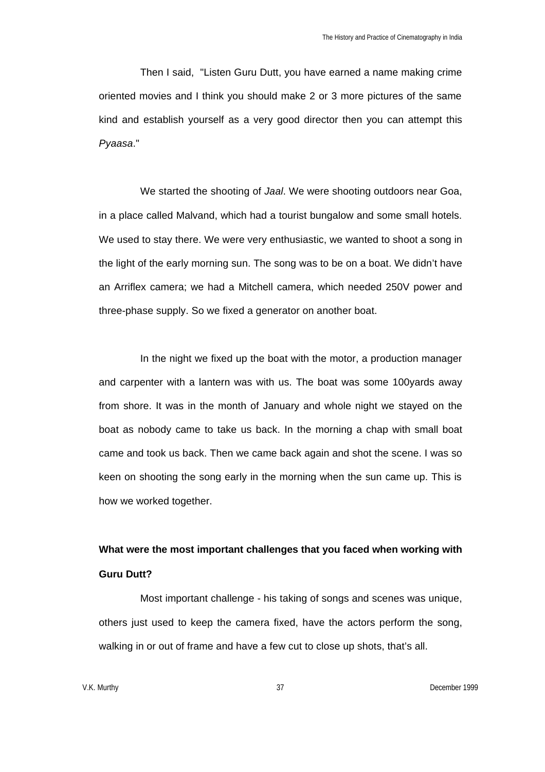Then I said, "Listen Guru Dutt, you have earned a name making crime oriented movies and I think you should make 2 or 3 more pictures of the same kind and establish yourself as a very good director then you can attempt this *Pyaasa*."

We started the shooting of *Jaal*. We were shooting outdoors near Goa, in a place called Malvand, which had a tourist bungalow and some small hotels. We used to stay there. We were very enthusiastic, we wanted to shoot a song in the light of the early morning sun. The song was to be on a boat. We didn't have an Arriflex camera; we had a Mitchell camera, which needed 250V power and three-phase supply. So we fixed a generator on another boat.

In the night we fixed up the boat with the motor, a production manager and carpenter with a lantern was with us. The boat was some 100yards away from shore. It was in the month of January and whole night we stayed on the boat as nobody came to take us back. In the morning a chap with small boat came and took us back. Then we came back again and shot the scene. I was so keen on shooting the song early in the morning when the sun came up. This is how we worked together.

**What were the most important challenges that you faced when working with Guru Dutt?**

Most important challenge - his taking of songs and scenes was unique, others just used to keep the camera fixed, have the actors perform the song, walking in or out of frame and have a few cut to close up shots, that's all.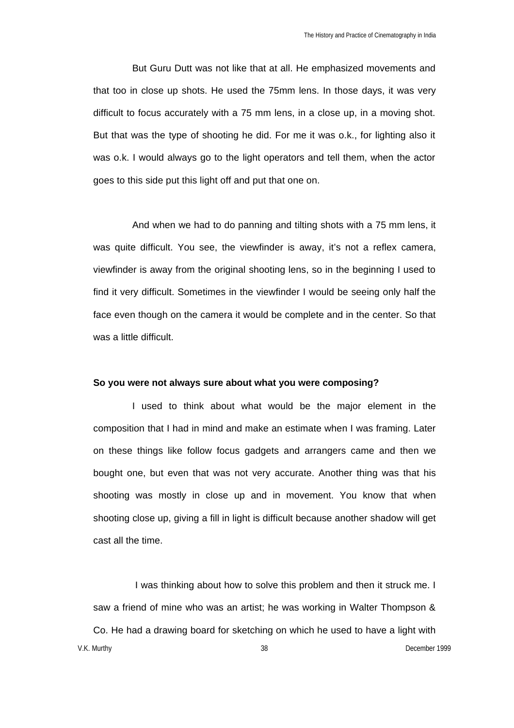But Guru Dutt was not like that at all. He emphasized movements and that too in close up shots. He used the 75mm lens. In those days, it was very difficult to focus accurately with a 75 mm lens, in a close up, in a moving shot. But that was the type of shooting he did. For me it was o.k., for lighting also it was o.k. I would always go to the light operators and tell them, when the actor goes to this side put this light off and put that one on.

And when we had to do panning and tilting shots with a 75 mm lens, it was quite difficult. You see, the viewfinder is away, it's not a reflex camera, viewfinder is away from the original shooting lens, so in the beginning I used to find it very difficult. Sometimes in the viewfinder I would be seeing only half the face even though on the camera it would be complete and in the center. So that was a little difficult.

**So you were not always sure about what you were composing?**

I used to think about what would be the major element in the composition that I had in mind and make an estimate when I was framing. Later on these things like follow focus gadgets and arrangers came and then we bought one, but even that was not very accurate. Another thing was that his shooting was mostly in close up and in movement. You know that when shooting close up, giving a fill in light is difficult because another shadow will get cast all the time.

I was thinking about how to solve this problem and then it struck me. I saw a friend of mine who was an artist; he was working in Walter Thompson & Co. He had a drawing board for sketching on which he used to have a light with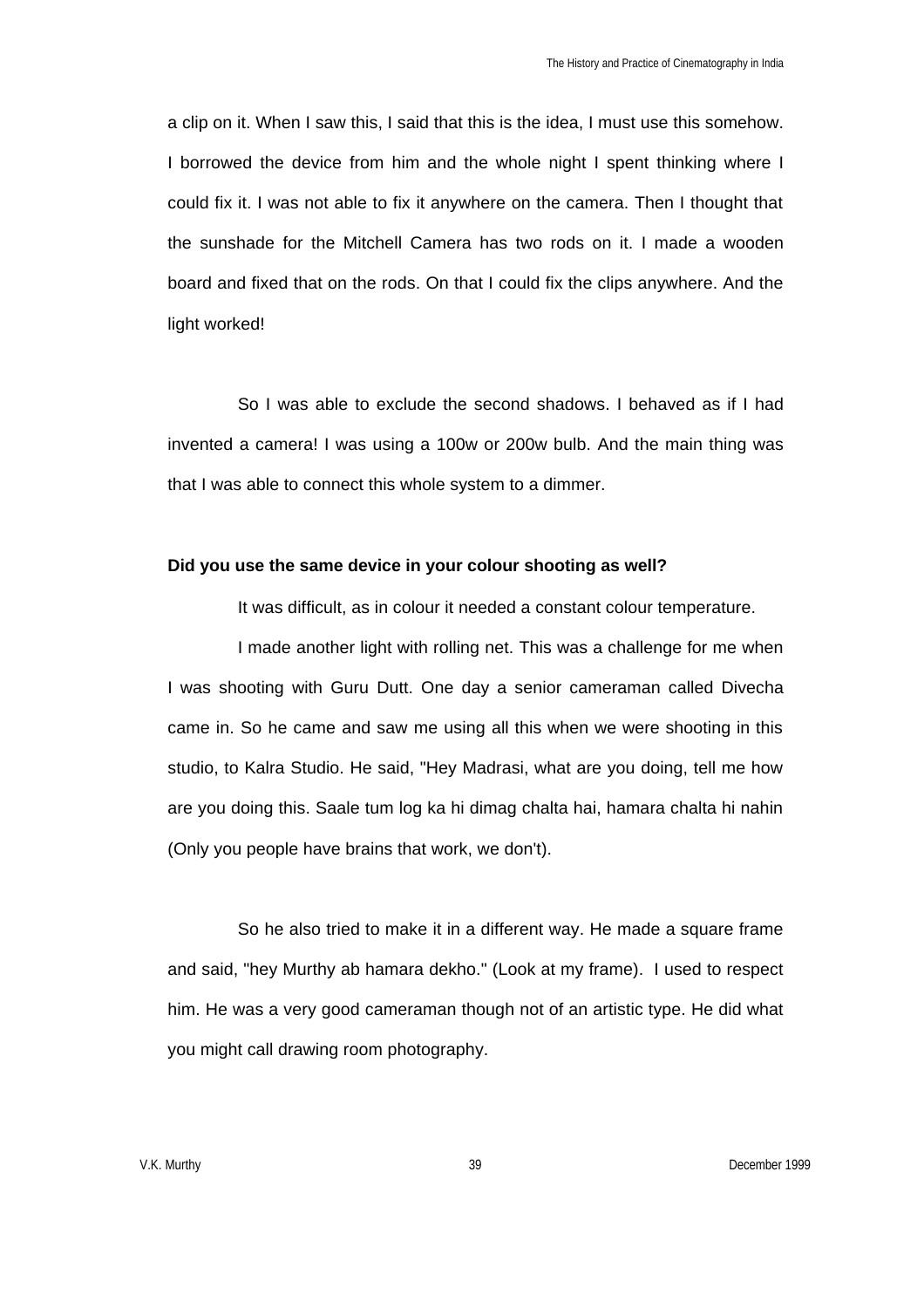a clip on it. When I saw this, I said that this is the idea, I must use this somehow. I borrowed the device from him and the whole night I spent thinking where I could fix it. I was not able to fix it anywhere on the camera. Then I thought that the sunshade for the Mitchell Camera has two rods on it. I made a wooden board and fixed that on the rods. On that I could fix the clips anywhere. And the light worked!

So I was able to exclude the second shadows. I behaved as if I had invented a camera! I was using a 100w or 200w bulb. And the main thing was that I was able to connect this whole system to a dimmer.

**Did you use the same device in your colour shooting as well?**

It was difficult, as in colour it needed a constant colour temperature.

I made another light with rolling net. This was a challenge for me when I was shooting with Guru Dutt. One day a senior cameraman called Divecha came in. So he came and saw me using all this when we were shooting in this studio, to Kalra Studio. He said, "Hey Madrasi, what are you doing, tell me how are you doing this. Saale tum log ka hi dimag chalta hai, hamara chalta hi nahin (Only you people have brains that work, we don't).

So he also tried to make it in a different way. He made a square frame and said, "hey Murthy ab hamara dekho." (Look at my frame). I used to respect him. He was a very good cameraman though not of an artistic type. He did what you might call drawing room photography.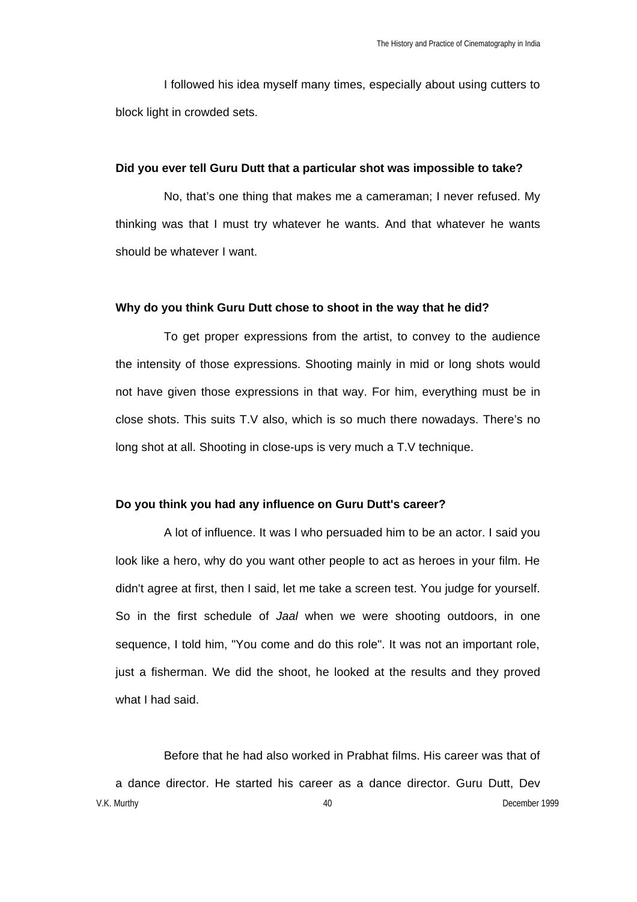I followed his idea myself many times, especially about using cutters to block light in crowded sets.

**Did you ever tell Guru Dutt that a particular shot was impossible to take?**

No, that's one thing that makes me a cameraman; I never refused. My thinking was that I must try whatever he wants. And that whatever he wants should be whatever I want.

**Why do you think Guru Dutt chose to shoot in the way that he did?**

To get proper expressions from the artist, to convey to the audience the intensity of those expressions. Shooting mainly in mid or long shots would not have given those expressions in that way. For him, everything must be in close shots. This suits T.V also, which is so much there nowadays. There's no long shot at all. Shooting in close-ups is very much a T.V technique.

**Do you think you had any influence on Guru Dutt's career?**

A lot of influence. It was I who persuaded him to be an actor. I said you look like a hero, why do you want other people to act as heroes in your film. He didn't agree at first, then I said, let me take a screen test. You judge for yourself. So in the first schedule of *Jaal* when we were shooting outdoors, in one sequence, I told him, "You come and do this role". It was not an important role, just a fisherman. We did the shoot, he looked at the results and they proved what I had said.

Before that he had also worked in Prabhat films. His career was that of a dance director. He started his career as a dance director. Guru Dutt, Dev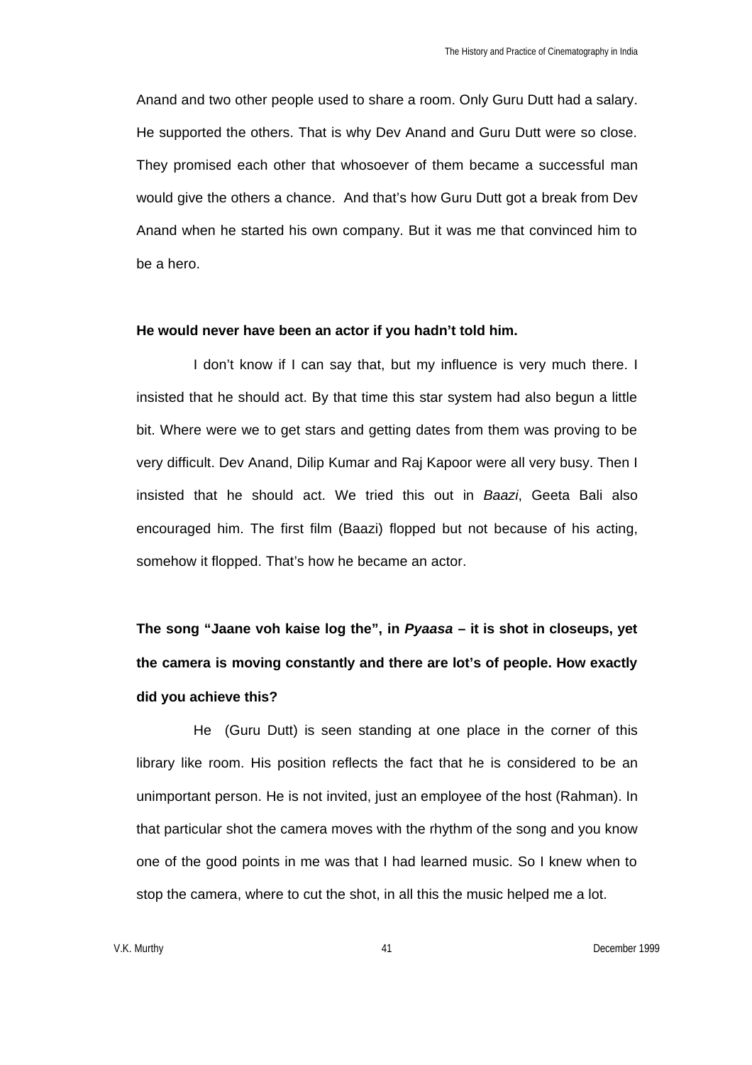Anand and two other people used to share a room. Only Guru Dutt had a salary. He supported the others. That is why Dev Anand and Guru Dutt were so close. They promised each other that whosoever of them became a successful man would give the others a chance. And that's how Guru Dutt got a break from Dev Anand when he started his own company. But it was me that convinced him to be a hero.

**He would never have been an actor if you hadn't told him.**

I don't know if I can say that, but my influence is very much there. I insisted that he should act. By that time this star system had also begun a little bit. Where were we to get stars and getting dates from them was proving to be very difficult. Dev Anand, Dilip Kumar and Raj Kapoor were all very busy. Then I insisted that he should act. We tried this out in *Baazi*, Geeta Bali also encouraged him. The first film (Baazi) flopped but not because of his acting, somehow it flopped. That's how he became an actor.

**The song "Jaane voh kaise log the", in *Pyaasa* – it is shot in closeups, yet the camera is moving constantly and there are lot's of people. How exactly did you achieve this?**

He (Guru Dutt) is seen standing at one place in the corner of this library like room. His position reflects the fact that he is considered to be an unimportant person. He is not invited, just an employee of the host (Rahman). In that particular shot the camera moves with the rhythm of the song and you know one of the good points in me was that I had learned music. So I knew when to stop the camera, where to cut the shot, in all this the music helped me a lot.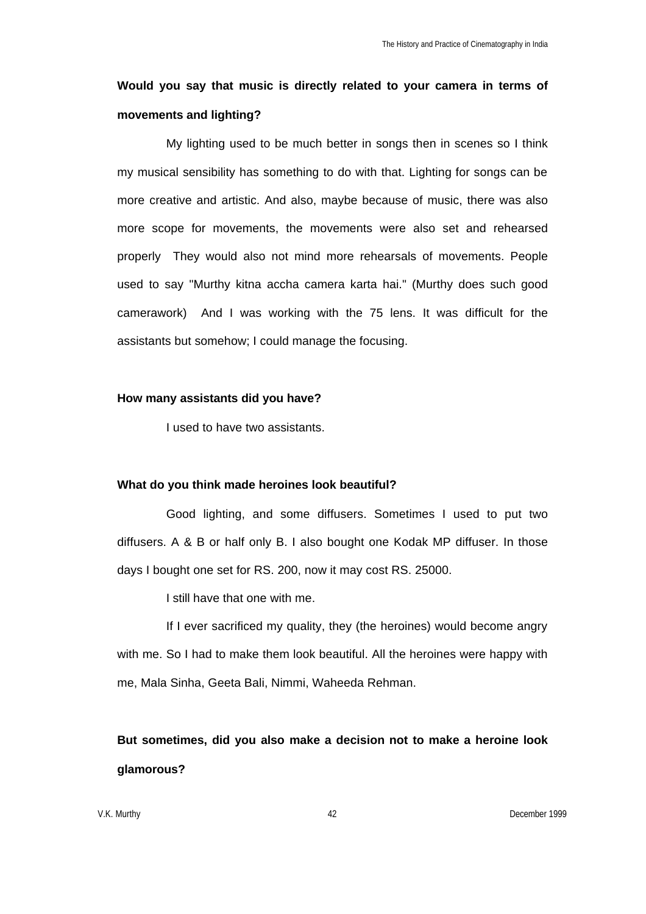**Would you say that music is directly related to your camera in terms of movements and lighting?**

My lighting used to be much better in songs then in scenes so I think my musical sensibility has something to do with that. Lighting for songs can be more creative and artistic. And also, maybe because of music, there was also more scope for movements, the movements were also set and rehearsed properly They would also not mind more rehearsals of movements. People used to say "Murthy kitna accha camera karta hai." (Murthy does such good camerawork) And I was working with the 75 lens. It was difficult for the assistants but somehow; I could manage the focusing.

**How many assistants did you have?**

I used to have two assistants.

**What do you think made heroines look beautiful?**

Good lighting, and some diffusers. Sometimes I used to put two diffusers. A & B or half only B. I also bought one Kodak MP diffuser. In those days I bought one set for RS. 200, now it may cost RS. 25000.

I still have that one with me.

If I ever sacrificed my quality, they (the heroines) would become angry with me. So I had to make them look beautiful. All the heroines were happy with me, Mala Sinha, Geeta Bali, Nimmi, Waheeda Rehman.

**But sometimes, did you also make a decision not to make a heroine look glamorous?**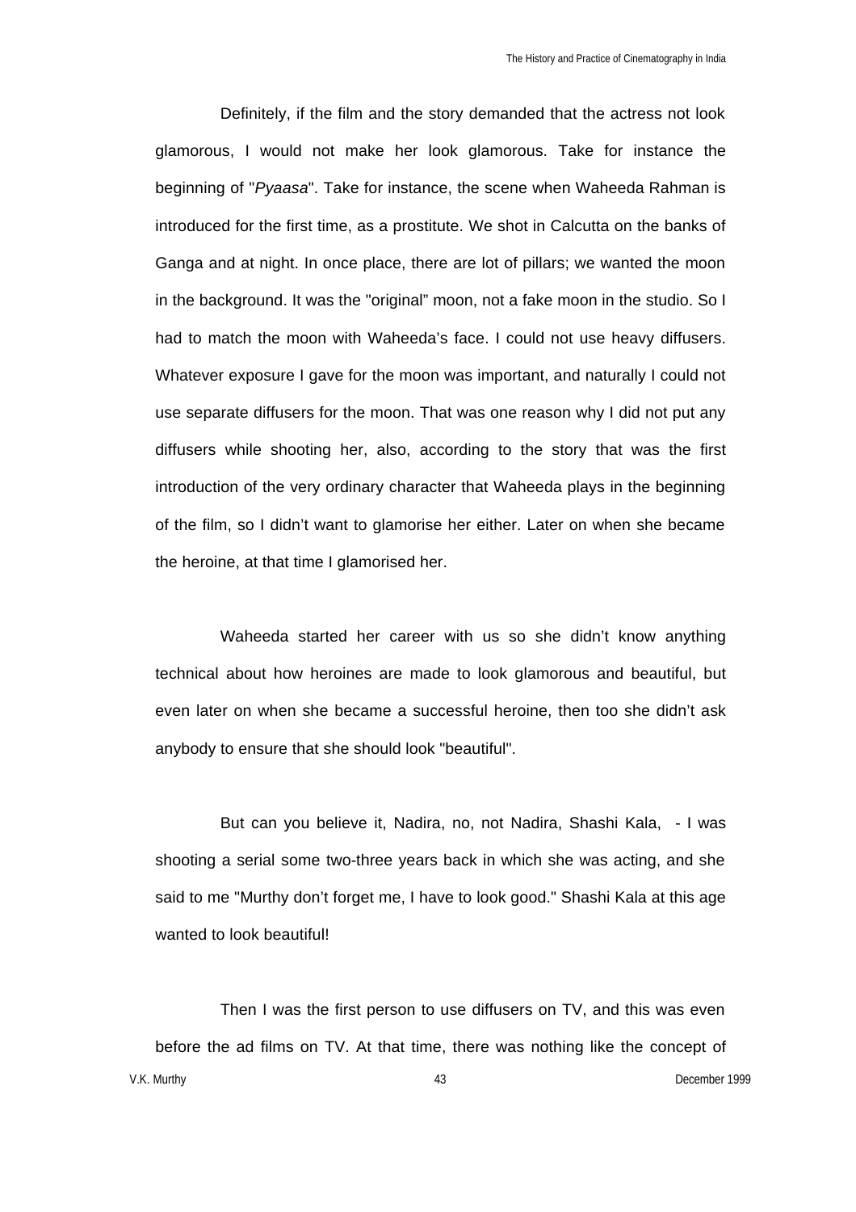Definitely, if the film and the story demanded that the actress not look glamorous, I would not make her look glamorous. Take for instance the beginning of "*Pyaasa*". Take for instance, the scene when Waheeda Rahman is introduced for the first time, as a prostitute. We shot in Calcutta on the banks of Ganga and at night. In once place, there are lot of pillars; we wanted the moon in the background. It was the "original" moon, not a fake moon in the studio. So I had to match the moon with Waheeda's face. I could not use heavy diffusers. Whatever exposure I gave for the moon was important, and naturally I could not use separate diffusers for the moon. That was one reason why I did not put any diffusers while shooting her, also, according to the story that was the first introduction of the very ordinary character that Waheeda plays in the beginning of the film, so I didn't want to glamorise her either. Later on when she became the heroine, at that time I glamorised her.

Waheeda started her career with us so she didn't know anything technical about how heroines are made to look glamorous and beautiful, but even later on when she became a successful heroine, then too she didn't ask anybody to ensure that she should look "beautiful".

But can you believe it, Nadira, no, not Nadira, Shashi Kala, - I was shooting a serial some two-three years back in which she was acting, and she said to me "Murthy don't forget me, I have to look good." Shashi Kala at this age wanted to look beautiful!

Then I was the first person to use diffusers on TV, and this was even before the ad films on TV. At that time, there was nothing like the concept of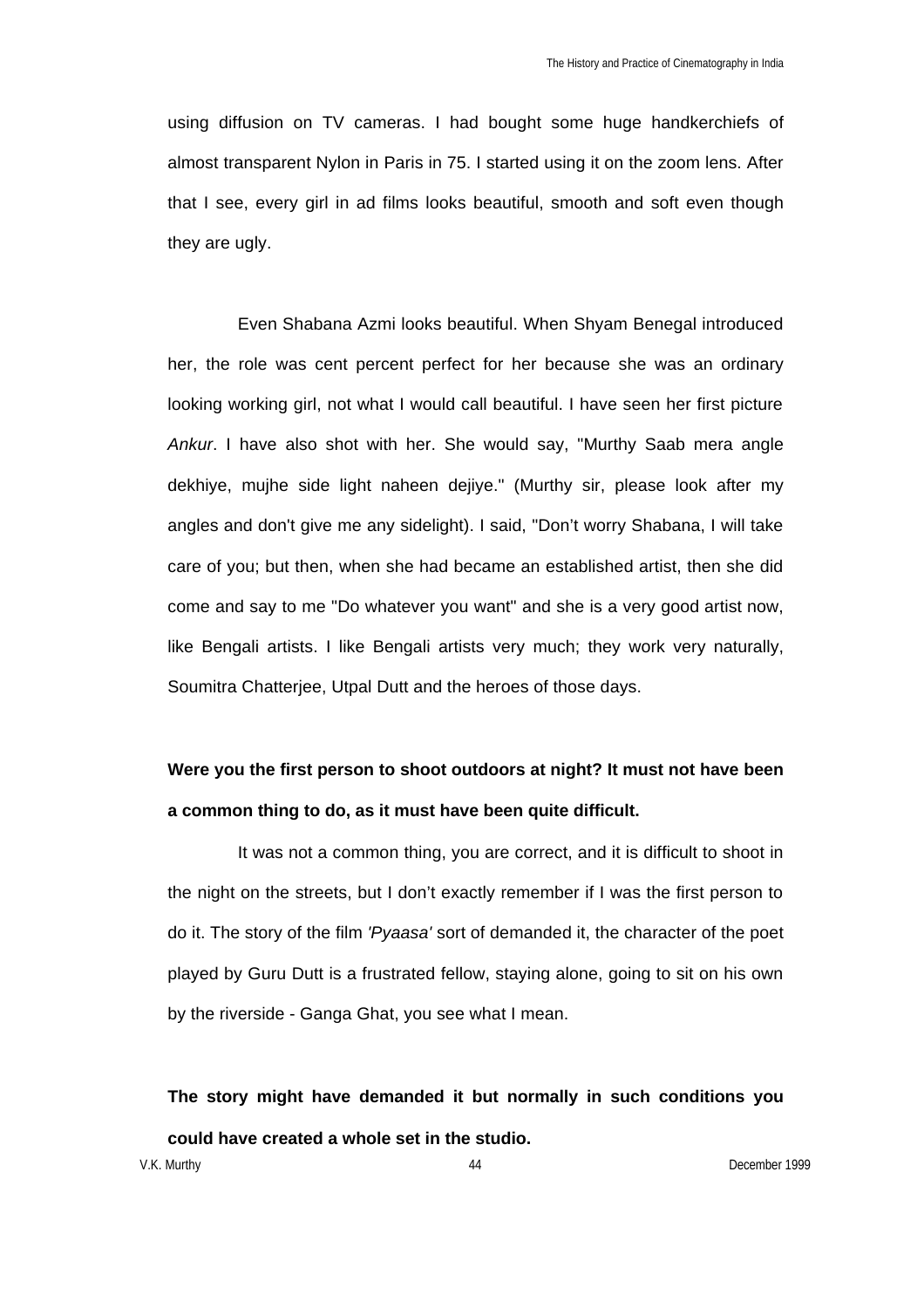using diffusion on TV cameras. I had bought some huge handkerchiefs of almost transparent Nylon in Paris in 75. I started using it on the zoom lens. After that I see, every girl in ad films looks beautiful, smooth and soft even though they are ugly.

Even Shabana Azmi looks beautiful. When Shyam Benegal introduced her, the role was cent percent perfect for her because she was an ordinary looking working girl, not what I would call beautiful. I have seen her first picture *Ankur*. I have also shot with her. She would say, "Murthy Saab mera angle dekhiye, mujhe side light naheen dejiye." (Murthy sir, please look after my angles and don't give me any sidelight). I said, "Don't worry Shabana, I will take care of you; but then, when she had became an established artist, then she did come and say to me "Do whatever you want" and she is a very good artist now, like Bengali artists. I like Bengali artists very much; they work very naturally, Soumitra Chatterjee, Utpal Dutt and the heroes of those days.

**Were you the first person to shoot outdoors at night? It must not have been a common thing to do, as it must have been quite difficult.**

It was not a common thing, you are correct, and it is difficult to shoot in the night on the streets, but I don't exactly remember if I was the first person to do it. The story of the film *'Pyaasa'* sort of demanded it, the character of the poet played by Guru Dutt is a frustrated fellow, staying alone, going to sit on his own by the riverside - Ganga Ghat, you see what I mean.

**The story might have demanded it but normally in such conditions you could have created a whole set in the studio.**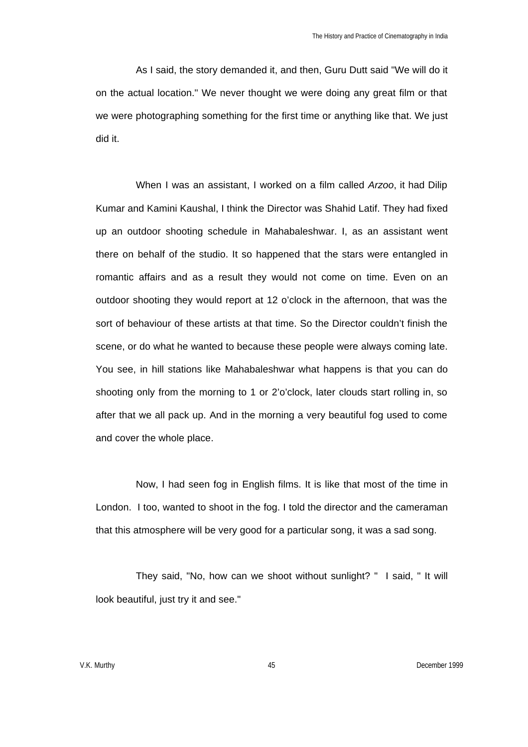As I said, the story demanded it, and then, Guru Dutt said "We will do it on the actual location." We never thought we were doing any great film or that we were photographing something for the first time or anything like that. We just did it.

When I was an assistant, I worked on a film called *Arzoo*, it had Dilip Kumar and Kamini Kaushal, I think the Director was Shahid Latif. They had fixed up an outdoor shooting schedule in Mahabaleshwar. I, as an assistant went there on behalf of the studio. It so happened that the stars were entangled in romantic affairs and as a result they would not come on time. Even on an outdoor shooting they would report at 12 o'clock in the afternoon, that was the sort of behaviour of these artists at that time. So the Director couldn't finish the scene, or do what he wanted to because these people were always coming late. You see, in hill stations like Mahabaleshwar what happens is that you can do shooting only from the morning to 1 or 2'o'clock, later clouds start rolling in, so after that we all pack up. And in the morning a very beautiful fog used to come and cover the whole place.

Now, I had seen fog in English films. It is like that most of the time in London. I too, wanted to shoot in the fog. I told the director and the cameraman that this atmosphere will be very good for a particular song, it was a sad song.

They said, "No, how can we shoot without sunlight? " I said, " It will look beautiful, just try it and see."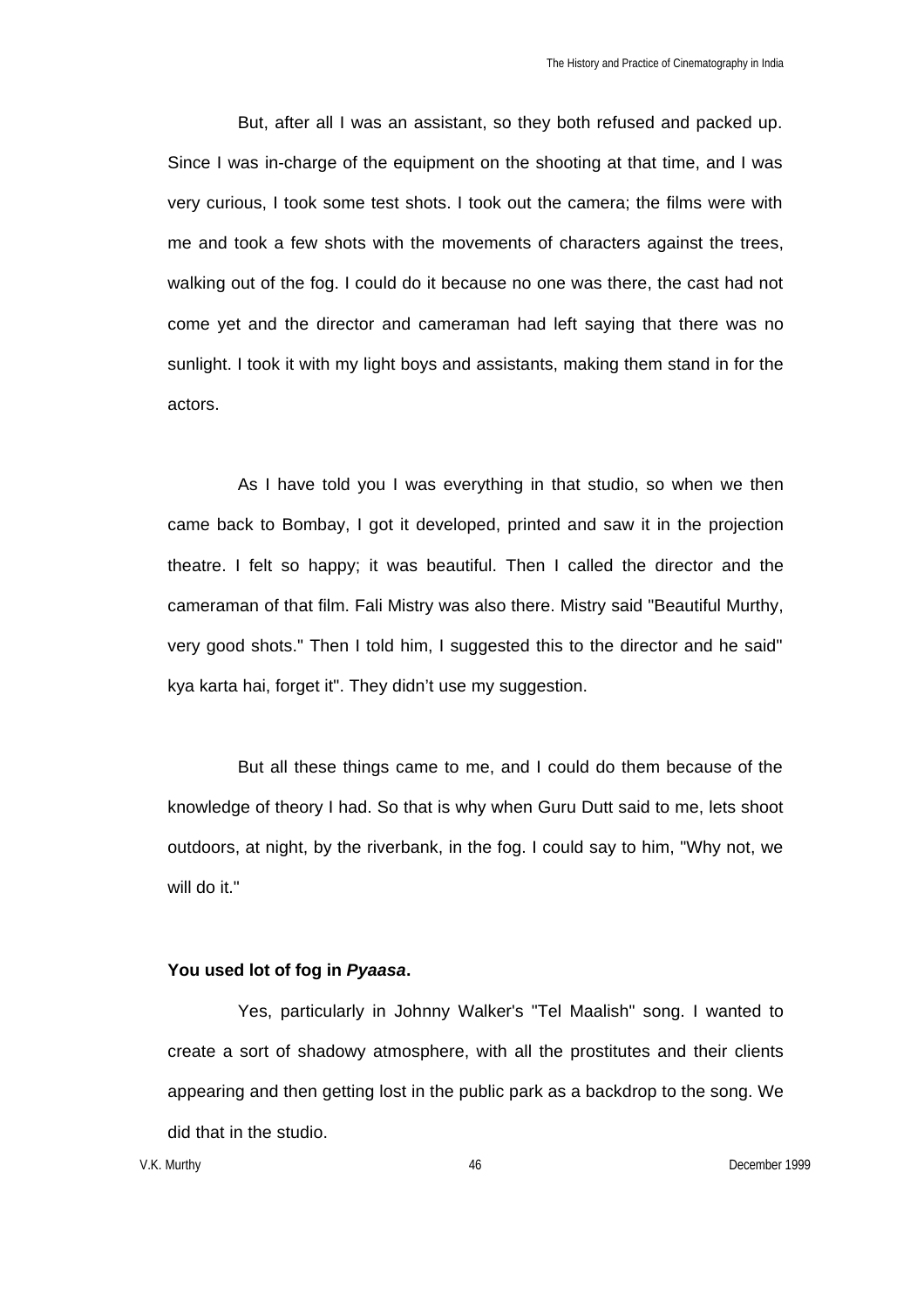But, after all I was an assistant, so they both refused and packed up. Since I was in-charge of the equipment on the shooting at that time, and I was very curious, I took some test shots. I took out the camera; the films were with me and took a few shots with the movements of characters against the trees, walking out of the fog. I could do it because no one was there, the cast had not come yet and the director and cameraman had left saying that there was no sunlight. I took it with my light boys and assistants, making them stand in for the actors.

As I have told you I was everything in that studio, so when we then came back to Bombay, I got it developed, printed and saw it in the projection theatre. I felt so happy; it was beautiful. Then I called the director and the cameraman of that film. Fali Mistry was also there. Mistry said "Beautiful Murthy, very good shots." Then I told him, I suggested this to the director and he said" kya karta hai, forget it". They didn't use my suggestion.

But all these things came to me, and I could do them because of the knowledge of theory I had. So that is why when Guru Dutt said to me, lets shoot outdoors, at night, by the riverbank, in the fog. I could say to him, "Why not, we will do it."

**You used lot of fog in *Pyaasa*.**

Yes, particularly in Johnny Walker's "Tel Maalish" song. I wanted to create a sort of shadowy atmosphere, with all the prostitutes and their clients appearing and then getting lost in the public park as a backdrop to the song. We did that in the studio.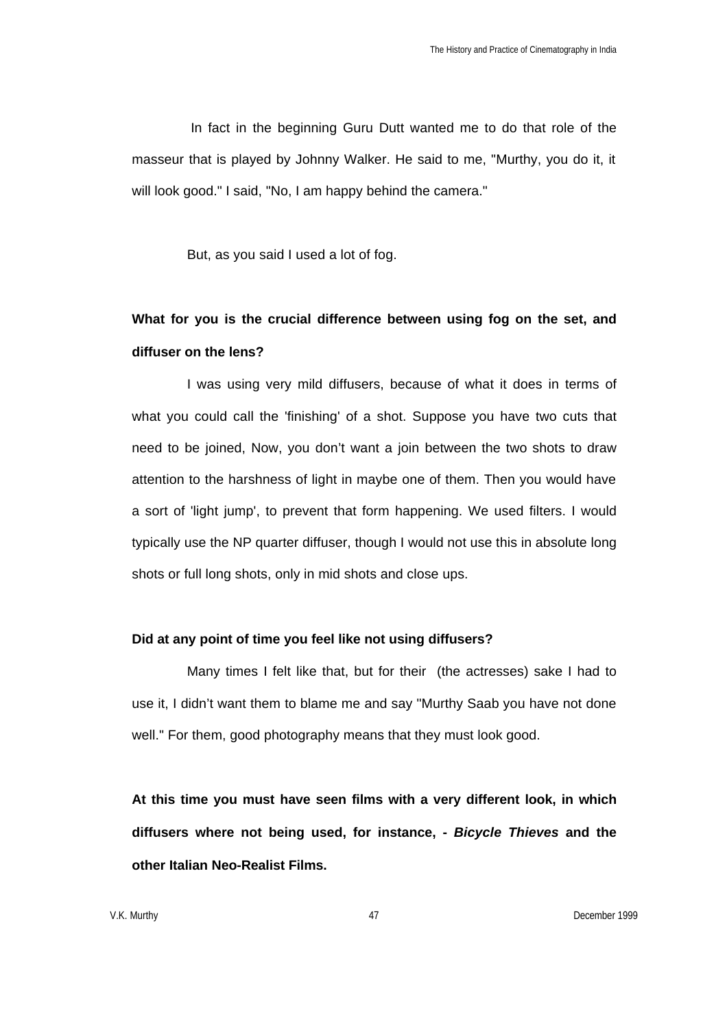In fact in the beginning Guru Dutt wanted me to do that role of the masseur that is played by Johnny Walker. He said to me, "Murthy, you do it, it will look good." I said, "No, I am happy behind the camera."

But, as you said I used a lot of fog.

**What for you is the crucial difference between using fog on the set, and diffuser on the lens?**

I was using very mild diffusers, because of what it does in terms of what you could call the 'finishing' of a shot. Suppose you have two cuts that need to be joined, Now, you don't want a join between the two shots to draw attention to the harshness of light in maybe one of them. Then you would have a sort of 'light jump', to prevent that form happening. We used filters. I would typically use the NP quarter diffuser, though I would not use this in absolute long shots or full long shots, only in mid shots and close ups.

**Did at any point of time you feel like not using diffusers?**

Many times I felt like that, but for their (the actresses) sake I had to use it, I didn't want them to blame me and say "Murthy Saab you have not done well." For them, good photography means that they must look good.

**At this time you must have seen films with a very different look, in which diffusers where not being used, for instance, - *Bicycle Thieves* and the other Italian Neo-Realist Films.**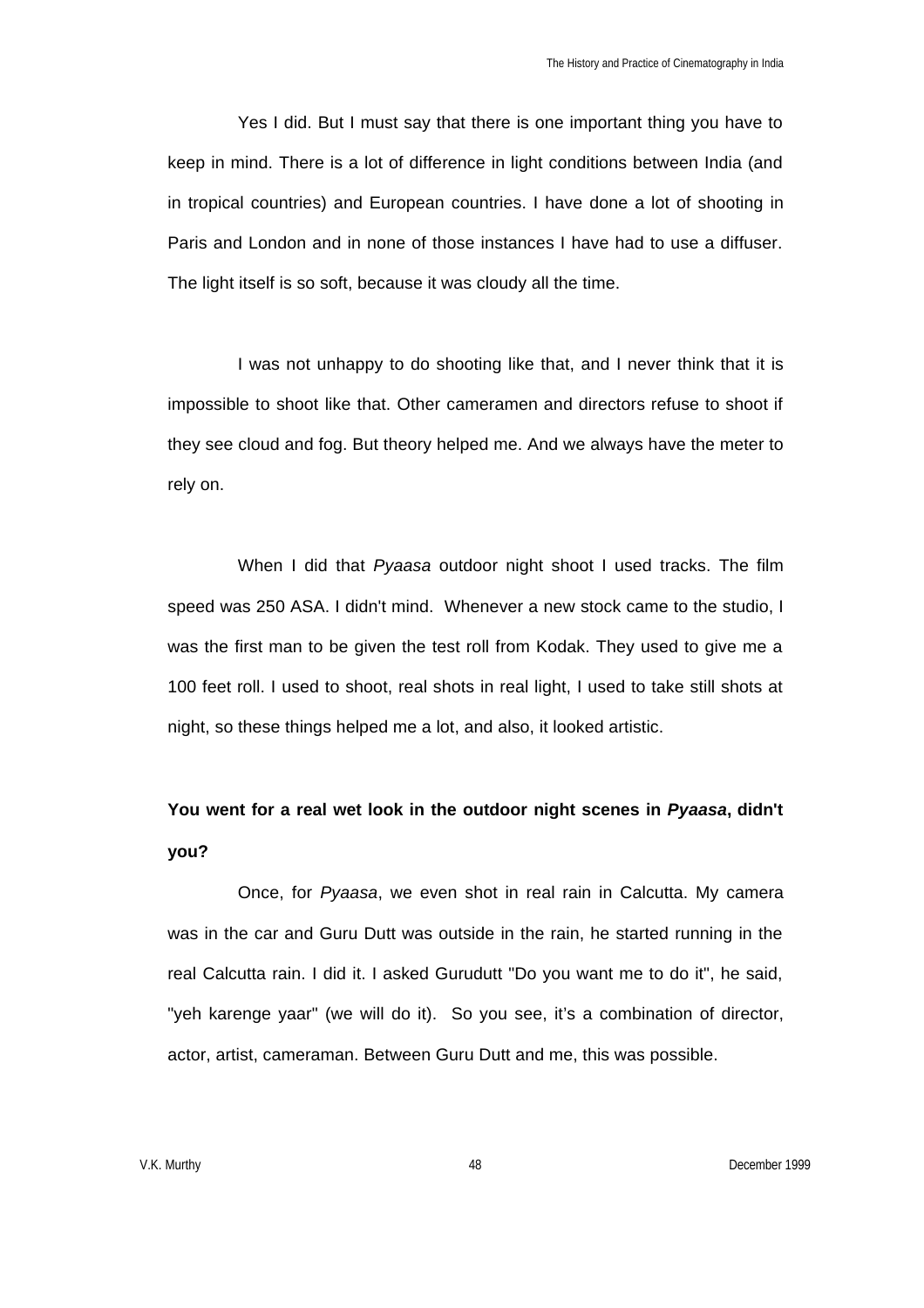Yes I did. But I must say that there is one important thing you have to keep in mind. There is a lot of difference in light conditions between India (and in tropical countries) and European countries. I have done a lot of shooting in Paris and London and in none of those instances I have had to use a diffuser. The light itself is so soft, because it was cloudy all the time.

I was not unhappy to do shooting like that, and I never think that it is impossible to shoot like that. Other cameramen and directors refuse to shoot if they see cloud and fog. But theory helped me. And we always have the meter to rely on.

When I did that *Pyaasa* outdoor night shoot I used tracks. The film speed was 250 ASA. I didn't mind. Whenever a new stock came to the studio, I was the first man to be given the test roll from Kodak. They used to give me a 100 feet roll. I used to shoot, real shots in real light, I used to take still shots at night, so these things helped me a lot, and also, it looked artistic.

**You went for a real wet look in the outdoor night scenes in *Pyaasa*, didn't you?**

Once, for *Pyaasa*, we even shot in real rain in Calcutta. My camera was in the car and Guru Dutt was outside in the rain, he started running in the real Calcutta rain. I did it. I asked Gurudutt "Do you want me to do it", he said, "yeh karenge yaar" (we will do it). So you see, it's a combination of director, actor, artist, cameraman. Between Guru Dutt and me, this was possible.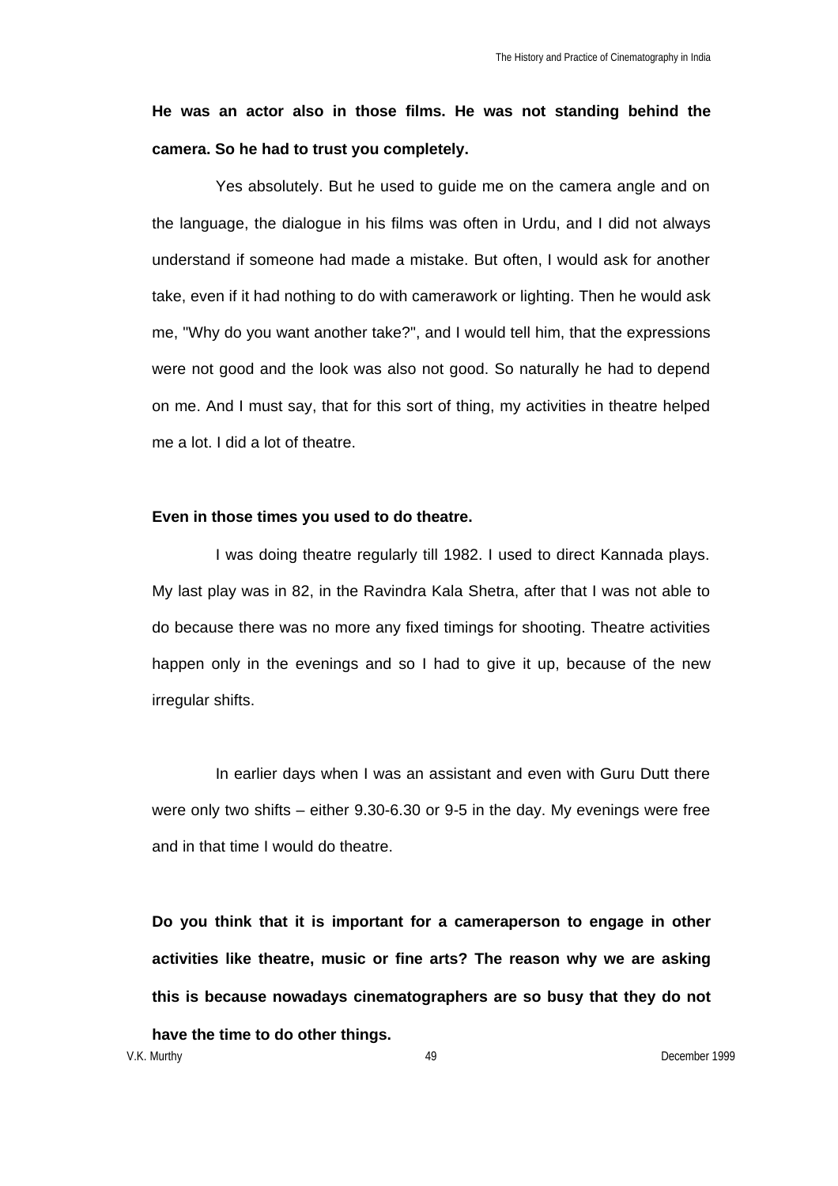**He was an actor also in those films. He was not standing behind the camera. So he had to trust you completely.**

Yes absolutely. But he used to guide me on the camera angle and on the language, the dialogue in his films was often in Urdu, and I did not always understand if someone had made a mistake. But often, I would ask for another take, even if it had nothing to do with camerawork or lighting. Then he would ask me, "Why do you want another take?", and I would tell him, that the expressions were not good and the look was also not good. So naturally he had to depend on me. And I must say, that for this sort of thing, my activities in theatre helped me a lot. I did a lot of theatre.

**Even in those times you used to do theatre.**

I was doing theatre regularly till 1982. I used to direct Kannada plays. My last play was in 82, in the Ravindra Kala Shetra, after that I was not able to do because there was no more any fixed timings for shooting. Theatre activities happen only in the evenings and so I had to give it up, because of the new irregular shifts.

In earlier days when I was an assistant and even with Guru Dutt there were only two shifts – either 9.30-6.30 or 9-5 in the day. My evenings were free and in that time I would do theatre.

**Do you think that it is important for a cameraperson to engage in other activities like theatre, music or fine arts? The reason why we are asking this is because nowadays cinematographers are so busy that they do not have the time to do other things.**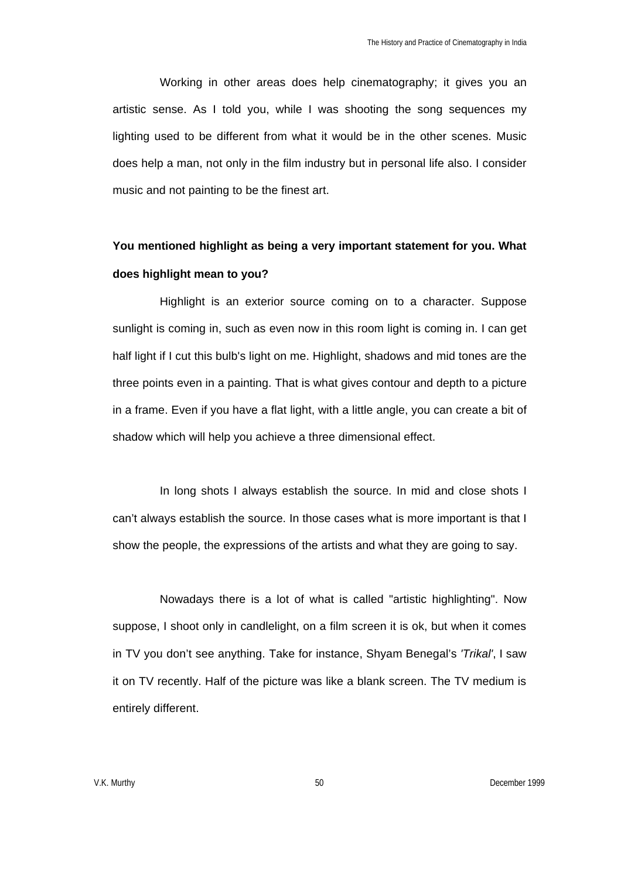Working in other areas does help cinematography; it gives you an artistic sense. As I told you, while I was shooting the song sequences my lighting used to be different from what it would be in the other scenes. Music does help a man, not only in the film industry but in personal life also. I consider music and not painting to be the finest art.

**You mentioned highlight as being a very important statement for you. What does highlight mean to you?**

Highlight is an exterior source coming on to a character. Suppose sunlight is coming in, such as even now in this room light is coming in. I can get half light if I cut this bulb's light on me. Highlight, shadows and mid tones are the three points even in a painting. That is what gives contour and depth to a picture in a frame. Even if you have a flat light, with a little angle, you can create a bit of shadow which will help you achieve a three dimensional effect.

In long shots I always establish the source. In mid and close shots I can't always establish the source. In those cases what is more important is that I show the people, the expressions of the artists and what they are going to say.

Nowadays there is a lot of what is called "artistic highlighting". Now suppose, I shoot only in candlelight, on a film screen it is ok, but when it comes in TV you don't see anything. Take for instance, Shyam Benegal's *'Trikal'*, I saw it on TV recently. Half of the picture was like a blank screen. The TV medium is entirely different.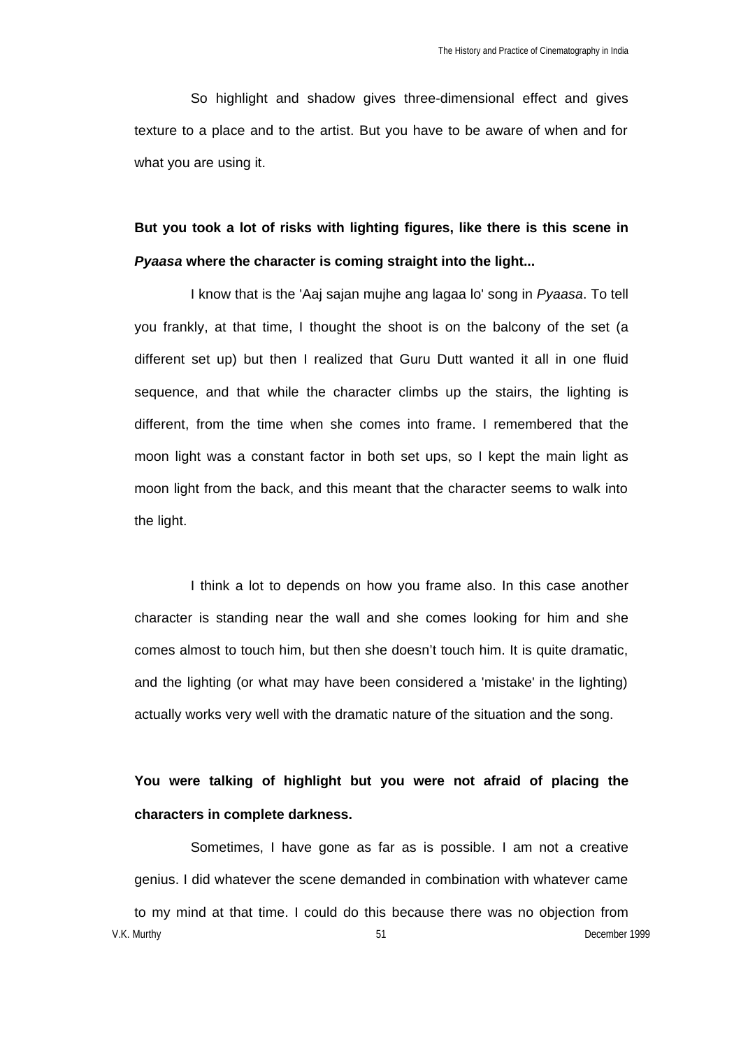So highlight and shadow gives three-dimensional effect and gives texture to a place and to the artist. But you have to be aware of when and for what you are using it.

**But you took a lot of risks with lighting figures, like there is this scene in *Pyaasa* where the character is coming straight into the light...**

I know that is the 'Aaj sajan mujhe ang lagaa lo' song in *Pyaasa*. To tell you frankly, at that time, I thought the shoot is on the balcony of the set (a different set up) but then I realized that Guru Dutt wanted it all in one fluid sequence, and that while the character climbs up the stairs, the lighting is different, from the time when she comes into frame. I remembered that the moon light was a constant factor in both set ups, so I kept the main light as moon light from the back, and this meant that the character seems to walk into the light.

I think a lot to depends on how you frame also. In this case another character is standing near the wall and she comes looking for him and she comes almost to touch him, but then she doesn't touch him. It is quite dramatic, and the lighting (or what may have been considered a 'mistake' in the lighting) actually works very well with the dramatic nature of the situation and the song.

**You were talking of highlight but you were not afraid of placing the characters in complete darkness.**

Sometimes, I have gone as far as is possible. I am not a creative genius. I did whatever the scene demanded in combination with whatever came to my mind at that time. I could do this because there was no objection from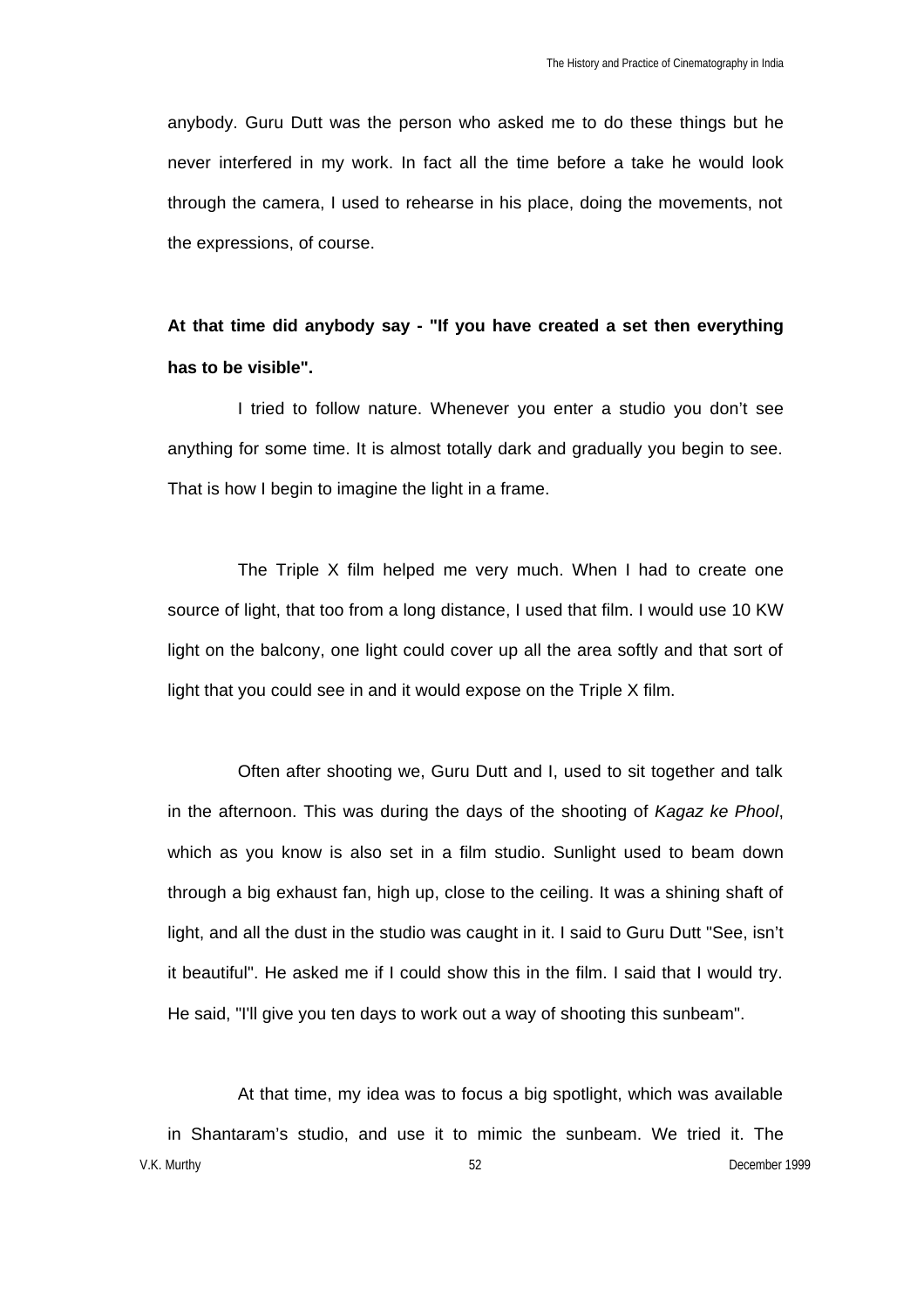anybody. Guru Dutt was the person who asked me to do these things but he never interfered in my work. In fact all the time before a take he would look through the camera, I used to rehearse in his place, doing the movements, not the expressions, of course.

**At that time did anybody say - "If you have created a set then everything has to be visible".**

I tried to follow nature. Whenever you enter a studio you don't see anything for some time. It is almost totally dark and gradually you begin to see. That is how I begin to imagine the light in a frame.

The Triple X film helped me very much. When I had to create one source of light, that too from a long distance, I used that film. I would use 10 KW light on the balcony, one light could cover up all the area softly and that sort of light that you could see in and it would expose on the Triple X film.

Often after shooting we, Guru Dutt and I, used to sit together and talk in the afternoon. This was during the days of the shooting of *Kagaz ke Phool*, which as you know is also set in a film studio. Sunlight used to beam down through a big exhaust fan, high up, close to the ceiling. It was a shining shaft of light, and all the dust in the studio was caught in it. I said to Guru Dutt "See, isn't it beautiful". He asked me if I could show this in the film. I said that I would try. He said, "I'll give you ten days to work out a way of shooting this sunbeam".

At that time, my idea was to focus a big spotlight, which was available in Shantaram's studio, and use it to mimic the sunbeam. We tried it. The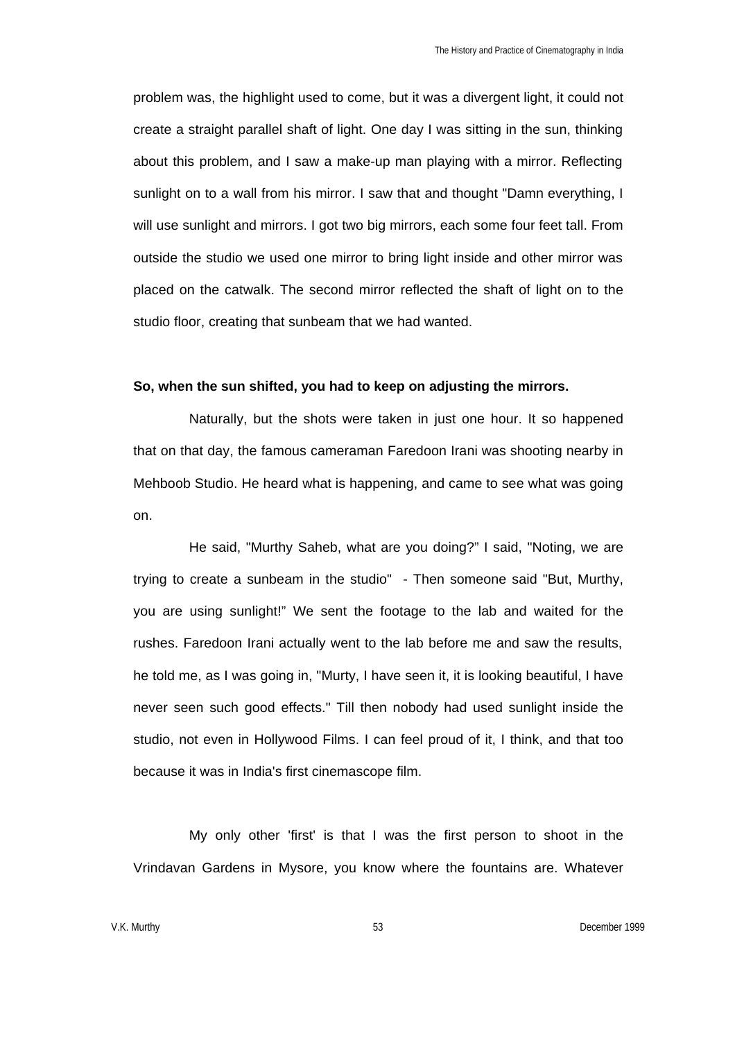problem was, the highlight used to come, but it was a divergent light, it could not create a straight parallel shaft of light. One day I was sitting in the sun, thinking about this problem, and I saw a make-up man playing with a mirror. Reflecting sunlight on to a wall from his mirror. I saw that and thought "Damn everything, I will use sunlight and mirrors. I got two big mirrors, each some four feet tall. From outside the studio we used one mirror to bring light inside and other mirror was placed on the catwalk. The second mirror reflected the shaft of light on to the studio floor, creating that sunbeam that we had wanted.

**So, when the sun shifted, you had to keep on adjusting the mirrors.**

Naturally, but the shots were taken in just one hour. It so happened that on that day, the famous cameraman Faredoon Irani was shooting nearby in Mehboob Studio. He heard what is happening, and came to see what was going on.

He said, "Murthy Saheb, what are you doing?" I said, "Noting, we are trying to create a sunbeam in the studio" - Then someone said "But, Murthy, you are using sunlight!" We sent the footage to the lab and waited for the rushes. Faredoon Irani actually went to the lab before me and saw the results, he told me, as I was going in, "Murty, I have seen it, it is looking beautiful, I have never seen such good effects." Till then nobody had used sunlight inside the studio, not even in Hollywood Films. I can feel proud of it, I think, and that too because it was in India's first cinemascope film.

My only other 'first' is that I was the first person to shoot in the Vrindavan Gardens in Mysore, you know where the fountains are. Whatever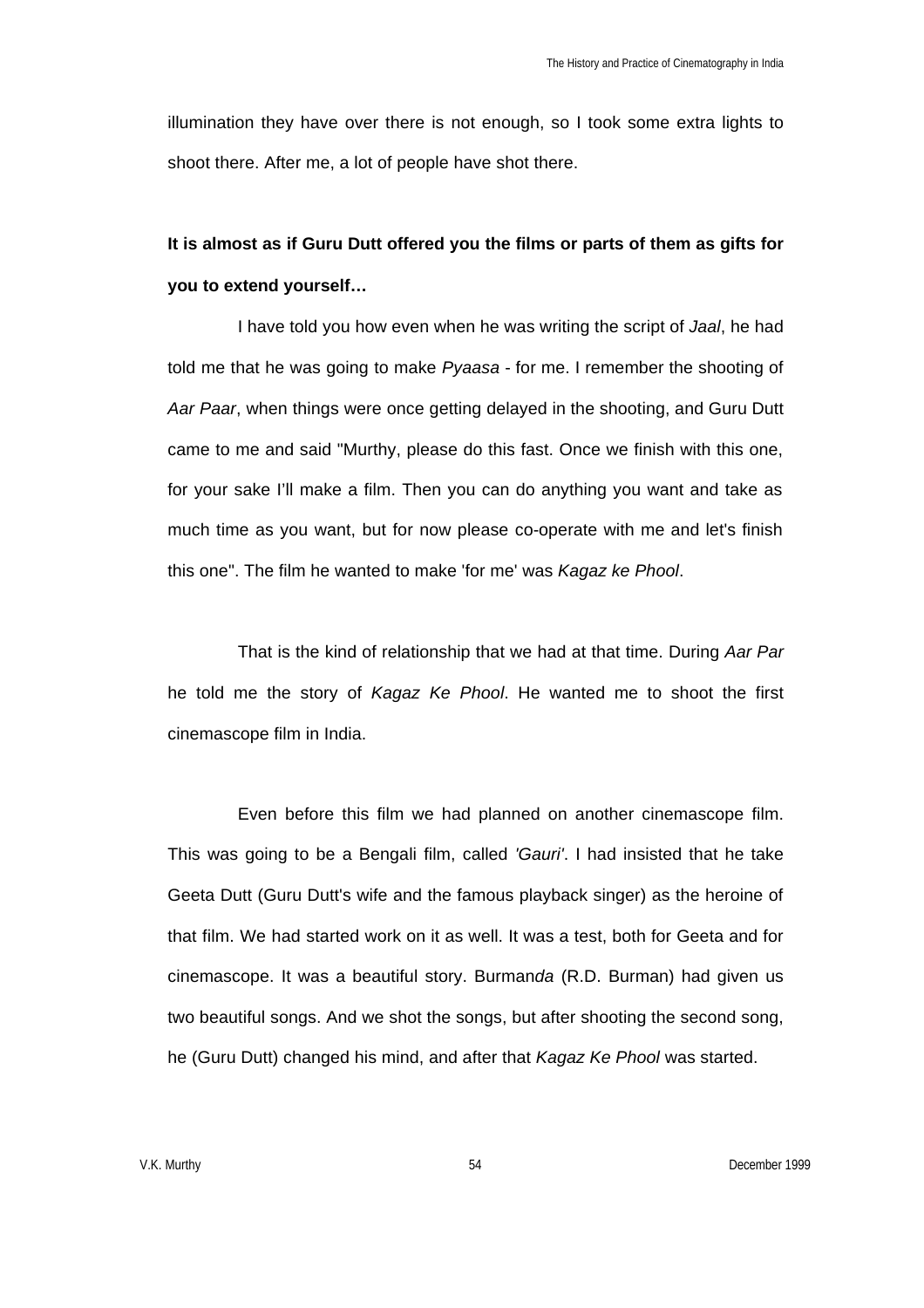illumination they have over there is not enough, so I took some extra lights to shoot there. After me, a lot of people have shot there.

**It is almost as if Guru Dutt offered you the films or parts of them as gifts for you to extend yourself…**

I have told you how even when he was writing the script of *Jaal*, he had told me that he was going to make *Pyaasa* - for me. I remember the shooting of *Aar Paar*, when things were once getting delayed in the shooting, and Guru Dutt came to me and said "Murthy, please do this fast. Once we finish with this one, for your sake I'll make a film. Then you can do anything you want and take as much time as you want, but for now please co-operate with me and let's finish this one". The film he wanted to make 'for me' was *Kagaz ke Phool*.

That is the kind of relationship that we had at that time. During *Aar Par* he told me the story of *Kagaz Ke Phool*. He wanted me to shoot the first cinemascope film in India.

Even before this film we had planned on another cinemascope film. This was going to be a Bengali film, called *'Gauri'*. I had insisted that he take Geeta Dutt (Guru Dutt's wife and the famous playback singer) as the heroine of that film. We had started work on it as well. It was a test, both for Geeta and for cinemascope. It was a beautiful story. Burman*da* (R.D. Burman) had given us two beautiful songs. And we shot the songs, but after shooting the second song, he (Guru Dutt) changed his mind, and after that *Kagaz Ke Phool* was started.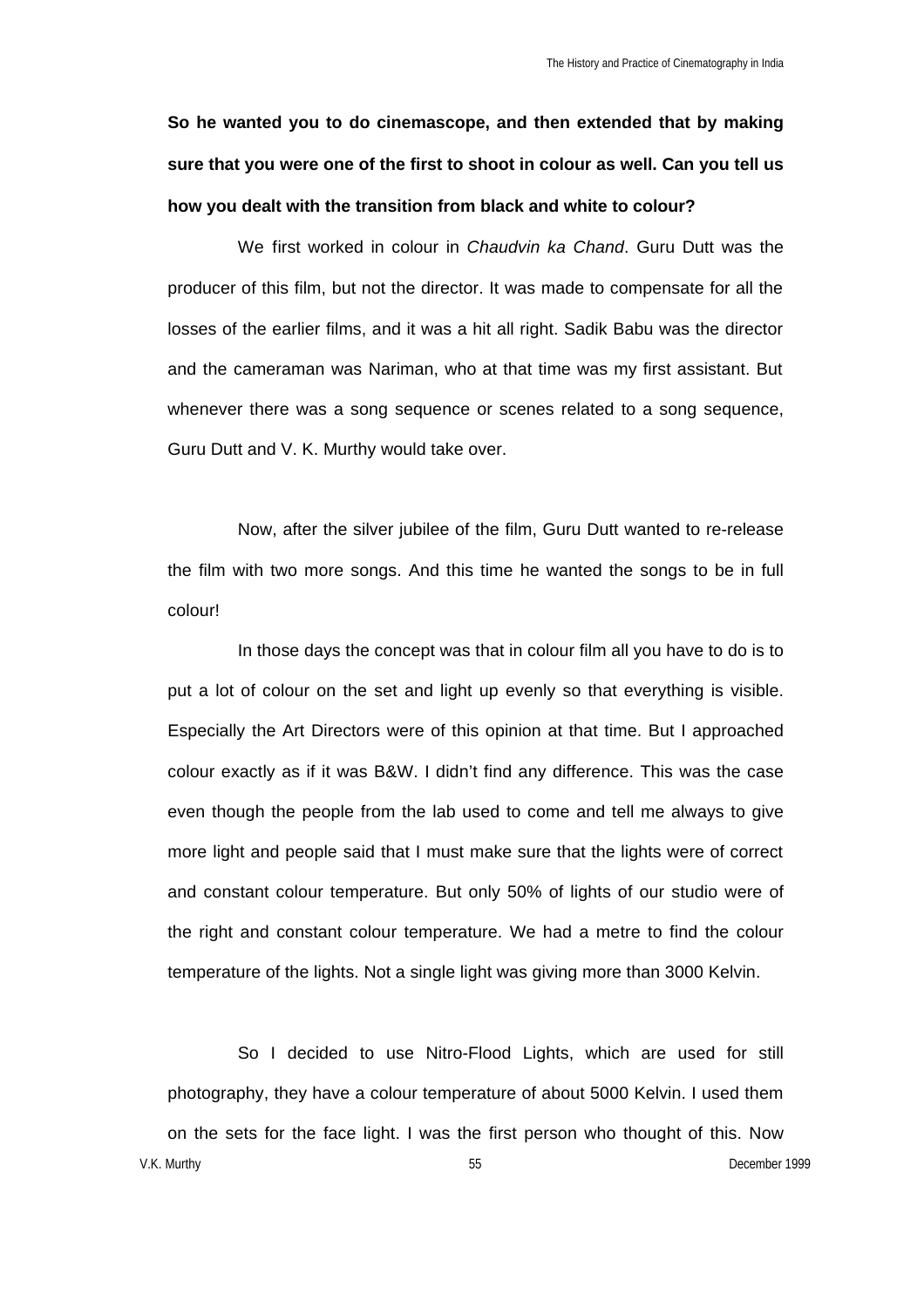**So he wanted you to do cinemascope, and then extended that by making sure that you were one of the first to shoot in colour as well. Can you tell us how you dealt with the transition from black and white to colour?**

We first worked in colour in *Chaudvin ka Chand*. Guru Dutt was the producer of this film, but not the director. It was made to compensate for all the losses of the earlier films, and it was a hit all right. Sadik Babu was the director and the cameraman was Nariman, who at that time was my first assistant. But whenever there was a song sequence or scenes related to a song sequence, Guru Dutt and V. K. Murthy would take over.

Now, after the silver jubilee of the film, Guru Dutt wanted to re-release the film with two more songs. And this time he wanted the songs to be in full colour!

In those days the concept was that in colour film all you have to do is to put a lot of colour on the set and light up evenly so that everything is visible. Especially the Art Directors were of this opinion at that time. But I approached colour exactly as if it was B&W. I didn't find any difference. This was the case even though the people from the lab used to come and tell me always to give more light and people said that I must make sure that the lights were of correct and constant colour temperature. But only 50% of lights of our studio were of the right and constant colour temperature. We had a metre to find the colour temperature of the lights. Not a single light was giving more than 3000 Kelvin.

So I decided to use Nitro-Flood Lights, which are used for still photography, they have a colour temperature of about 5000 Kelvin. I used them on the sets for the face light. I was the first person who thought of this. Now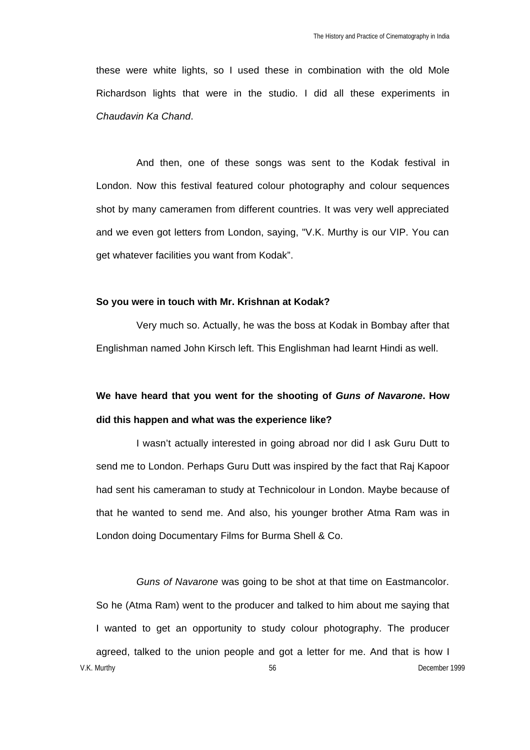these were white lights, so I used these in combination with the old Mole Richardson lights that were in the studio. I did all these experiments in *Chaudavin Ka Chand*.

And then, one of these songs was sent to the Kodak festival in London. Now this festival featured colour photography and colour sequences shot by many cameramen from different countries. It was very well appreciated and we even got letters from London, saying, "V.K. Murthy is our VIP. You can get whatever facilities you want from Kodak".

**So you were in touch with Mr. Krishnan at Kodak?**

Very much so. Actually, he was the boss at Kodak in Bombay after that Englishman named John Kirsch left. This Englishman had learnt Hindi as well.

**We have heard that you went for the shooting of *Guns of Navarone*. How did this happen and what was the experience like?**

I wasn't actually interested in going abroad nor did I ask Guru Dutt to send me to London. Perhaps Guru Dutt was inspired by the fact that Raj Kapoor had sent his cameraman to study at Technicolour in London. Maybe because of that he wanted to send me. And also, his younger brother Atma Ram was in London doing Documentary Films for Burma Shell & Co.

*Guns of Navarone* was going to be shot at that time on Eastmancolor. So he (Atma Ram) went to the producer and talked to him about me saying that I wanted to get an opportunity to study colour photography. The producer agreed, talked to the union people and got a letter for me. And that is how I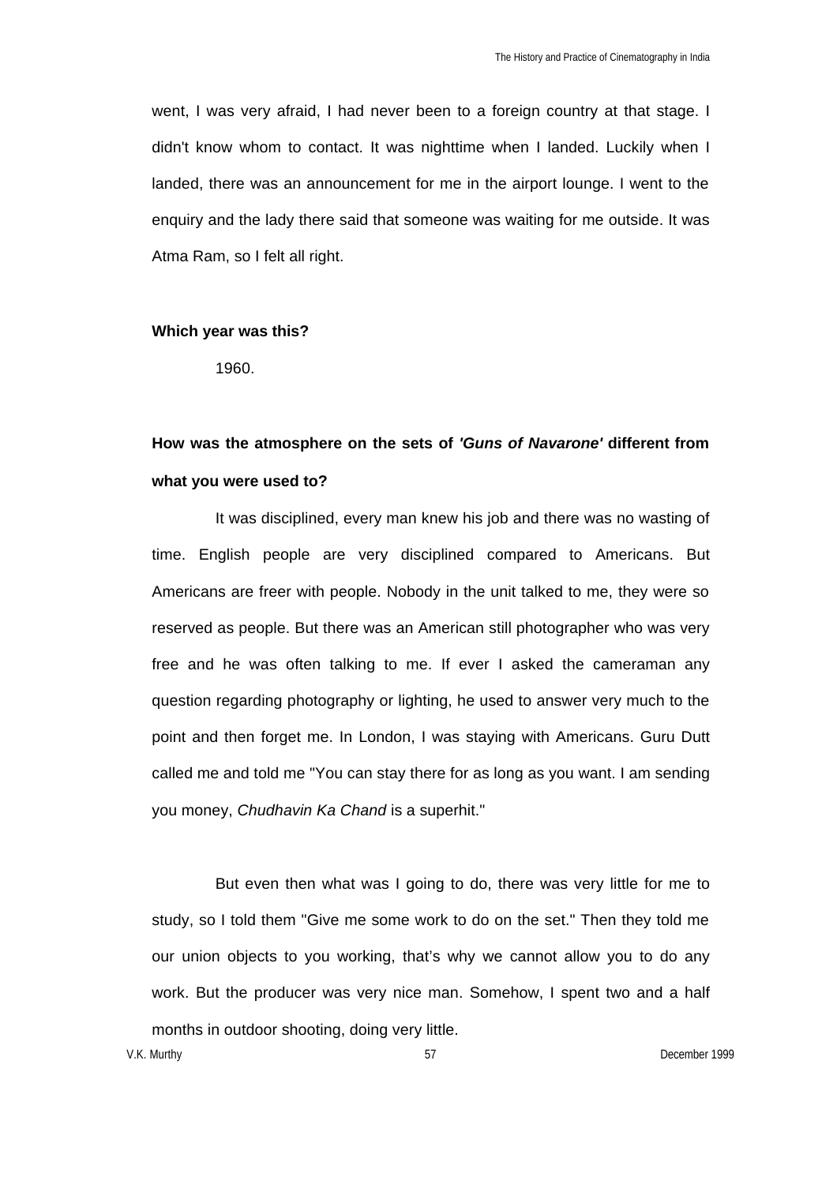went, I was very afraid, I had never been to a foreign country at that stage. I didn't know whom to contact. It was nighttime when I landed. Luckily when I landed, there was an announcement for me in the airport lounge. I went to the enquiry and the lady there said that someone was waiting for me outside. It was Atma Ram, so I felt all right.

**Which year was this?**

1960.

**How was the atmosphere on the sets of *'Guns of Navarone'* different from what you were used to?**

It was disciplined, every man knew his job and there was no wasting of time. English people are very disciplined compared to Americans. But Americans are freer with people. Nobody in the unit talked to me, they were so reserved as people. But there was an American still photographer who was very free and he was often talking to me. If ever I asked the cameraman any question regarding photography or lighting, he used to answer very much to the point and then forget me. In London, I was staying with Americans. Guru Dutt called me and told me "You can stay there for as long as you want. I am sending you money, *Chudhavin Ka Chand* is a superhit."

But even then what was I going to do, there was very little for me to study, so I told them "Give me some work to do on the set." Then they told me our union objects to you working, that's why we cannot allow you to do any work. But the producer was very nice man. Somehow, I spent two and a half months in outdoor shooting, doing very little.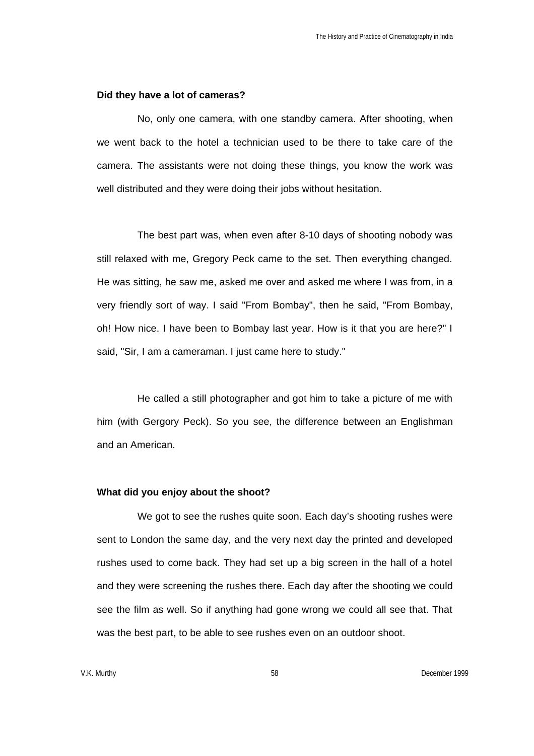**Did they have a lot of cameras?**

No, only one camera, with one standby camera. After shooting, when we went back to the hotel a technician used to be there to take care of the camera. The assistants were not doing these things, you know the work was well distributed and they were doing their jobs without hesitation.

The best part was, when even after 8-10 days of shooting nobody was still relaxed with me, Gregory Peck came to the set. Then everything changed. He was sitting, he saw me, asked me over and asked me where I was from, in a very friendly sort of way. I said "From Bombay", then he said, "From Bombay, oh! How nice. I have been to Bombay last year. How is it that you are here?" I said, "Sir, I am a cameraman. I just came here to study."

He called a still photographer and got him to take a picture of me with him (with Gergory Peck). So you see, the difference between an Englishman and an American.

**What did you enjoy about the shoot?**

We got to see the rushes quite soon. Each day's shooting rushes were sent to London the same day, and the very next day the printed and developed rushes used to come back. They had set up a big screen in the hall of a hotel and they were screening the rushes there. Each day after the shooting we could see the film as well. So if anything had gone wrong we could all see that. That was the best part, to be able to see rushes even on an outdoor shoot.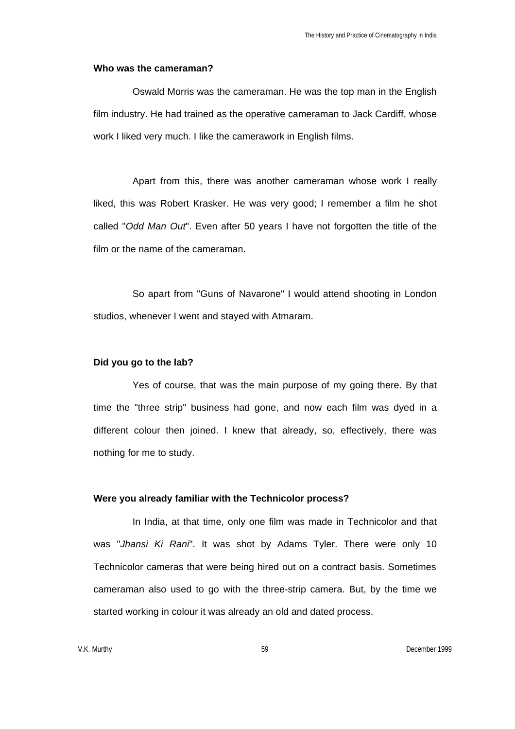**Who was the cameraman?**

Oswald Morris was the cameraman. He was the top man in the English film industry. He had trained as the operative cameraman to Jack Cardiff, whose work I liked very much. I like the camerawork in English films.

Apart from this, there was another cameraman whose work I really liked, this was Robert Krasker. He was very good; I remember a film he shot called "*Odd Man Out*". Even after 50 years I have not forgotten the title of the film or the name of the cameraman.

So apart from "Guns of Navarone" I would attend shooting in London studios, whenever I went and stayed with Atmaram.

**Did you go to the lab?**

Yes of course, that was the main purpose of my going there. By that time the "three strip" business had gone, and now each film was dyed in a different colour then joined. I knew that already, so, effectively, there was nothing for me to study.

**Were you already familiar with the Technicolor process?**

In India, at that time, only one film was made in Technicolor and that was "*Jhansi Ki Rani*". It was shot by Adams Tyler. There were only 10 Technicolor cameras that were being hired out on a contract basis. Sometimes cameraman also used to go with the three-strip camera. But, by the time we started working in colour it was already an old and dated process.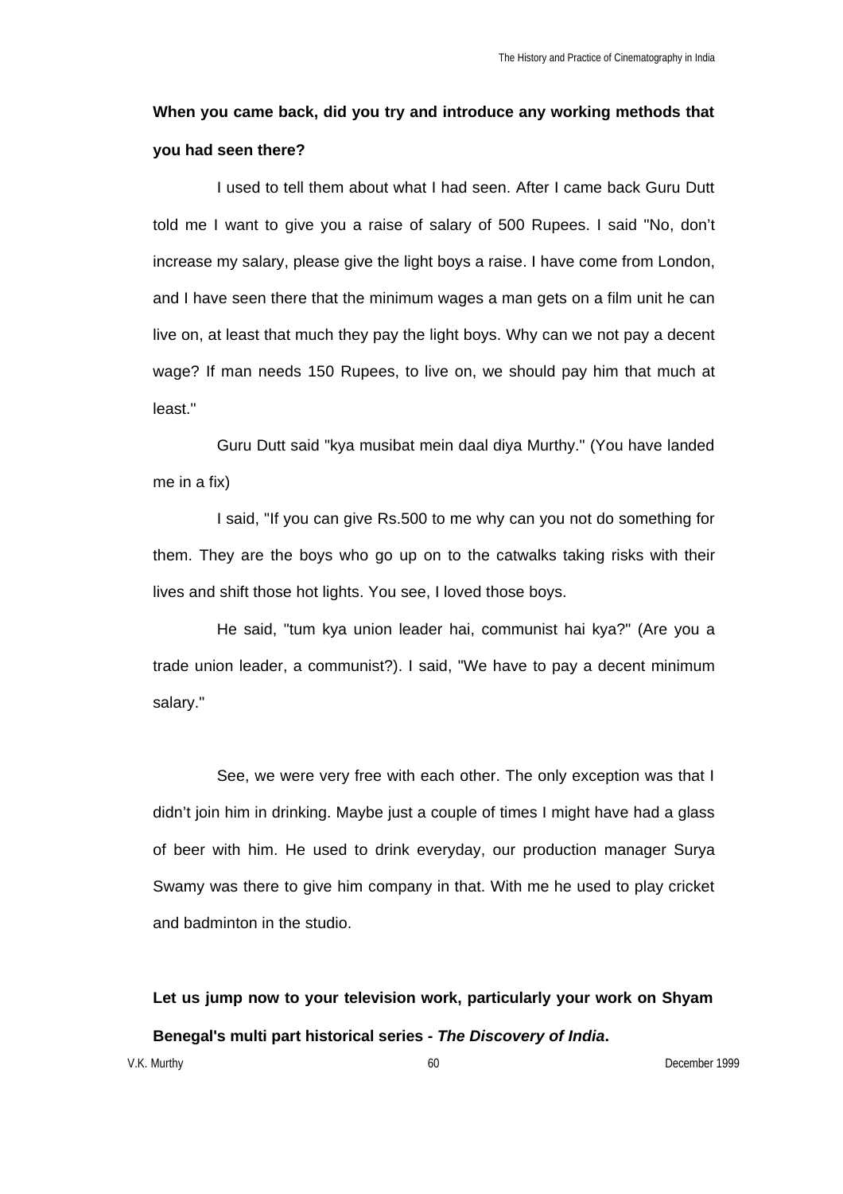**When you came back, did you try and introduce any working methods that you had seen there?**

I used to tell them about what I had seen. After I came back Guru Dutt told me I want to give you a raise of salary of 500 Rupees. I said "No, don't increase my salary, please give the light boys a raise. I have come from London, and I have seen there that the minimum wages a man gets on a film unit he can live on, at least that much they pay the light boys. Why can we not pay a decent wage? If man needs 150 Rupees, to live on, we should pay him that much at least."

Guru Dutt said "kya musibat mein daal diya Murthy." (You have landed me in a fix)

I said, "If you can give Rs.500 to me why can you not do something for them. They are the boys who go up on to the catwalks taking risks with their lives and shift those hot lights. You see, I loved those boys.

He said, "tum kya union leader hai, communist hai kya?" (Are you a trade union leader, a communist?). I said, "We have to pay a decent minimum salary."

See, we were very free with each other. The only exception was that I didn't join him in drinking. Maybe just a couple of times I might have had a glass of beer with him. He used to drink everyday, our production manager Surya Swamy was there to give him company in that. With me he used to play cricket and badminton in the studio.

**Let us jump now to your television work, particularly your work on Shyam Benegal's multi part historical series - *The Discovery of India*.**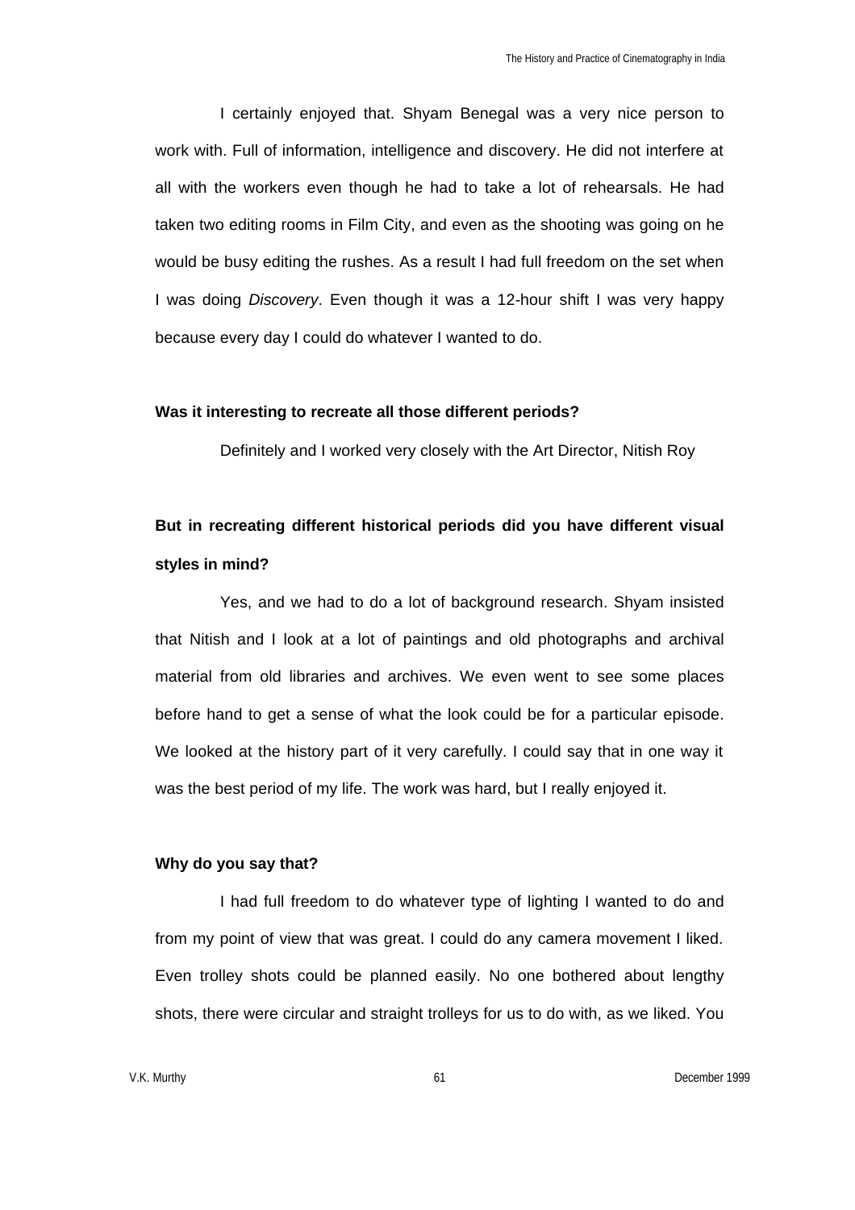I certainly enjoyed that. Shyam Benegal was a very nice person to work with. Full of information, intelligence and discovery. He did not interfere at all with the workers even though he had to take a lot of rehearsals. He had taken two editing rooms in Film City, and even as the shooting was going on he would be busy editing the rushes. As a result I had full freedom on the set when I was doing *Discovery*. Even though it was a 12-hour shift I was very happy because every day I could do whatever I wanted to do.

**Was it interesting to recreate all those different periods?**

Definitely and I worked very closely with the Art Director, Nitish Roy

**But in recreating different historical periods did you have different visual styles in mind?**

Yes, and we had to do a lot of background research. Shyam insisted that Nitish and I look at a lot of paintings and old photographs and archival material from old libraries and archives. We even went to see some places before hand to get a sense of what the look could be for a particular episode. We looked at the history part of it very carefully. I could say that in one way it was the best period of my life. The work was hard, but I really enjoyed it.

**Why do you say that?**

I had full freedom to do whatever type of lighting I wanted to do and from my point of view that was great. I could do any camera movement I liked. Even trolley shots could be planned easily. No one bothered about lengthy shots, there were circular and straight trolleys for us to do with, as we liked. You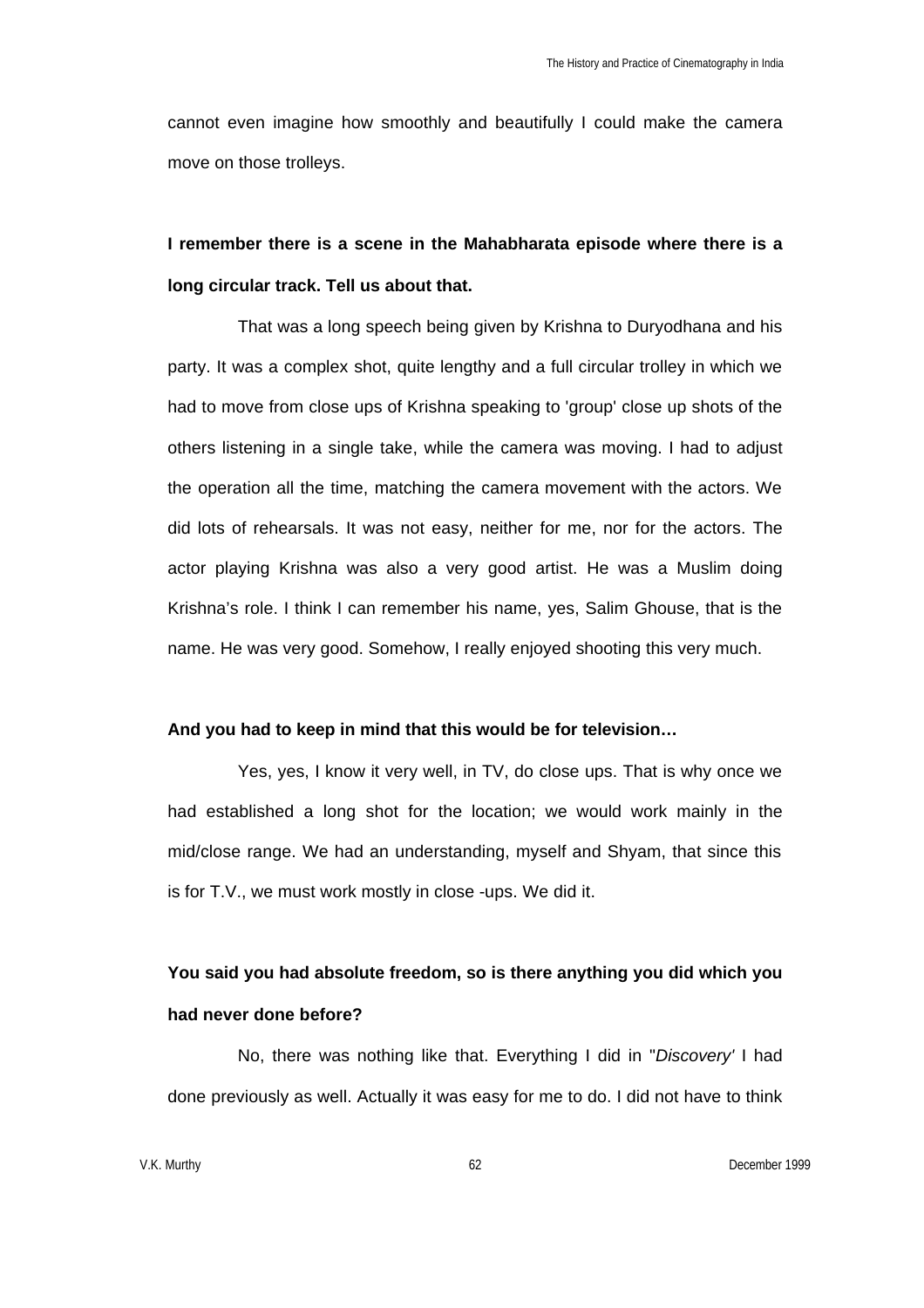cannot even imagine how smoothly and beautifully I could make the camera move on those trolleys.

**I remember there is a scene in the Mahabharata episode where there is a long circular track. Tell us about that.**

That was a long speech being given by Krishna to Duryodhana and his party. It was a complex shot, quite lengthy and a full circular trolley in which we had to move from close ups of Krishna speaking to 'group' close up shots of the others listening in a single take, while the camera was moving. I had to adjust the operation all the time, matching the camera movement with the actors. We did lots of rehearsals. It was not easy, neither for me, nor for the actors. The actor playing Krishna was also a very good artist. He was a Muslim doing Krishna's role. I think I can remember his name, yes, Salim Ghouse, that is the name. He was very good. Somehow, I really enjoyed shooting this very much.

**And you had to keep in mind that this would be for television…**

Yes, yes, I know it very well, in TV, do close ups. That is why once we had established a long shot for the location; we would work mainly in the mid/close range. We had an understanding, myself and Shyam, that since this is for T.V., we must work mostly in close -ups. We did it.

**You said you had absolute freedom, so is there anything you did which you had never done before?**

No, there was nothing like that. Everything I did in "*Discovery'* I had done previously as well. Actually it was easy for me to do. I did not have to think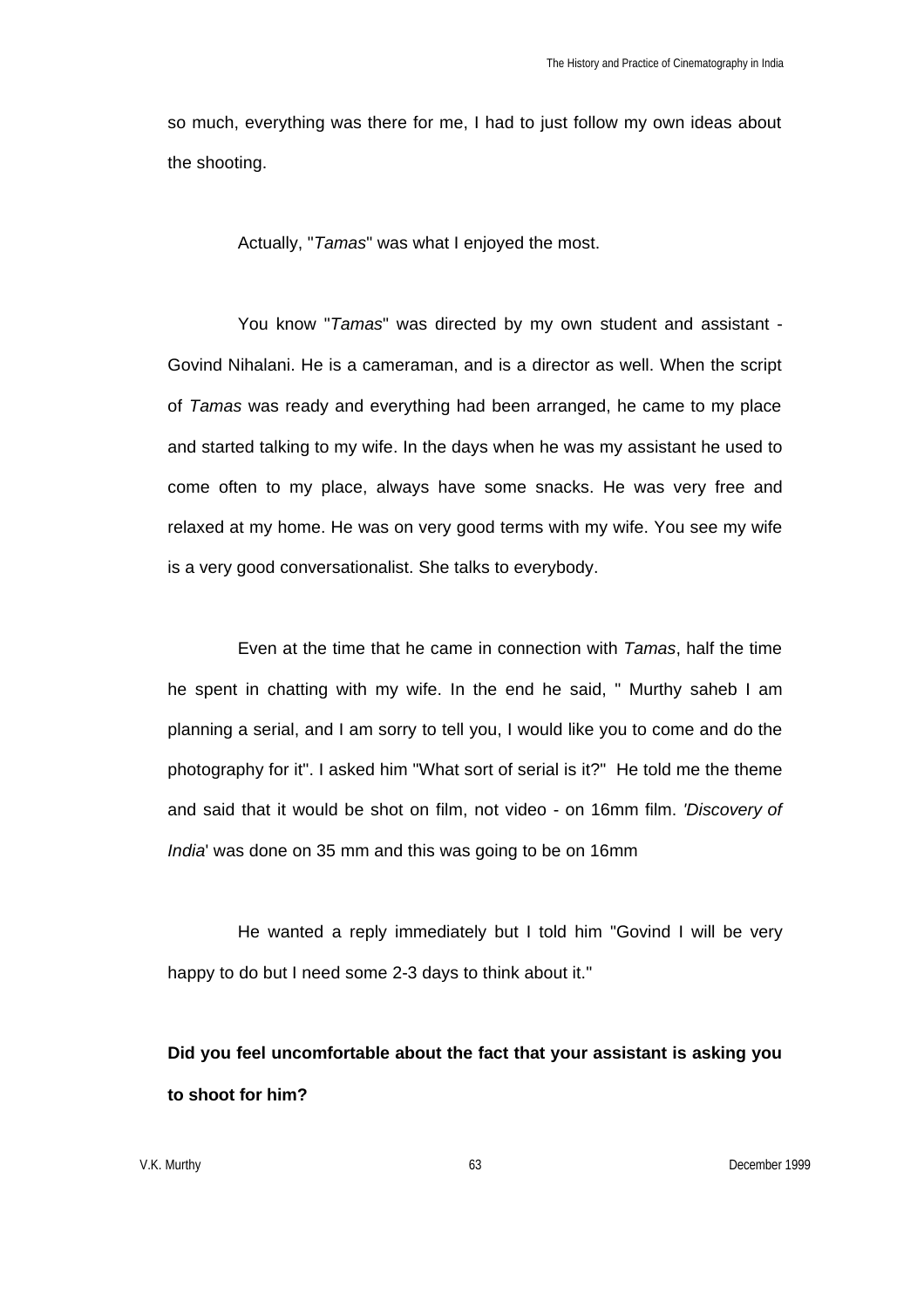so much, everything was there for me, I had to just follow my own ideas about the shooting.

Actually, "*Tamas*" was what I enjoyed the most.

You know "*Tamas*" was directed by my own student and assistant - Govind Nihalani. He is a cameraman, and is a director as well. When the script of *Tamas* was ready and everything had been arranged, he came to my place and started talking to my wife. In the days when he was my assistant he used to come often to my place, always have some snacks. He was very free and relaxed at my home. He was on very good terms with my wife. You see my wife is a very good conversationalist. She talks to everybody.

Even at the time that he came in connection with *Tamas*, half the time he spent in chatting with my wife. In the end he said, " Murthy saheb I am planning a serial, and I am sorry to tell you, I would like you to come and do the photography for it". I asked him "What sort of serial is it?" He told me the theme and said that it would be shot on film, not video - on 16mm film. '*Discovery of India*' was done on 35 mm and this was going to be on 16mm

He wanted a reply immediately but I told him "Govind I will be very happy to do but I need some 2-3 days to think about it."

**Did you feel uncomfortable about the fact that your assistant is asking you to shoot for him?**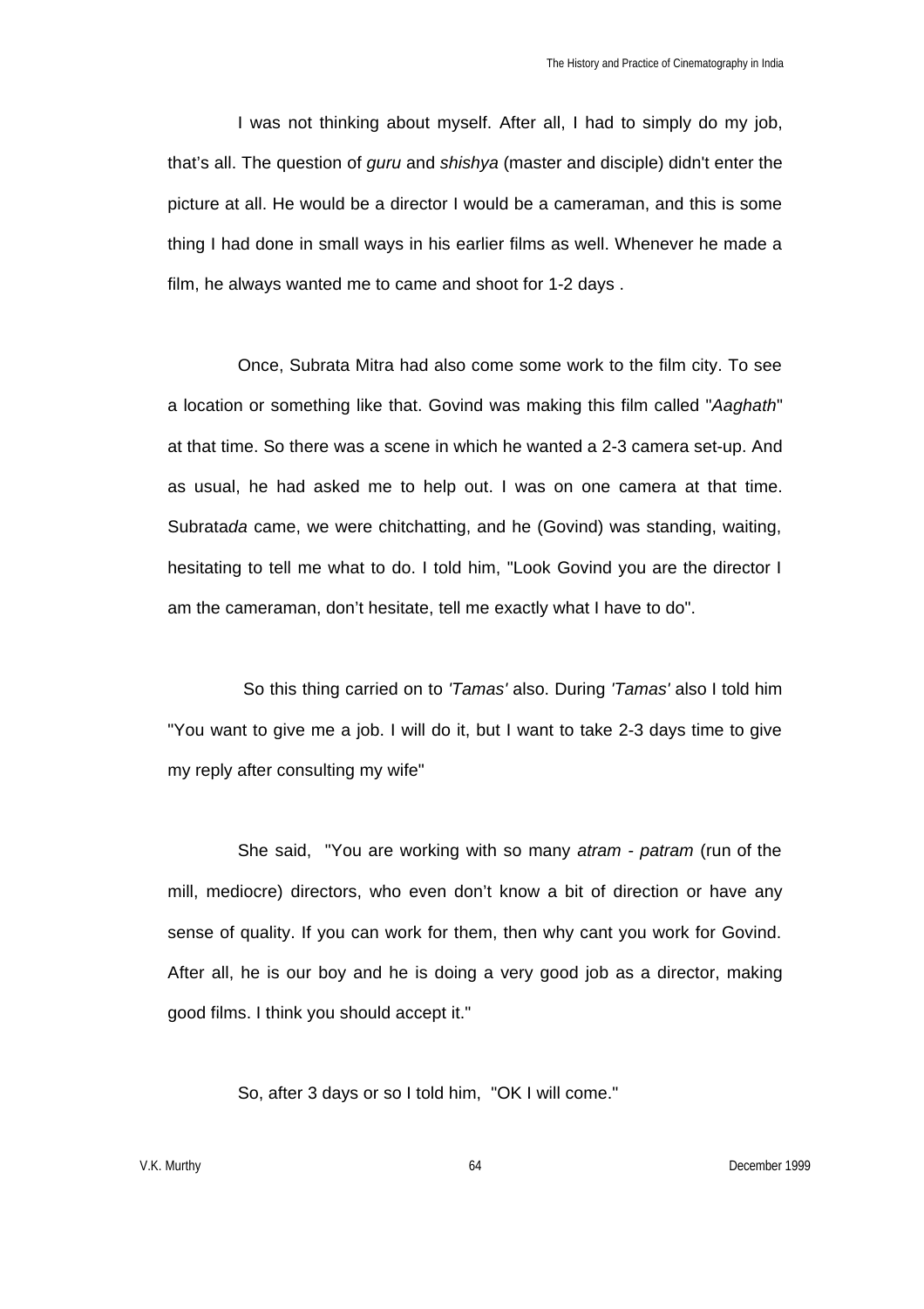I was not thinking about myself. After all, I had to simply do my job, that's all. The question of *guru* and *shishya* (master and disciple) didn't enter the picture at all. He would be a director I would be a cameraman, and this is some thing I had done in small ways in his earlier films as well. Whenever he made a film, he always wanted me to came and shoot for 1-2 days .

Once, Subrata Mitra had also come some work to the film city. To see a location or something like that. Govind was making this film called "*Aaghath*" at that time. So there was a scene in which he wanted a 2-3 camera set-up. And as usual, he had asked me to help out. I was on one camera at that time. Subrata*da* came, we were chitchatting, and he (Govind) was standing, waiting, hesitating to tell me what to do. I told him, "Look Govind you are the director I am the cameraman, don't hesitate, tell me exactly what I have to do".

So this thing carried on to *'Tamas'* also. During *'Tamas'* also I told him "You want to give me a job. I will do it, but I want to take 2-3 days time to give my reply after consulting my wife"

She said, "You are working with so many *atram - patram* (run of the mill, mediocre) directors, who even don't know a bit of direction or have any sense of quality. If you can work for them, then why cant you work for Govind. After all, he is our boy and he is doing a very good job as a director, making good films. I think you should accept it."

So, after 3 days or so I told him, "OK I will come."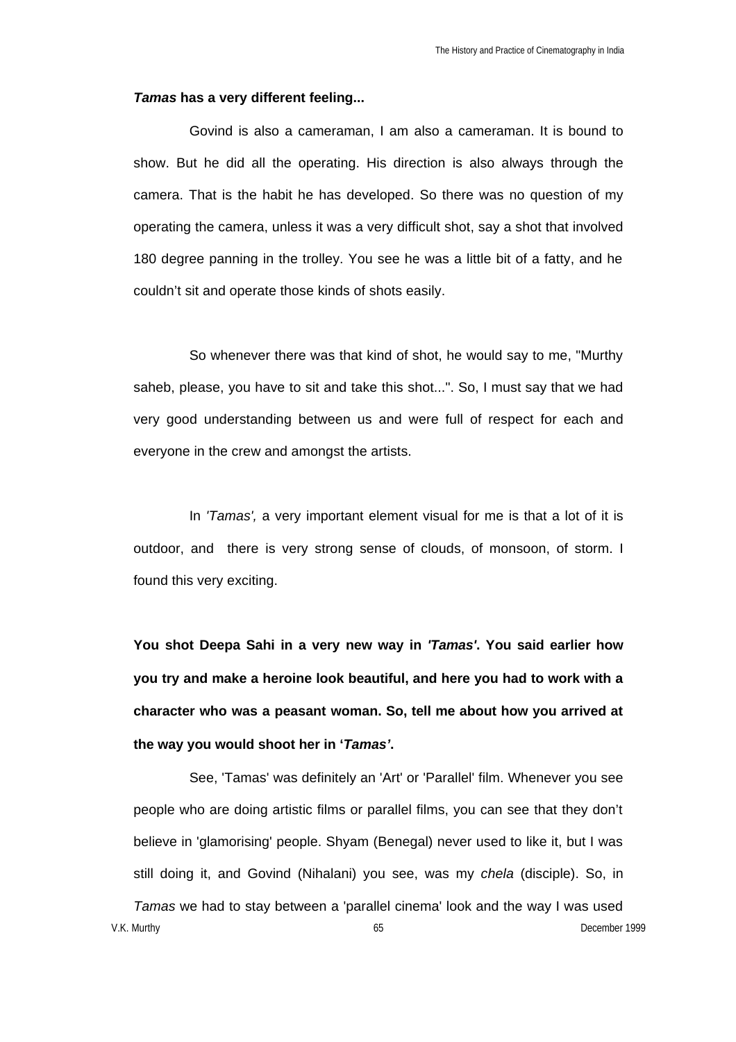***Tamas* has a very different feeling...**

Govind is also a cameraman, I am also a cameraman. It is bound to show. But he did all the operating. His direction is also always through the camera. That is the habit he has developed. So there was no question of my operating the camera, unless it was a very difficult shot, say a shot that involved 180 degree panning in the trolley. You see he was a little bit of a fatty, and he couldn't sit and operate those kinds of shots easily.

So whenever there was that kind of shot, he would say to me, "Murthy saheb, please, you have to sit and take this shot...". So, I must say that we had very good understanding between us and were full of respect for each and everyone in the crew and amongst the artists.

In *'Tamas',* a very important element visual for me is that a lot of it is outdoor, and there is very strong sense of clouds, of monsoon, of storm. I found this very exciting.

**You shot Deepa Sahi in a very new way in *'Tamas'*. You said earlier how you try and make a heroine look beautiful, and here you had to work with a character who was a peasant woman. So, tell me about how you arrived at the way you would shoot her in '*Tamas'*.**

See, 'Tamas' was definitely an 'Art' or 'Parallel' film. Whenever you see people who are doing artistic films or parallel films, you can see that they don't believe in 'glamorising' people. Shyam (Benegal) never used to like it, but I was still doing it, and Govind (Nihalani) you see, was my *chela* (disciple). So, in *Tamas* we had to stay between a 'parallel cinema' look and the way I was used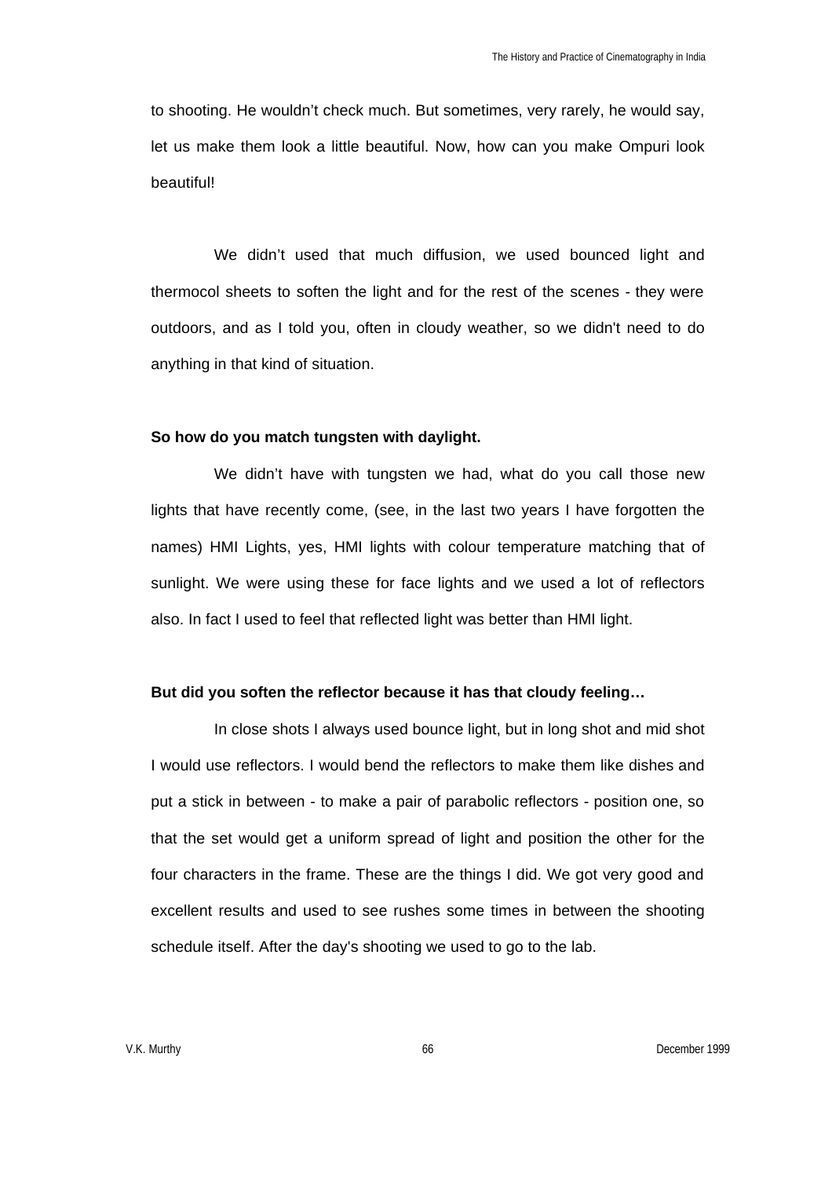to shooting. He wouldn't check much. But sometimes, very rarely, he would say, let us make them look a little beautiful. Now, how can you make Ompuri look beautiful!

We didn't used that much diffusion, we used bounced light and thermocol sheets to soften the light and for the rest of the scenes - they were outdoors, and as I told you, often in cloudy weather, so we didn't need to do anything in that kind of situation.

**So how do you match tungsten with daylight.**

We didn't have with tungsten we had, what do you call those new lights that have recently come, (see, in the last two years I have forgotten the names) HMI Lights, yes, HMI lights with colour temperature matching that of sunlight. We were using these for face lights and we used a lot of reflectors also. In fact I used to feel that reflected light was better than HMI light.

**But did you soften the reflector because it has that cloudy feeling…**

In close shots I always used bounce light, but in long shot and mid shot I would use reflectors. I would bend the reflectors to make them like dishes and put a stick in between - to make a pair of parabolic reflectors - position one, so that the set would get a uniform spread of light and position the other for the four characters in the frame. These are the things I did. We got very good and excellent results and used to see rushes some times in between the shooting schedule itself. After the day's shooting we used to go to the lab.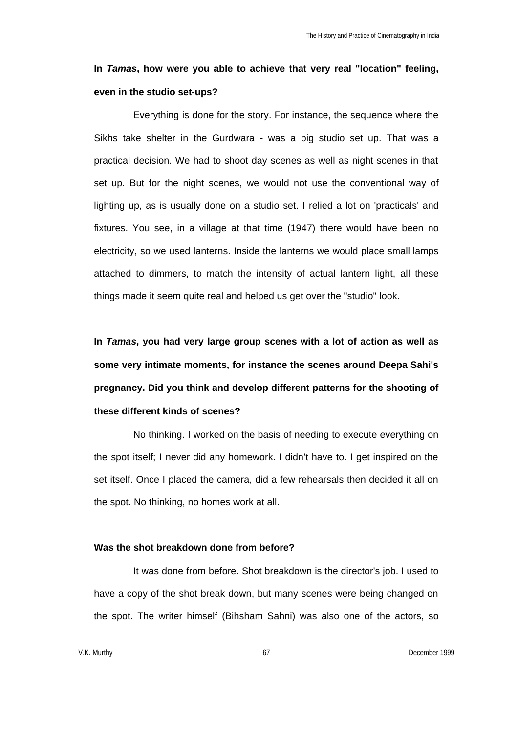**In *Tamas*, how were you able to achieve that very real "location" feeling, even in the studio set-ups?**

Everything is done for the story. For instance, the sequence where the Sikhs take shelter in the Gurdwara - was a big studio set up. That was a practical decision. We had to shoot day scenes as well as night scenes in that set up. But for the night scenes, we would not use the conventional way of lighting up, as is usually done on a studio set. I relied a lot on 'practicals' and fixtures. You see, in a village at that time (1947) there would have been no electricity, so we used lanterns. Inside the lanterns we would place small lamps attached to dimmers, to match the intensity of actual lantern light, all these things made it seem quite real and helped us get over the "studio" look.

**In *Tamas*, you had very large group scenes with a lot of action as well as some very intimate moments, for instance the scenes around Deepa Sahi's pregnancy. Did you think and develop different patterns for the shooting of these different kinds of scenes?**

No thinking. I worked on the basis of needing to execute everything on the spot itself; I never did any homework. I didn't have to. I get inspired on the set itself. Once I placed the camera, did a few rehearsals then decided it all on the spot. No thinking, no homes work at all.

**Was the shot breakdown done from before?**

It was done from before. Shot breakdown is the director's job. I used to have a copy of the shot break down, but many scenes were being changed on the spot. The writer himself (Bihsham Sahni) was also one of the actors, so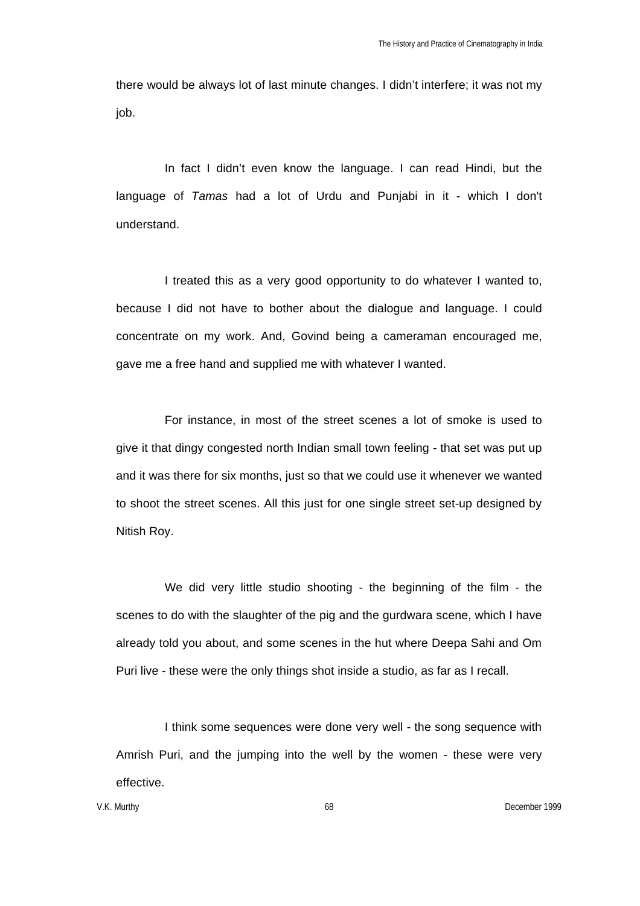there would be always lot of last minute changes. I didn’t interfere; it was not my job.

In fact I didn’t even know the language. I can read Hindi, but the language of *Tamas* had a lot of Urdu and Punjabi in it - which I don't understand.

I treated this as a very good opportunity to do whatever I wanted to, because I did not have to bother about the dialogue and language. I could concentrate on my work. And, Govind being a cameraman encouraged me, gave me a free hand and supplied me with whatever I wanted.

For instance, in most of the street scenes a lot of smoke is used to give it that dingy congested north Indian small town feeling - that set was put up and it was there for six months, just so that we could use it whenever we wanted to shoot the street scenes. All this just for one single street set-up designed by Nitish Roy.

We did very little studio shooting - the beginning of the film - the scenes to do with the slaughter of the pig and the gurdwara scene, which I have already told you about, and some scenes in the hut where Deepa Sahi and Om Puri live - these were the only things shot inside a studio, as far as I recall.

I think some sequences were done very well - the song sequence with Amrish Puri, and the jumping into the well by the women - these were very effective.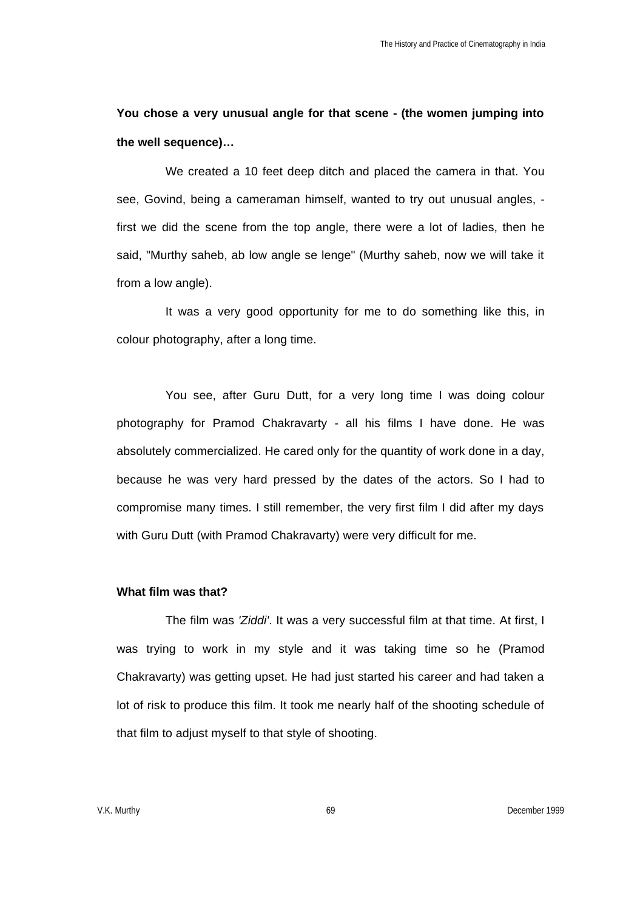**You chose a very unusual angle for that scene - (the women jumping into the well sequence)…**

We created a 10 feet deep ditch and placed the camera in that. You see, Govind, being a cameraman himself, wanted to try out unusual angles, - first we did the scene from the top angle, there were a lot of ladies, then he said, "Murthy saheb, ab low angle se lenge" (Murthy saheb, now we will take it from a low angle).

It was a very good opportunity for me to do something like this, in colour photography, after a long time.

You see, after Guru Dutt, for a very long time I was doing colour photography for Pramod Chakravarty - all his films I have done. He was absolutely commercialized. He cared only for the quantity of work done in a day, because he was very hard pressed by the dates of the actors. So I had to compromise many times. I still remember, the very first film I did after my days with Guru Dutt (with Pramod Chakravarty) were very difficult for me.

**What film was that?**

The film was *'Ziddi'*. It was a very successful film at that time. At first, I was trying to work in my style and it was taking time so he (Pramod Chakravarty) was getting upset. He had just started his career and had taken a lot of risk to produce this film. It took me nearly half of the shooting schedule of that film to adjust myself to that style of shooting.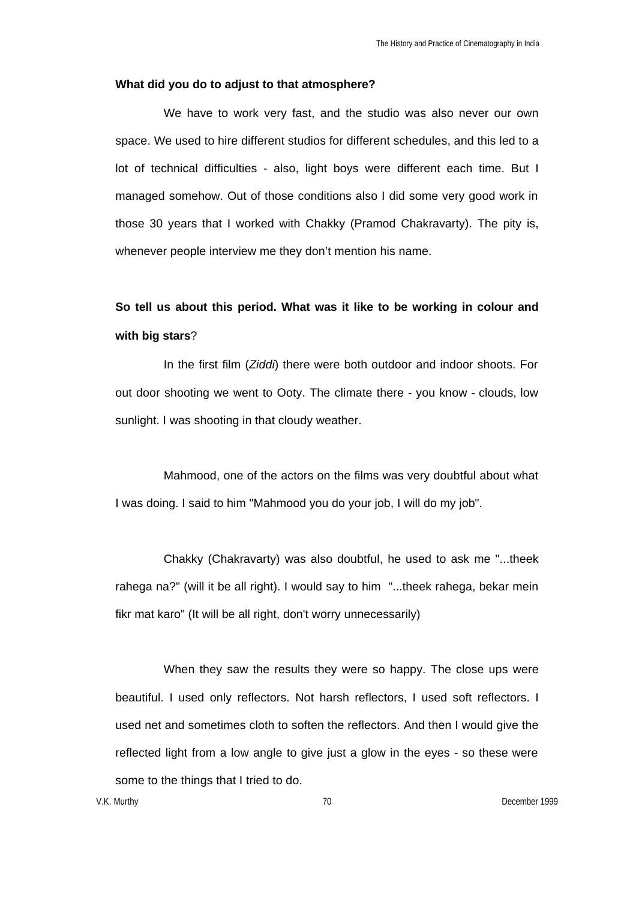**What did you do to adjust to that atmosphere?**

We have to work very fast, and the studio was also never our own space. We used to hire different studios for different schedules, and this led to a lot of technical difficulties - also, light boys were different each time. But I managed somehow. Out of those conditions also I did some very good work in those 30 years that I worked with Chakky (Pramod Chakravarty). The pity is, whenever people interview me they don't mention his name.

**So tell us about this period. What was it like to be working in colour and with big stars**?

In the first film (*Ziddi*) there were both outdoor and indoor shoots. For out door shooting we went to Ooty. The climate there - you know - clouds, low sunlight. I was shooting in that cloudy weather.

Mahmood, one of the actors on the films was very doubtful about what I was doing. I said to him "Mahmood you do your job, I will do my job".

Chakky (Chakravarty) was also doubtful, he used to ask me "...theek rahega na?" (will it be all right). I would say to him "...theek rahega, bekar mein fikr mat karo" (It will be all right, don't worry unnecessarily)

When they saw the results they were so happy. The close ups were beautiful. I used only reflectors. Not harsh reflectors, I used soft reflectors. I used net and sometimes cloth to soften the reflectors. And then I would give the reflected light from a low angle to give just a glow in the eyes - so these were some to the things that I tried to do.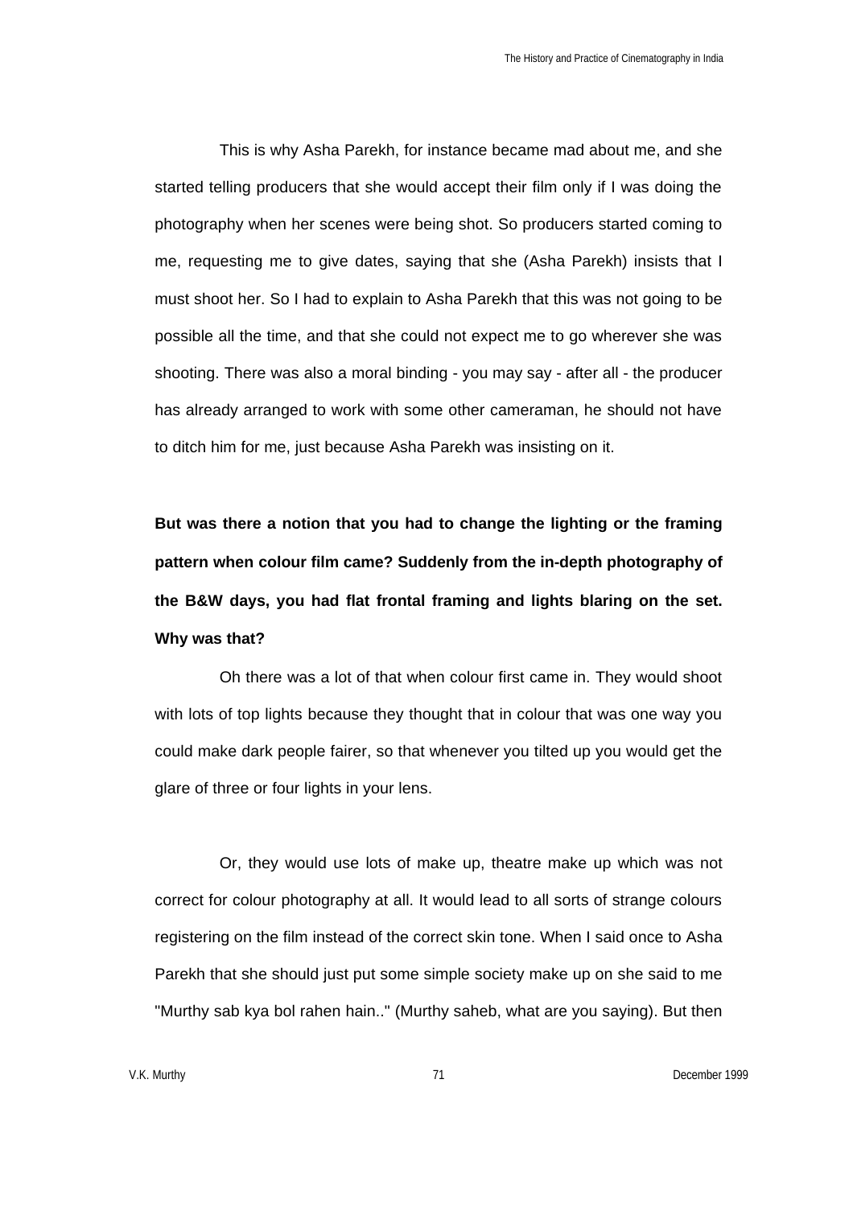This is why Asha Parekh, for instance became mad about me, and she started telling producers that she would accept their film only if I was doing the photography when her scenes were being shot. So producers started coming to me, requesting me to give dates, saying that she (Asha Parekh) insists that I must shoot her. So I had to explain to Asha Parekh that this was not going to be possible all the time, and that she could not expect me to go wherever she was shooting. There was also a moral binding - you may say - after all - the producer has already arranged to work with some other cameraman, he should not have to ditch him for me, just because Asha Parekh was insisting on it.

**But was there a notion that you had to change the lighting or the framing pattern when colour film came? Suddenly from the in-depth photography of the B&W days, you had flat frontal framing and lights blaring on the set. Why was that?**

Oh there was a lot of that when colour first came in. They would shoot with lots of top lights because they thought that in colour that was one way you could make dark people fairer, so that whenever you tilted up you would get the glare of three or four lights in your lens.

Or, they would use lots of make up, theatre make up which was not correct for colour photography at all. It would lead to all sorts of strange colours registering on the film instead of the correct skin tone. When I said once to Asha Parekh that she should just put some simple society make up on she said to me "Murthy sab kya bol rahen hain.." (Murthy saheb, what are you saying). But then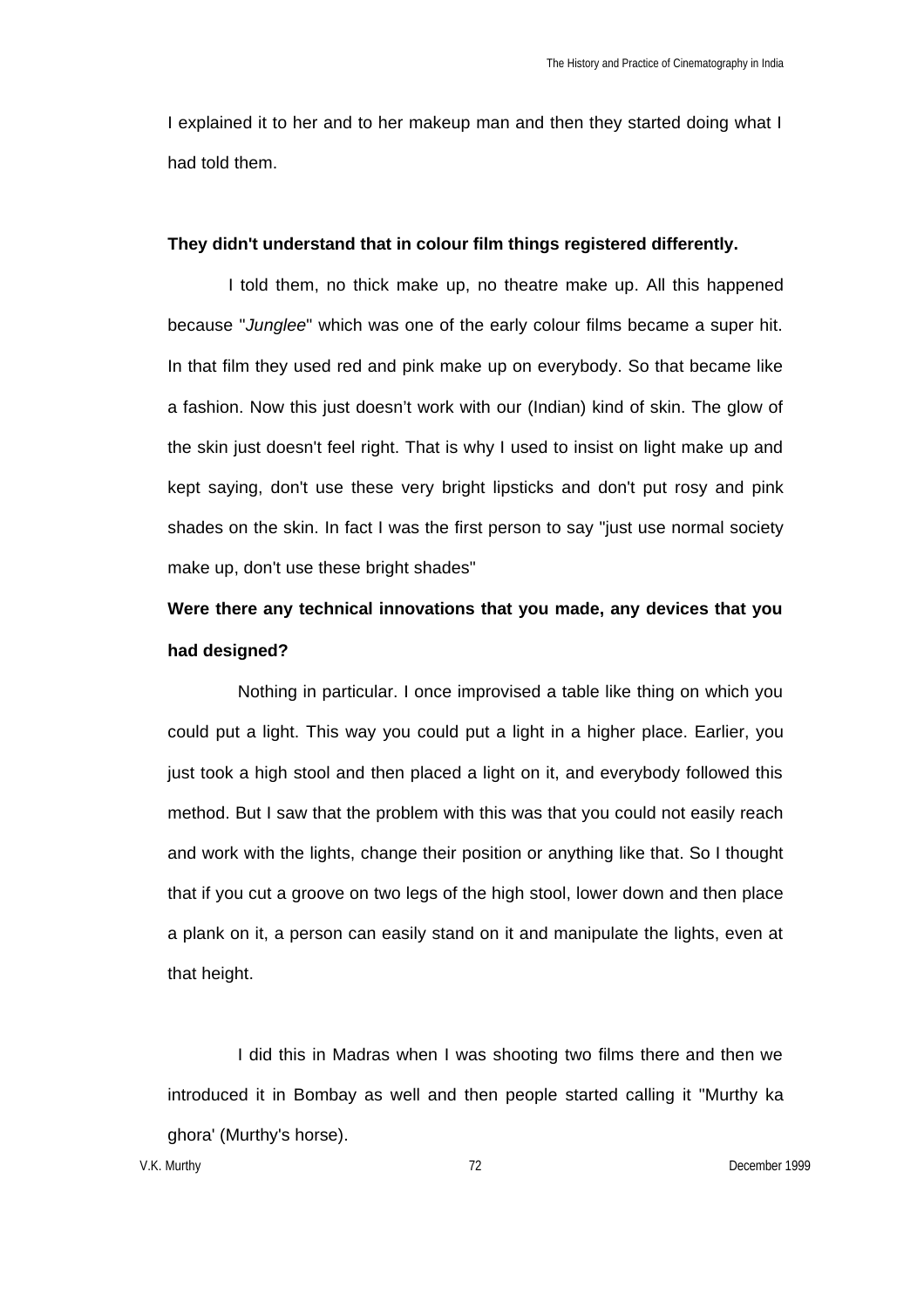I explained it to her and to her makeup man and then they started doing what I had told them.

**They didn't understand that in colour film things registered differently.**

I told them, no thick make up, no theatre make up. All this happened because "*Junglee*" which was one of the early colour films became a super hit. In that film they used red and pink make up on everybody. So that became like a fashion. Now this just doesn't work with our (Indian) kind of skin. The glow of the skin just doesn't feel right. That is why I used to insist on light make up and kept saying, don't use these very bright lipsticks and don't put rosy and pink shades on the skin. In fact I was the first person to say "just use normal society make up, don't use these bright shades"

**Were there any technical innovations that you made, any devices that you had designed?**

Nothing in particular. I once improvised a table like thing on which you could put a light. This way you could put a light in a higher place. Earlier, you just took a high stool and then placed a light on it, and everybody followed this method. But I saw that the problem with this was that you could not easily reach and work with the lights, change their position or anything like that. So I thought that if you cut a groove on two legs of the high stool, lower down and then place a plank on it, a person can easily stand on it and manipulate the lights, even at that height.

I did this in Madras when I was shooting two films there and then we introduced it in Bombay as well and then people started calling it "Murthy ka ghora' (Murthy's horse).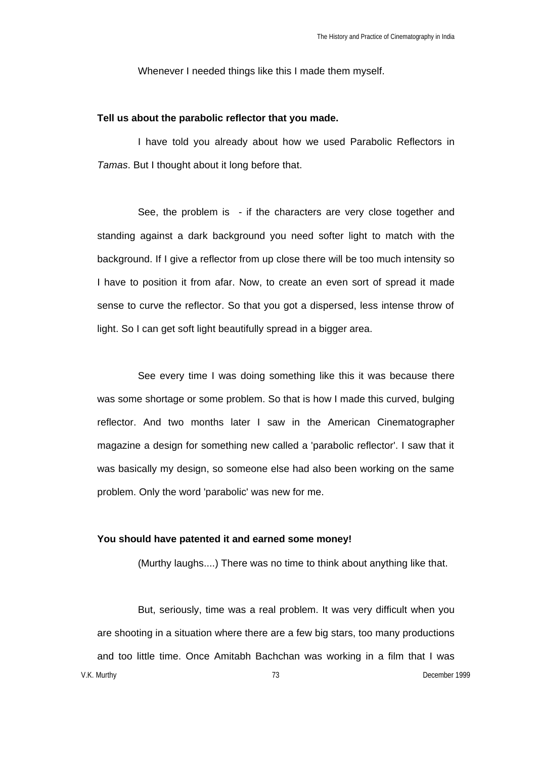Whenever I needed things like this I made them myself.

**Tell us about the parabolic reflector that you made.**

I have told you already about how we used Parabolic Reflectors in *Tamas*. But I thought about it long before that.

See, the problem is - if the characters are very close together and standing against a dark background you need softer light to match with the background. If I give a reflector from up close there will be too much intensity so I have to position it from afar. Now, to create an even sort of spread it made sense to curve the reflector. So that you got a dispersed, less intense throw of light. So I can get soft light beautifully spread in a bigger area.

See every time I was doing something like this it was because there was some shortage or some problem. So that is how I made this curved, bulging reflector. And two months later I saw in the American Cinematographer magazine a design for something new called a 'parabolic reflector'. I saw that it was basically my design, so someone else had also been working on the same problem. Only the word 'parabolic' was new for me.

**You should have patented it and earned some money!**

(Murthy laughs....) There was no time to think about anything like that.

But, seriously, time was a real problem. It was very difficult when you are shooting in a situation where there are a few big stars, too many productions and too little time. Once Amitabh Bachchan was working in a film that I was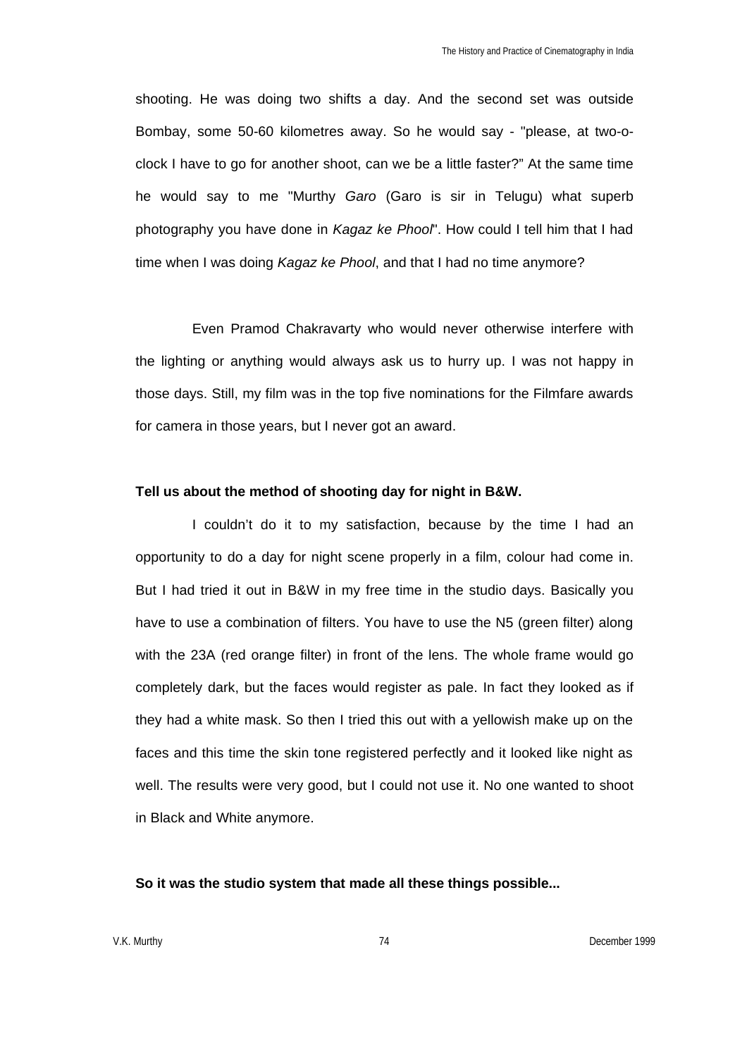shooting. He was doing two shifts a day. And the second set was outside Bombay, some 50-60 kilometres away. So he would say - "please, at two-o-clock I have to go for another shoot, can we be a little faster?" At the same time he would say to me "Murthy *Garo* (Garo is sir in Telugu) what superb photography you have done in *Kagaz ke Phool*". How could I tell him that I had time when I was doing *Kagaz ke Phool*, and that I had no time anymore?

Even Pramod Chakravarty who would never otherwise interfere with the lighting or anything would always ask us to hurry up. I was not happy in those days. Still, my film was in the top five nominations for the Filmfare awards for camera in those years, but I never got an award.

**Tell us about the method of shooting day for night in B&W.**

I couldn't do it to my satisfaction, because by the time I had an opportunity to do a day for night scene properly in a film, colour had come in. But I had tried it out in B&W in my free time in the studio days. Basically you have to use a combination of filters. You have to use the N5 (green filter) along with the 23A (red orange filter) in front of the lens. The whole frame would go completely dark, but the faces would register as pale. In fact they looked as if they had a white mask. So then I tried this out with a yellowish make up on the faces and this time the skin tone registered perfectly and it looked like night as well. The results were very good, but I could not use it. No one wanted to shoot in Black and White anymore.

**So it was the studio system that made all these things possible...**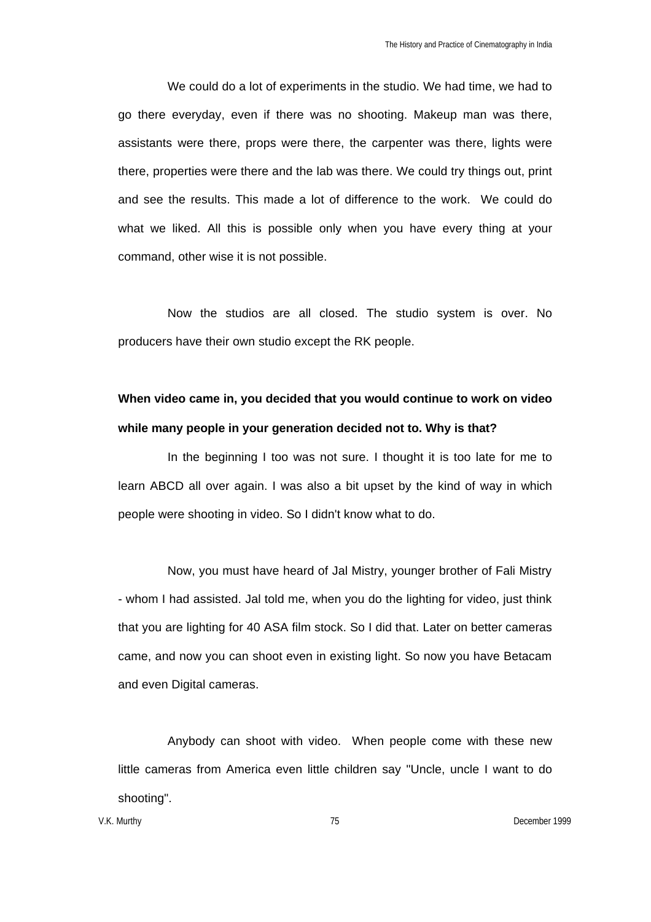We could do a lot of experiments in the studio. We had time, we had to go there everyday, even if there was no shooting. Makeup man was there, assistants were there, props were there, the carpenter was there, lights were there, properties were there and the lab was there. We could try things out, print and see the results. This made a lot of difference to the work. We could do what we liked. All this is possible only when you have every thing at your command, other wise it is not possible.

Now the studios are all closed. The studio system is over. No producers have their own studio except the RK people.

**When video came in, you decided that you would continue to work on video while many people in your generation decided not to. Why is that?**

In the beginning I too was not sure. I thought it is too late for me to learn ABCD all over again. I was also a bit upset by the kind of way in which people were shooting in video. So I didn't know what to do.

Now, you must have heard of Jal Mistry, younger brother of Fali Mistry - whom I had assisted. Jal told me, when you do the lighting for video, just think that you are lighting for 40 ASA film stock. So I did that. Later on better cameras came, and now you can shoot even in existing light. So now you have Betacam and even Digital cameras.

Anybody can shoot with video. When people come with these new little cameras from America even little children say "Uncle, uncle I want to do shooting".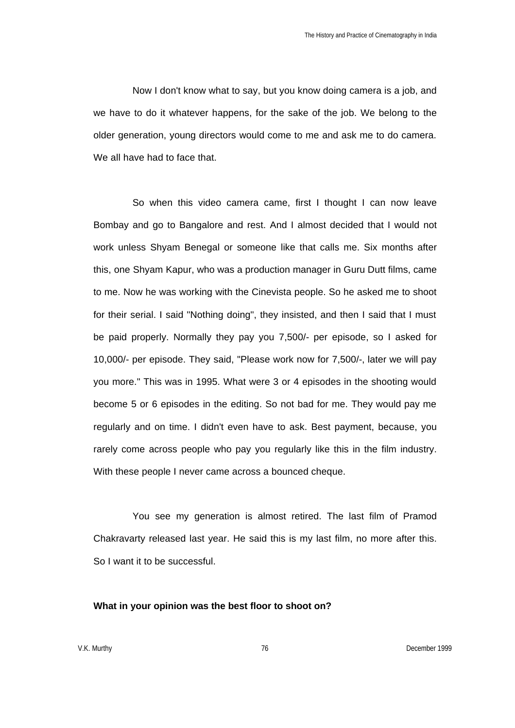Now I don't know what to say, but you know doing camera is a job, and we have to do it whatever happens, for the sake of the job. We belong to the older generation, young directors would come to me and ask me to do camera. We all have had to face that.

So when this video camera came, first I thought I can now leave Bombay and go to Bangalore and rest. And I almost decided that I would not work unless Shyam Benegal or someone like that calls me. Six months after this, one Shyam Kapur, who was a production manager in Guru Dutt films, came to me. Now he was working with the Cinevista people. So he asked me to shoot for their serial. I said "Nothing doing", they insisted, and then I said that I must be paid properly. Normally they pay you 7,500/- per episode, so I asked for 10,000/- per episode. They said, "Please work now for 7,500/-, later we will pay you more." This was in 1995. What were 3 or 4 episodes in the shooting would become 5 or 6 episodes in the editing. So not bad for me. They would pay me regularly and on time. I didn't even have to ask. Best payment, because, you rarely come across people who pay you regularly like this in the film industry. With these people I never came across a bounced cheque.

You see my generation is almost retired. The last film of Pramod Chakravarty released last year. He said this is my last film, no more after this. So I want it to be successful.

**What in your opinion was the best floor to shoot on?**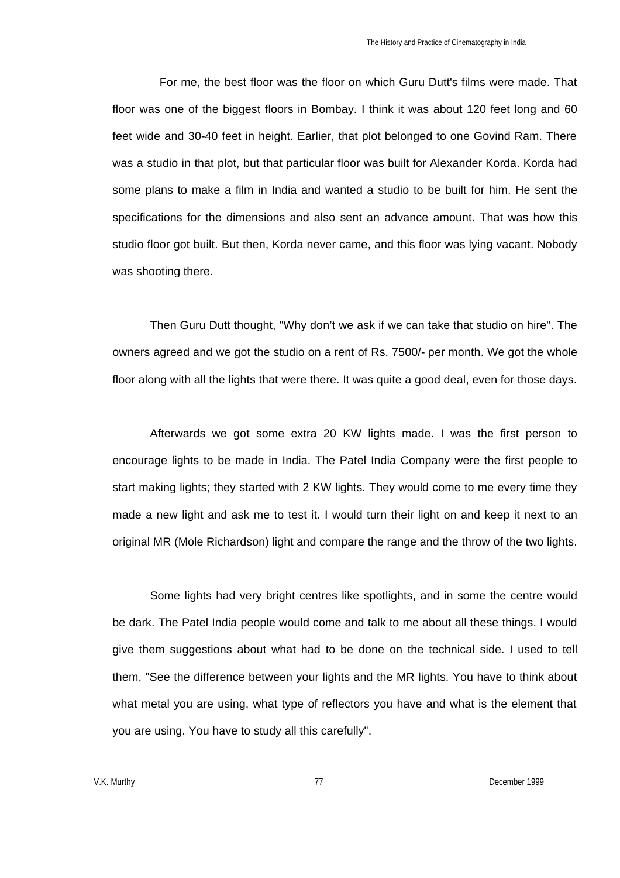For me, the best floor was the floor on which Guru Dutt's films were made. That floor was one of the biggest floors in Bombay. I think it was about 120 feet long and 60 feet wide and 30-40 feet in height. Earlier, that plot belonged to one Govind Ram. There was a studio in that plot, but that particular floor was built for Alexander Korda. Korda had some plans to make a film in India and wanted a studio to be built for him. He sent the specifications for the dimensions and also sent an advance amount. That was how this studio floor got built. But then, Korda never came, and this floor was lying vacant. Nobody was shooting there.

Then Guru Dutt thought, "Why don't we ask if we can take that studio on hire". The owners agreed and we got the studio on a rent of Rs. 7500/- per month. We got the whole floor along with all the lights that were there. It was quite a good deal, even for those days.

Afterwards we got some extra 20 KW lights made. I was the first person to encourage lights to be made in India. The Patel India Company were the first people to start making lights; they started with 2 KW lights. They would come to me every time they made a new light and ask me to test it. I would turn their light on and keep it next to an original MR (Mole Richardson) light and compare the range and the throw of the two lights.

Some lights had very bright centres like spotlights, and in some the centre would be dark. The Patel India people would come and talk to me about all these things. I would give them suggestions about what had to be done on the technical side. I used to tell them, "See the difference between your lights and the MR lights. You have to think about what metal you are using, what type of reflectors you have and what is the element that you are using. You have to study all this carefully".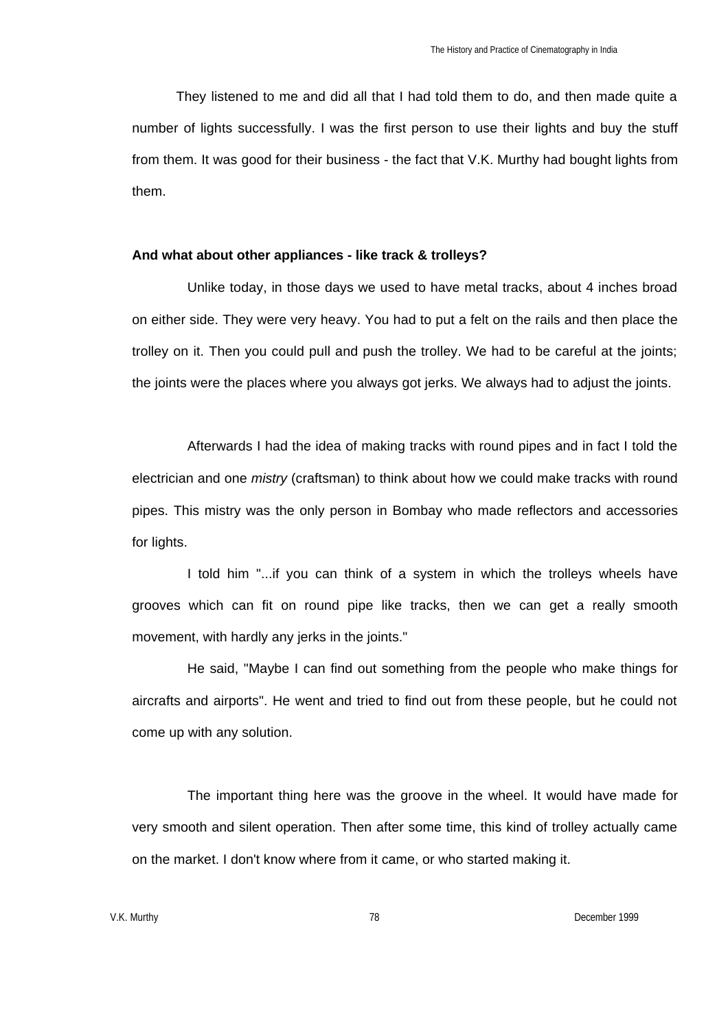They listened to me and did all that I had told them to do, and then made quite a number of lights successfully. I was the first person to use their lights and buy the stuff from them. It was good for their business - the fact that V.K. Murthy had bought lights from them.

**And what about other appliances - like track & trolleys?**

Unlike today, in those days we used to have metal tracks, about 4 inches broad on either side. They were very heavy. You had to put a felt on the rails and then place the trolley on it. Then you could pull and push the trolley. We had to be careful at the joints; the joints were the places where you always got jerks. We always had to adjust the joints.

Afterwards I had the idea of making tracks with round pipes and in fact I told the electrician and one *mistry* (craftsman) to think about how we could make tracks with round pipes. This mistry was the only person in Bombay who made reflectors and accessories for lights.

I told him "...if you can think of a system in which the trolleys wheels have grooves which can fit on round pipe like tracks, then we can get a really smooth movement, with hardly any jerks in the joints."

He said, "Maybe I can find out something from the people who make things for aircrafts and airports". He went and tried to find out from these people, but he could not come up with any solution.

The important thing here was the groove in the wheel. It would have made for very smooth and silent operation. Then after some time, this kind of trolley actually came on the market. I don't know where from it came, or who started making it.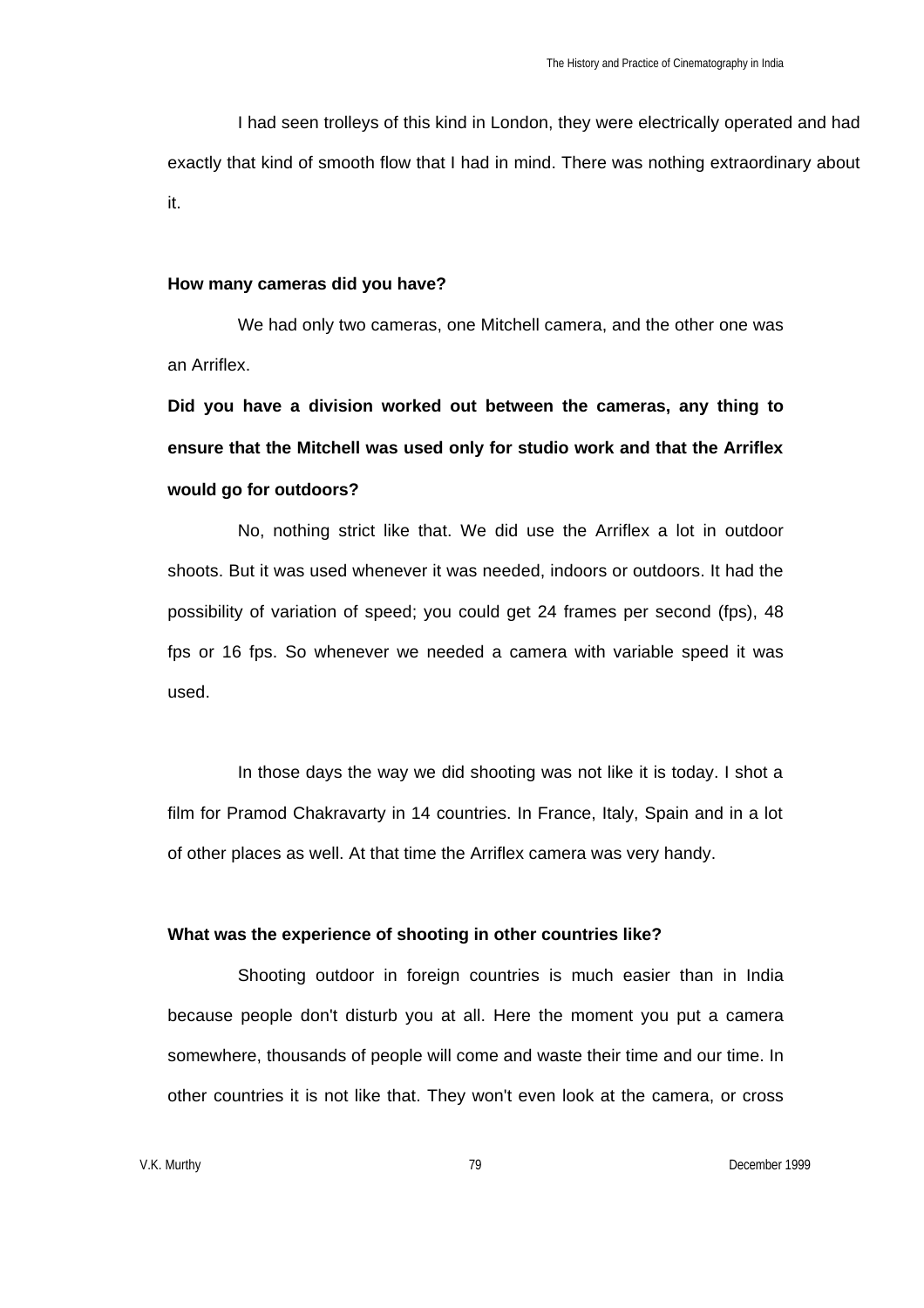I had seen trolleys of this kind in London, they were electrically operated and had exactly that kind of smooth flow that I had in mind. There was nothing extraordinary about it.

**How many cameras did you have?**

We had only two cameras, one Mitchell camera, and the other one was an Arriflex.

**Did you have a division worked out between the cameras, any thing to ensure that the Mitchell was used only for studio work and that the Arriflex would go for outdoors?**

No, nothing strict like that. We did use the Arriflex a lot in outdoor shoots. But it was used whenever it was needed, indoors or outdoors. It had the possibility of variation of speed; you could get 24 frames per second (fps), 48 fps or 16 fps. So whenever we needed a camera with variable speed it was used.

In those days the way we did shooting was not like it is today. I shot a film for Pramod Chakravarty in 14 countries. In France, Italy, Spain and in a lot of other places as well. At that time the Arriflex camera was very handy.

**What was the experience of shooting in other countries like?**

Shooting outdoor in foreign countries is much easier than in India because people don't disturb you at all. Here the moment you put a camera somewhere, thousands of people will come and waste their time and our time. In other countries it is not like that. They won't even look at the camera, or cross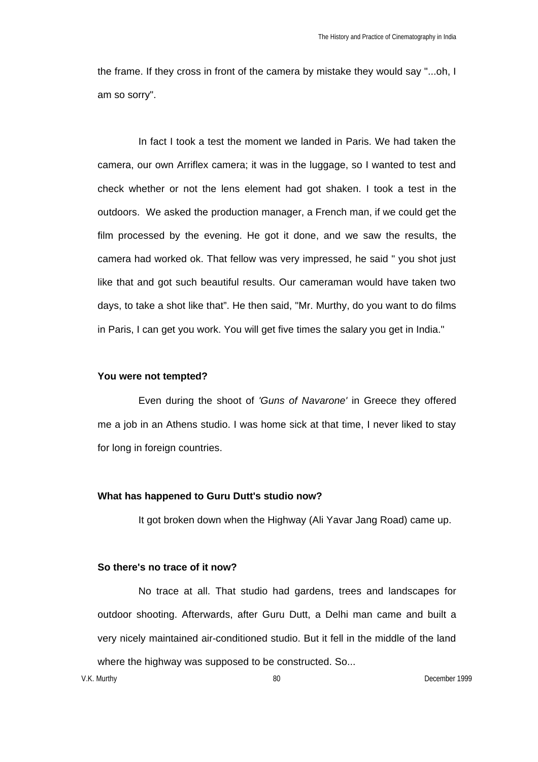the frame. If they cross in front of the camera by mistake they would say "...oh, I am so sorry".

In fact I took a test the moment we landed in Paris. We had taken the camera, our own Arriflex camera; it was in the luggage, so I wanted to test and check whether or not the lens element had got shaken. I took a test in the outdoors. We asked the production manager, a French man, if we could get the film processed by the evening. He got it done, and we saw the results, the camera had worked ok. That fellow was very impressed, he said " you shot just like that and got such beautiful results. Our cameraman would have taken two days, to take a shot like that". He then said, "Mr. Murthy, do you want to do films in Paris, I can get you work. You will get five times the salary you get in India."

**You were not tempted?**

Even during the shoot of *'Guns of Navarone'* in Greece they offered me a job in an Athens studio. I was home sick at that time, I never liked to stay for long in foreign countries.

**What has happened to Guru Dutt's studio now?**

It got broken down when the Highway (Ali Yavar Jang Road) came up.

**So there's no trace of it now?**

No trace at all. That studio had gardens, trees and landscapes for outdoor shooting. Afterwards, after Guru Dutt, a Delhi man came and built a very nicely maintained air-conditioned studio. But it fell in the middle of the land where the highway was supposed to be constructed. So...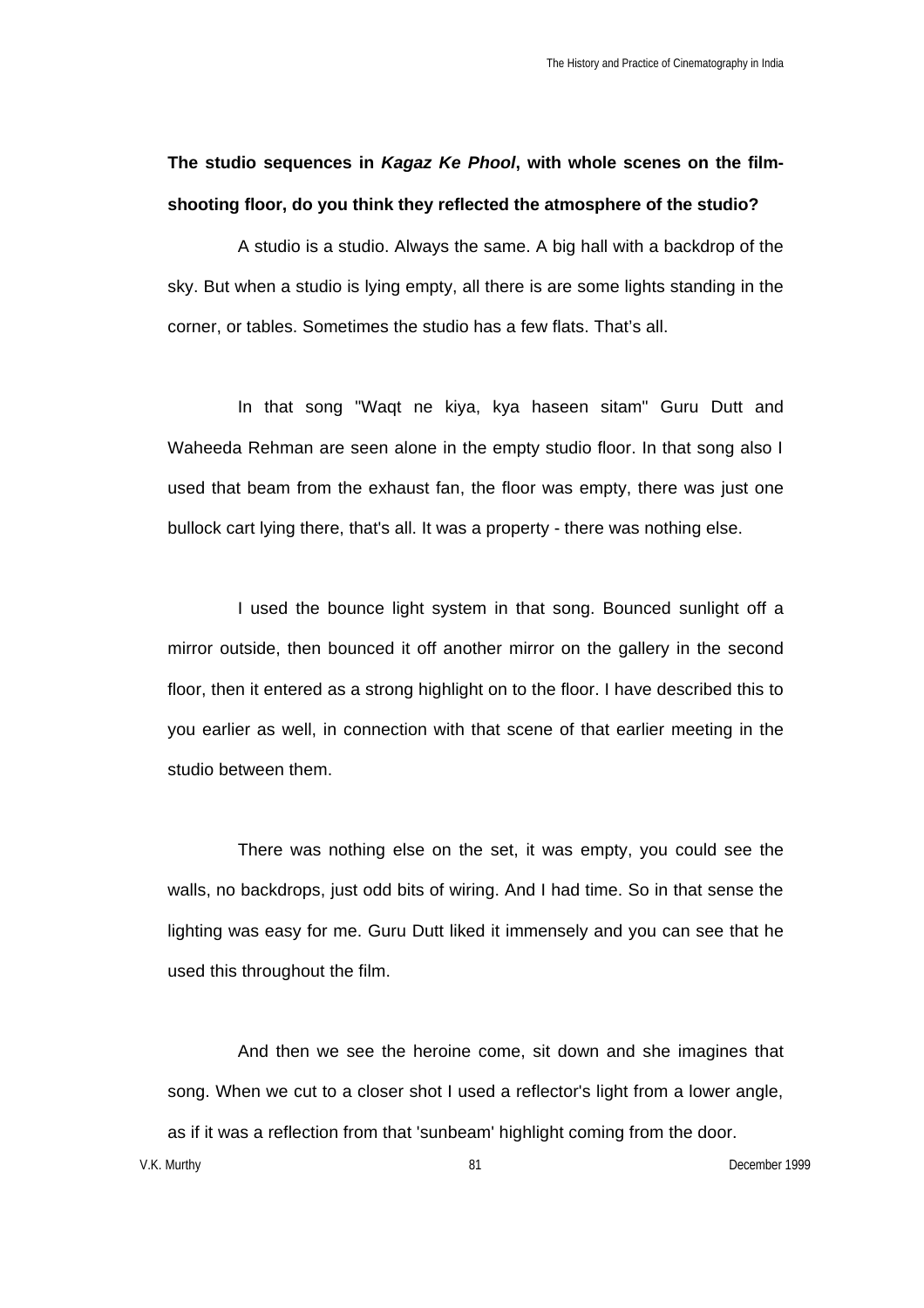**The studio sequences in *Kagaz Ke Phool*, with whole scenes on the film-shooting floor, do you think they reflected the atmosphere of the studio?**

A studio is a studio. Always the same. A big hall with a backdrop of the sky. But when a studio is lying empty, all there is are some lights standing in the corner, or tables. Sometimes the studio has a few flats. That's all.

In that song "Waqt ne kiya, kya haseen sitam" Guru Dutt and Waheeda Rehman are seen alone in the empty studio floor. In that song also I used that beam from the exhaust fan, the floor was empty, there was just one bullock cart lying there, that's all. It was a property - there was nothing else.

I used the bounce light system in that song. Bounced sunlight off a mirror outside, then bounced it off another mirror on the gallery in the second floor, then it entered as a strong highlight on to the floor. I have described this to you earlier as well, in connection with that scene of that earlier meeting in the studio between them.

There was nothing else on the set, it was empty, you could see the walls, no backdrops, just odd bits of wiring. And I had time. So in that sense the lighting was easy for me. Guru Dutt liked it immensely and you can see that he used this throughout the film.

And then we see the heroine come, sit down and she imagines that song. When we cut to a closer shot I used a reflector's light from a lower angle, as if it was a reflection from that 'sunbeam' highlight coming from the door.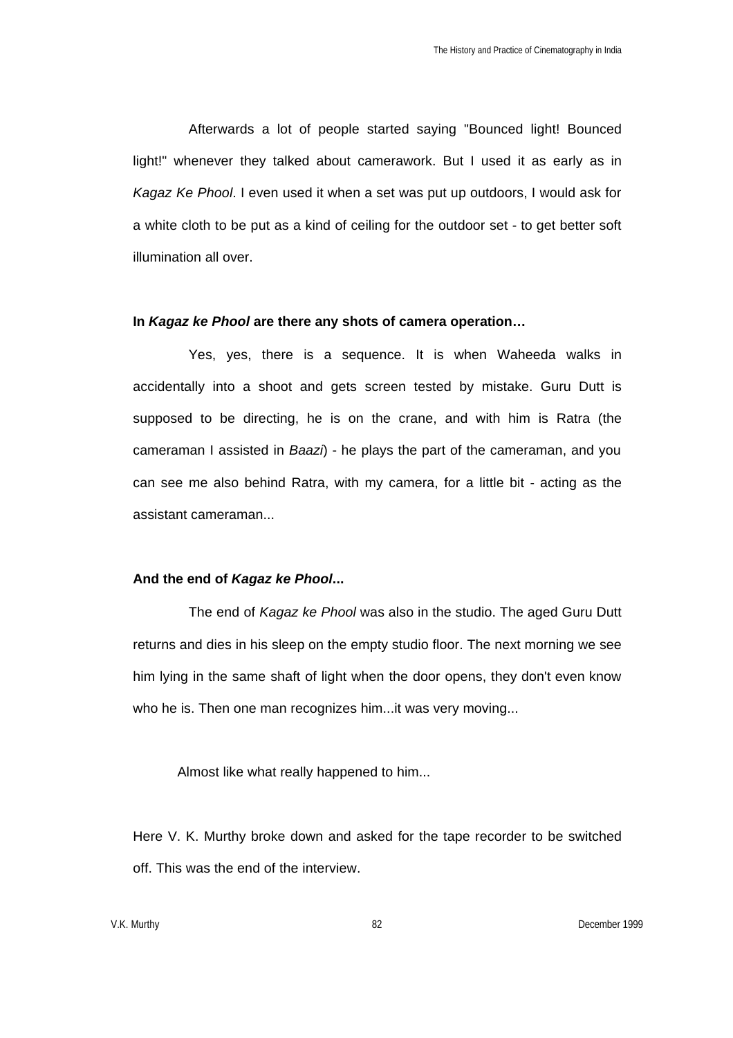Afterwards a lot of people started saying "Bounced light! Bounced light!" whenever they talked about camerawork. But I used it as early as in *Kagaz Ke Phool*. I even used it when a set was put up outdoors, I would ask for a white cloth to be put as a kind of ceiling for the outdoor set - to get better soft illumination all over.

**In *Kagaz ke Phool* are there any shots of camera operation…**

Yes, yes, there is a sequence. It is when Waheeda walks in accidentally into a shoot and gets screen tested by mistake. Guru Dutt is supposed to be directing, he is on the crane, and with him is Ratra (the cameraman I assisted in *Baazi*) - he plays the part of the cameraman, and you can see me also behind Ratra, with my camera, for a little bit - acting as the assistant cameraman...

**And the end of *Kagaz ke Phool*...**

The end of *Kagaz ke Phool* was also in the studio. The aged Guru Dutt returns and dies in his sleep on the empty studio floor. The next morning we see him lying in the same shaft of light when the door opens, they don't even know who he is. Then one man recognizes him...it was very moving...

Almost like what really happened to him...

Here V. K. Murthy broke down and asked for the tape recorder to be switched off. This was the end of the interview.